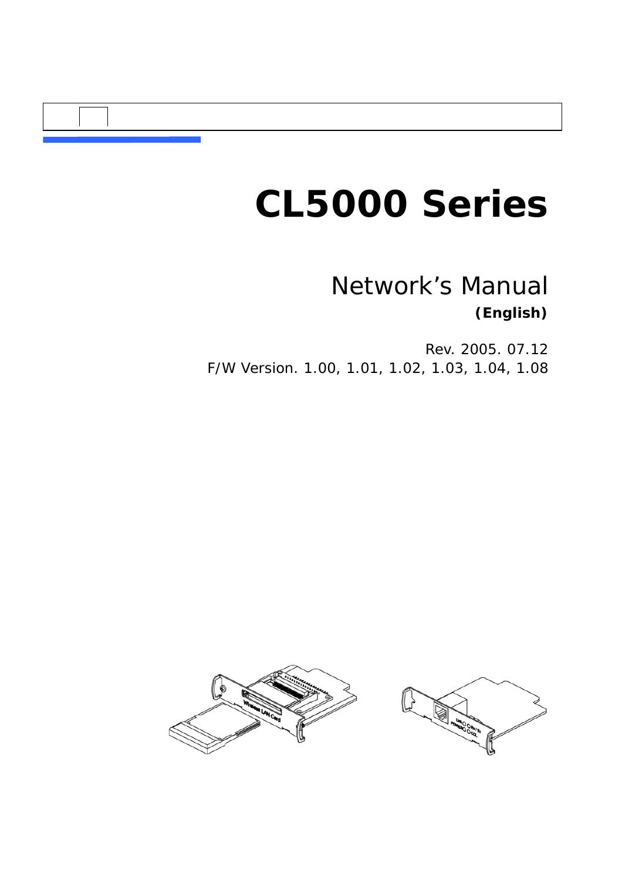# CL5000 Series

## Network's Manual

**(English)**

Rev. 2005. 07.12

F/W Version. 1.00, 1.01, 1.02, 1.03, 1.04, 1.08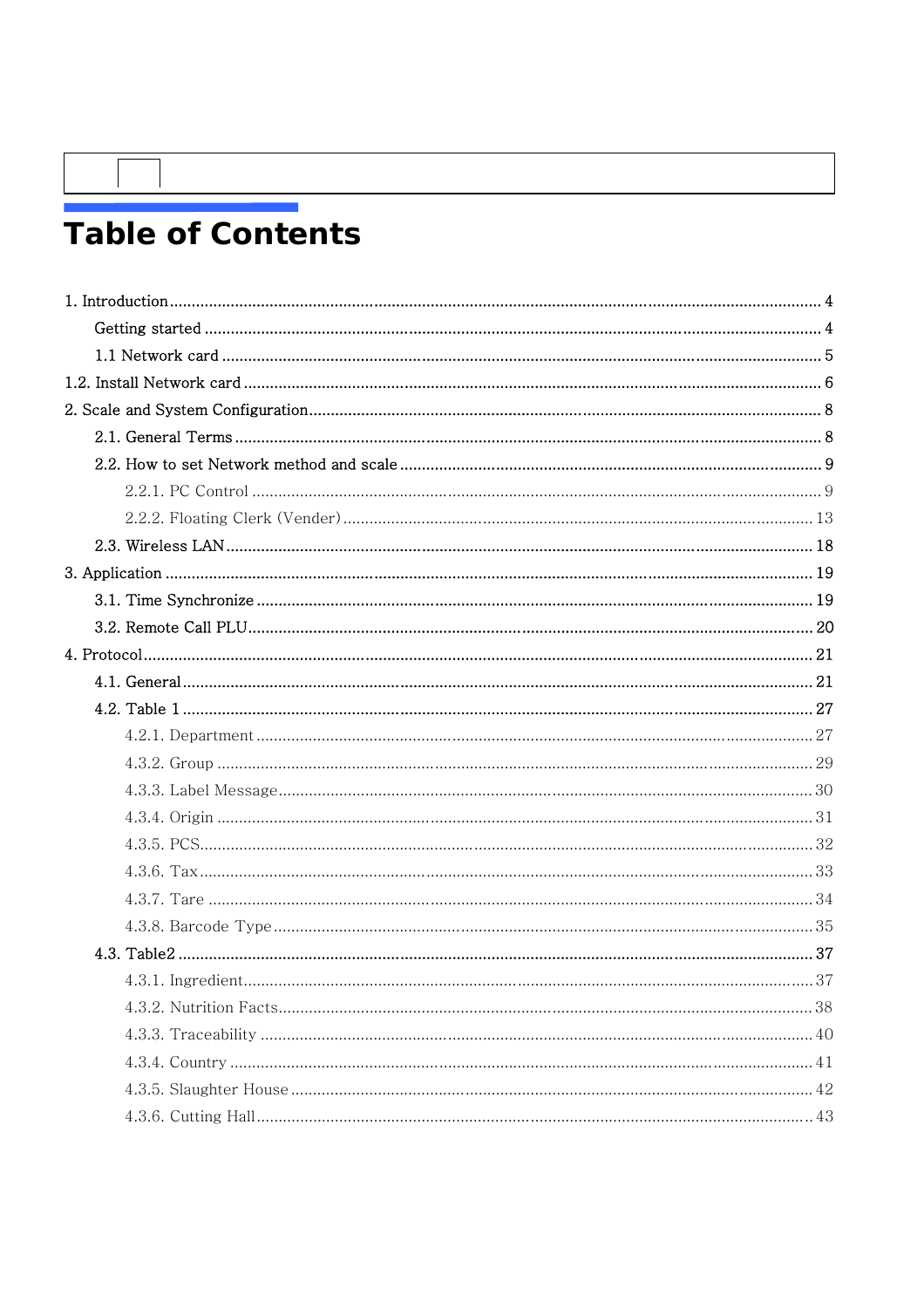# Table of Contents

1. Introduction ........................................................................ 4
    - Getting started ........................................................................ 4
    - 1.1 Network card ........................................................................ 5
1.2. Install Network card ........................................................................ 6
2. Scale and System Configuration ........................................................................ 8
    - 2.1. General Terms ........................................................................ 8
    - 2.2. How to set Network method and scale ........................................................................ 9
        - 2.2.1. PC Control ........................................................................ 9
        - 2.2.2. Floating Clerk (Vender) ........................................................................ 13
    - 2.3. Wireless LAN ........................................................................ 18
3. Application ........................................................................ 19
    - 3.1. Time Synchronize ........................................................................ 19
    - 3.2. Remote Call PLU ........................................................................ 20
4. Protocol ........................................................................ 21
    - 4.1. General ........................................................................ 21
    - 4.2. Table 1 ........................................................................ 27
        - 4.2.1. Department ........................................................................ 27
        - 4.3.2. Group ........................................................................ 29
        - 4.3.3. Label Message ........................................................................ 30
        - 4.3.4. Origin ........................................................................ 31
        - 4.3.5. PCS ........................................................................ 32
        - 4.3.6. Tax ........................................................................ 33
        - 4.3.7. Tare ........................................................................ 34
        - 4.3.8. Barcode Type ........................................................................ 35
    - 4.3. Table2 ........................................................................ 37
        - 4.3.1. Ingredient ........................................................................ 37
        - 4.3.2. Nutrition Facts ........................................................................ 38
        - 4.3.3. Traceability ........................................................................ 40
        - 4.3.4. Country ........................................................................ 41
        - 4.3.5. Slaughter House ........................................................................ 42
        - 4.3.6. Cutting Hall ........................................................................ 43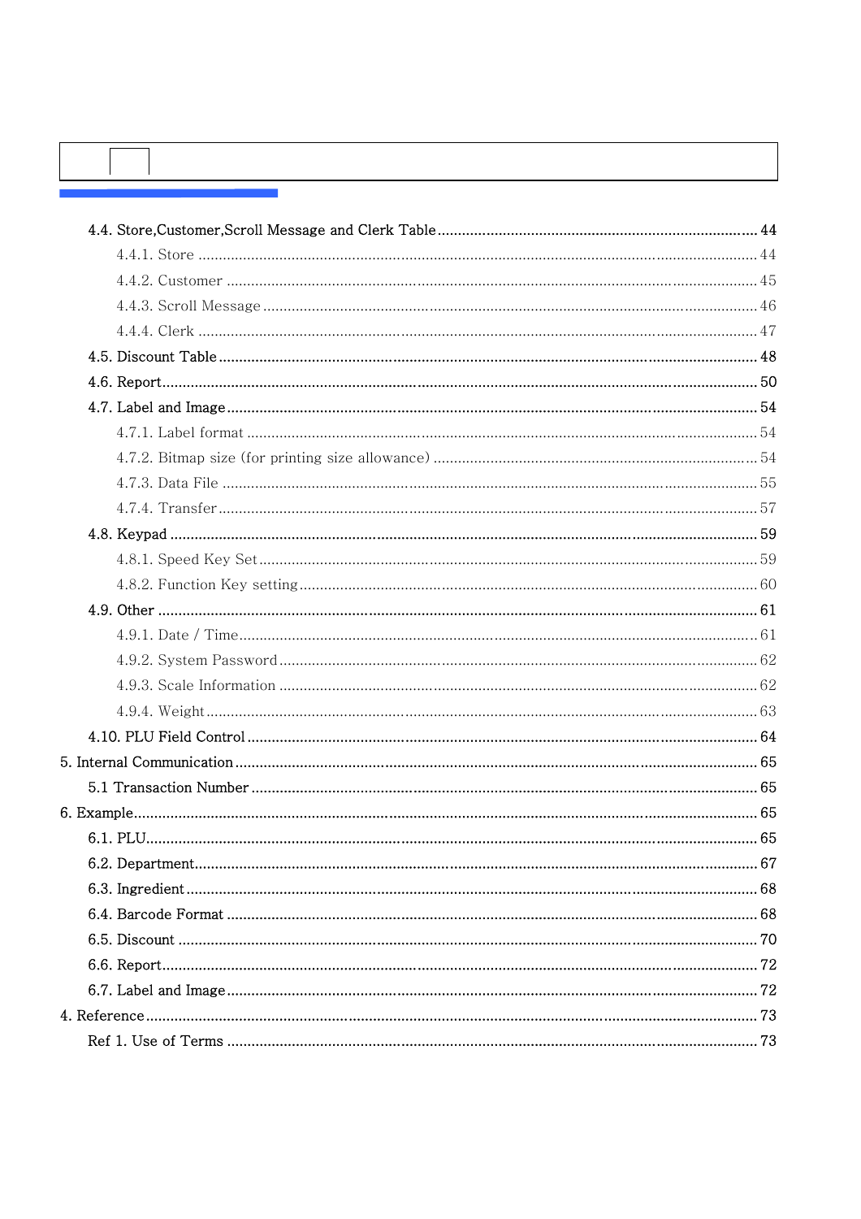4.4. Store,Customer,Scroll Message and Clerk Table ........ 44

- 4.4.1. Store ........ 44
- 4.4.2. Customer ........ 45
- 4.4.3. Scroll Message ........ 46
- 4.4.4. Clerk ........ 47

4.5. Discount Table ........ 48

4.6. Report ........ 50

4.7. Label and Image ........ 54

- 4.7.1. Label format ........ 54
- 4.7.2. Bitmap size (for printing size allowance) ........ 54
- 4.7.3. Data File ........ 55
- 4.7.4. Transfer ........ 57

4.8. Keypad ........ 59

- 4.8.1. Speed Key Set ........ 59
- 4.8.2. Function Key setting ........ 60

4.9. Other ........ 61

- 4.9.1. Date / Time ........ 61
- 4.9.2. System Password ........ 62
- 4.9.3. Scale Information ........ 62
- 4.9.4. Weight ........ 63

4.10. PLU Field Control ........ 64

5. Internal Communication ........ 65

5.1 Transaction Number ........ 65

6. Example ........ 65

6.1. PLU ........ 65

6.2. Department ........ 67

6.3. Ingredient ........ 68

6.4. Barcode Format ........ 68

6.5. Discount ........ 70

6.6. Report ........ 72

6.7. Label and Image ........ 72

4. Reference ........ 73

Ref 1. Use of Terms ........ 73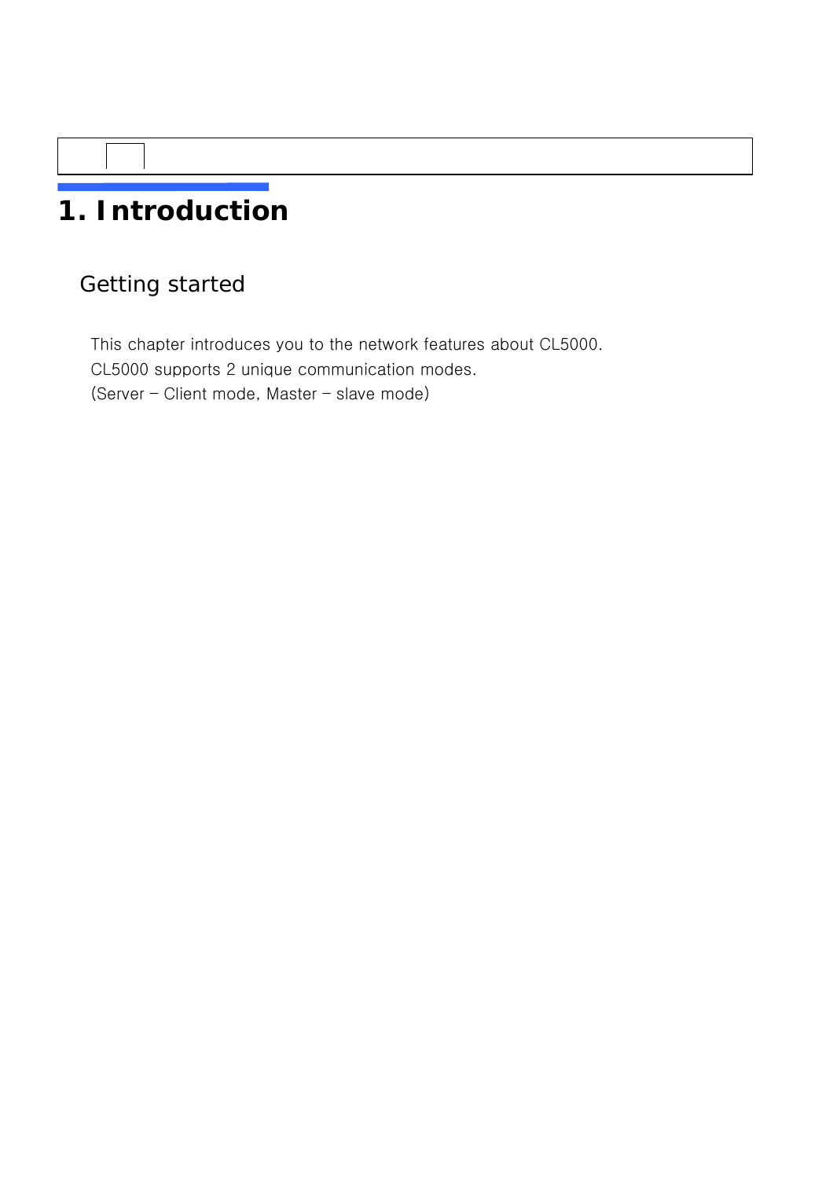# 1. Introduction

## Getting started

This chapter introduces you to the network features about CL5000.
CL5000 supports 2 unique communication modes.
(Server – Client mode, Master – slave mode)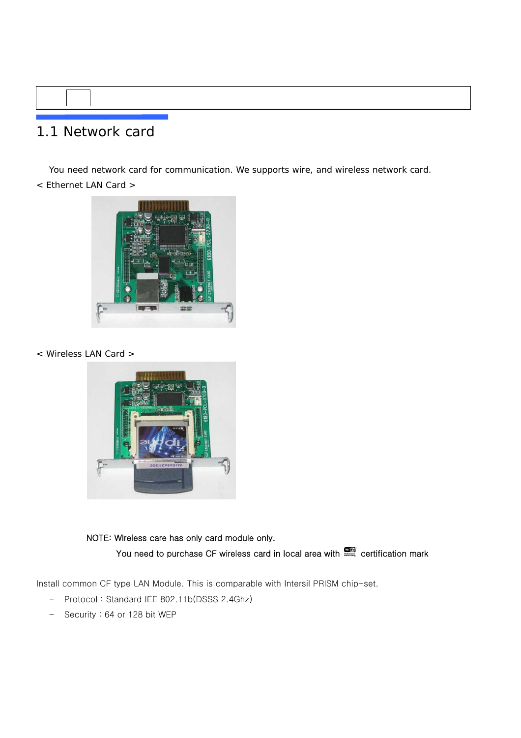## 1.1 Network card

You need network card for communication. We supports wire, and wireless network card.

< Ethernet LAN Card >

< Wireless LAN Card >

NOTE: Wireless care has only card module only.

You need to purchase CF wireless card in local area with certification mark

Install common CF type LAN Module. This is comparable with Intersil PRISM chip-set.

- Protocol : Standard IEE 802.11b(DSSS 2.4Ghz)
- Security : 64 or 128 bit WEP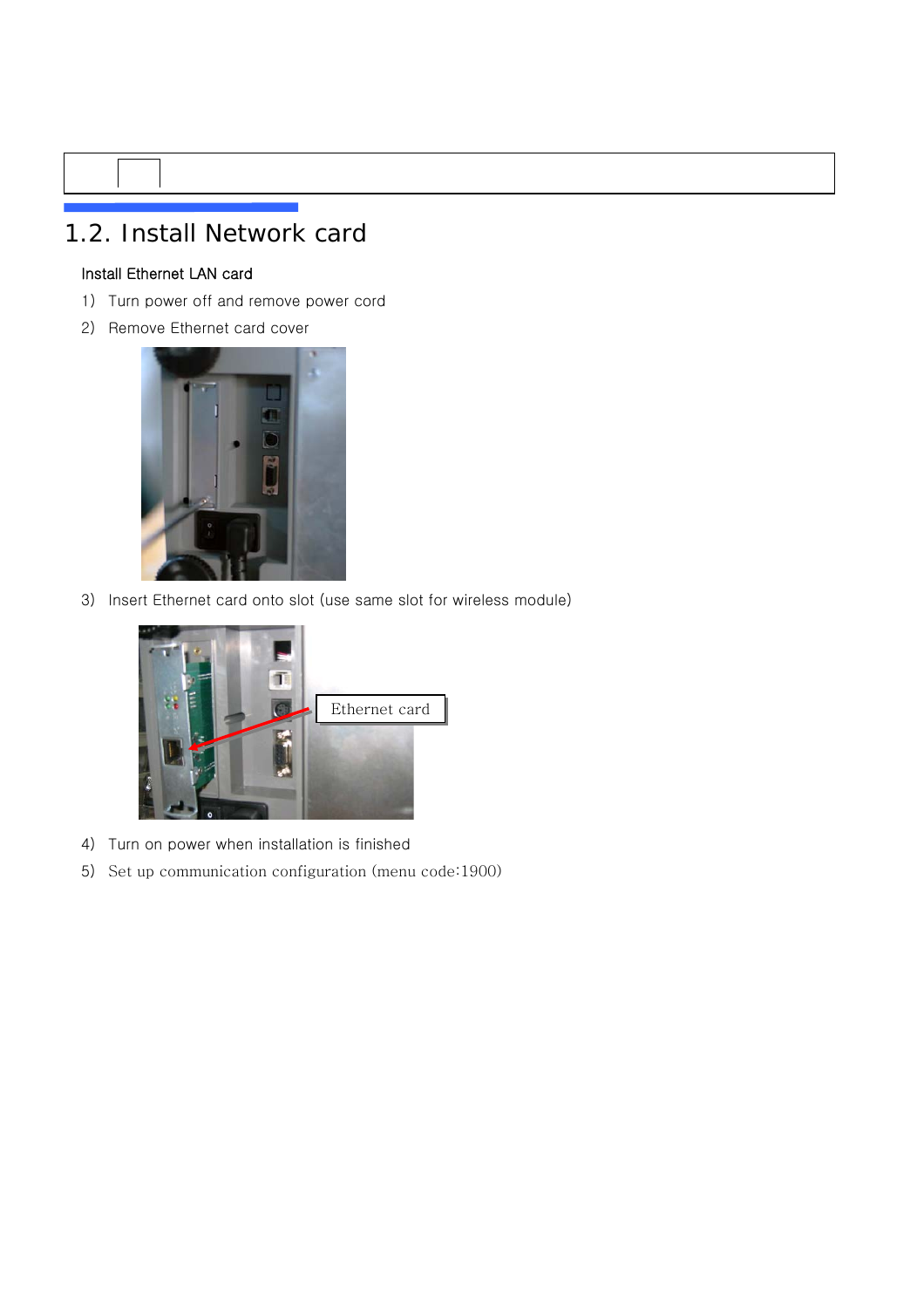## 1.2. Install Network card

Install Ethernet LAN card

1) Turn power off and remove power cord
2) Remove Ethernet card cover
3) Insert Ethernet card onto slot (use same slot for wireless module)
4) Turn on power when installation is finished
5) Set up communication configuration (menu code:1900)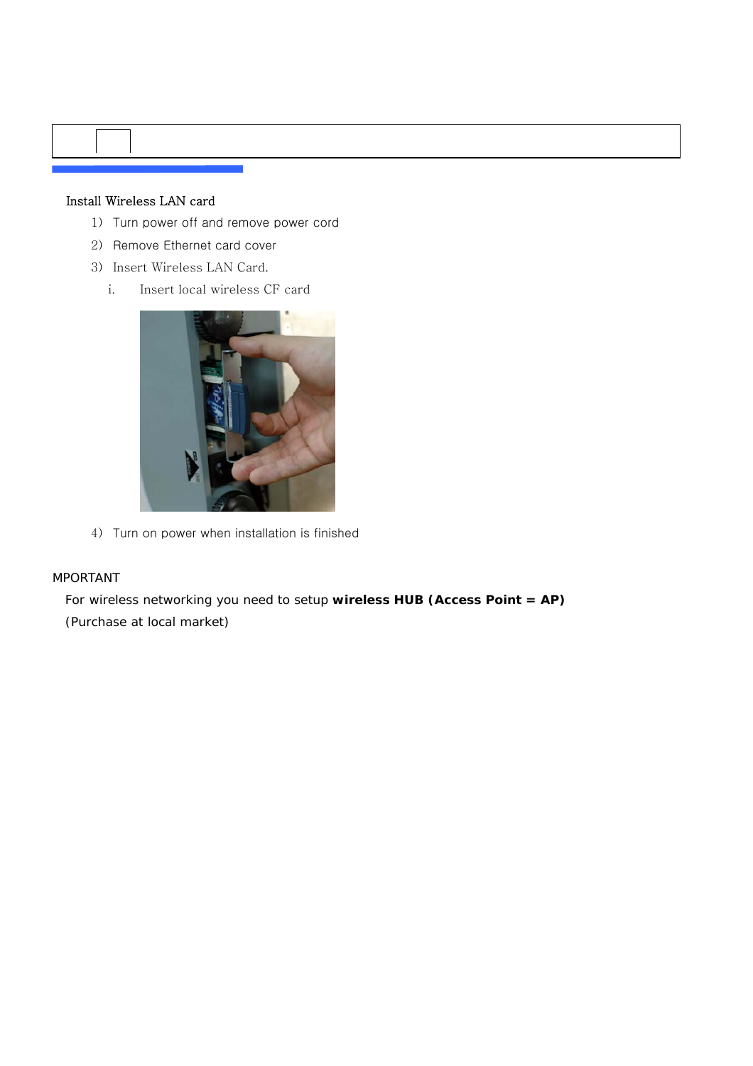Install Wireless LAN card

1) Turn power off and remove power cord
2) Remove Ethernet card cover
3) Insert Wireless LAN Card.
   i. Insert local wireless CF card
4) Turn on power when installation is finished

MPORTANT

For wireless networking you need to setup **wireless HUB (Access Point = AP)**

(Purchase at local market)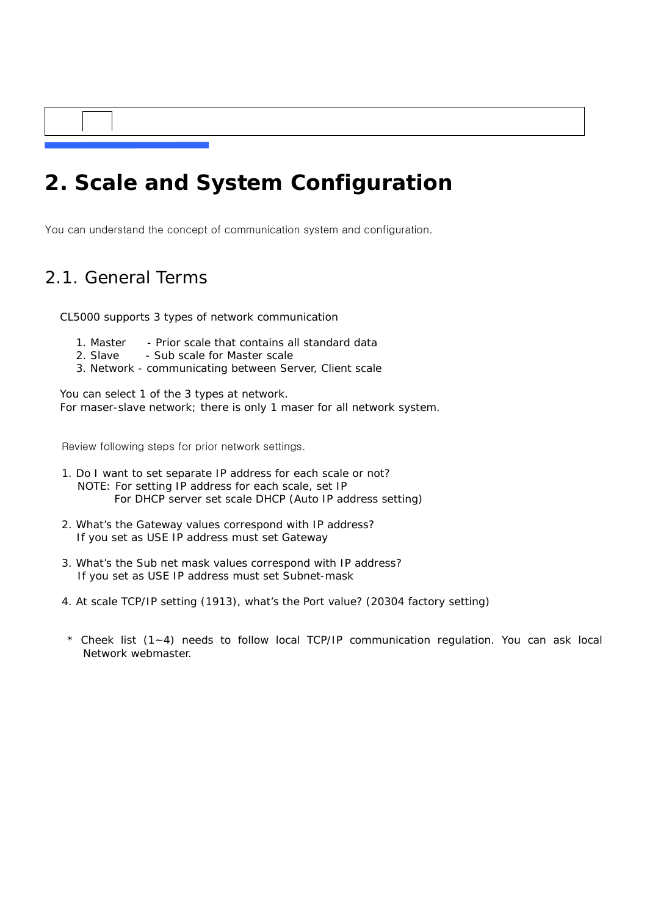# 2. Scale and System Configuration

You can understand the concept of communication system and configuration.

## 2.1. General Terms

CL5000 supports 3 types of network communication

1. Master - Prior scale that contains all standard data
2. Slave - Sub scale for Master scale
3. Network - communicating between Server, Client scale

You can select 1 of the 3 types at network.
For maser-slave network; there is only 1 maser for all network system.

Review following steps for prior network settings.

1. Do I want to set separate IP address for each scale or not?
   NOTE: For setting IP address for each scale, set IP
   For DHCP server set scale DHCP (Auto IP address setting)

2. What's the Gateway values correspond with IP address?
   If you set as USE IP address must set Gateway

3. What's the Sub net mask values correspond with IP address?
   If you set as USE IP address must set Subnet-mask

4. At scale TCP/IP setting (1913), what's the Port value? (20304 factory setting)

\* Cheek list (1~4) needs to follow local TCP/IP communication regulation. You can ask local Network webmaster.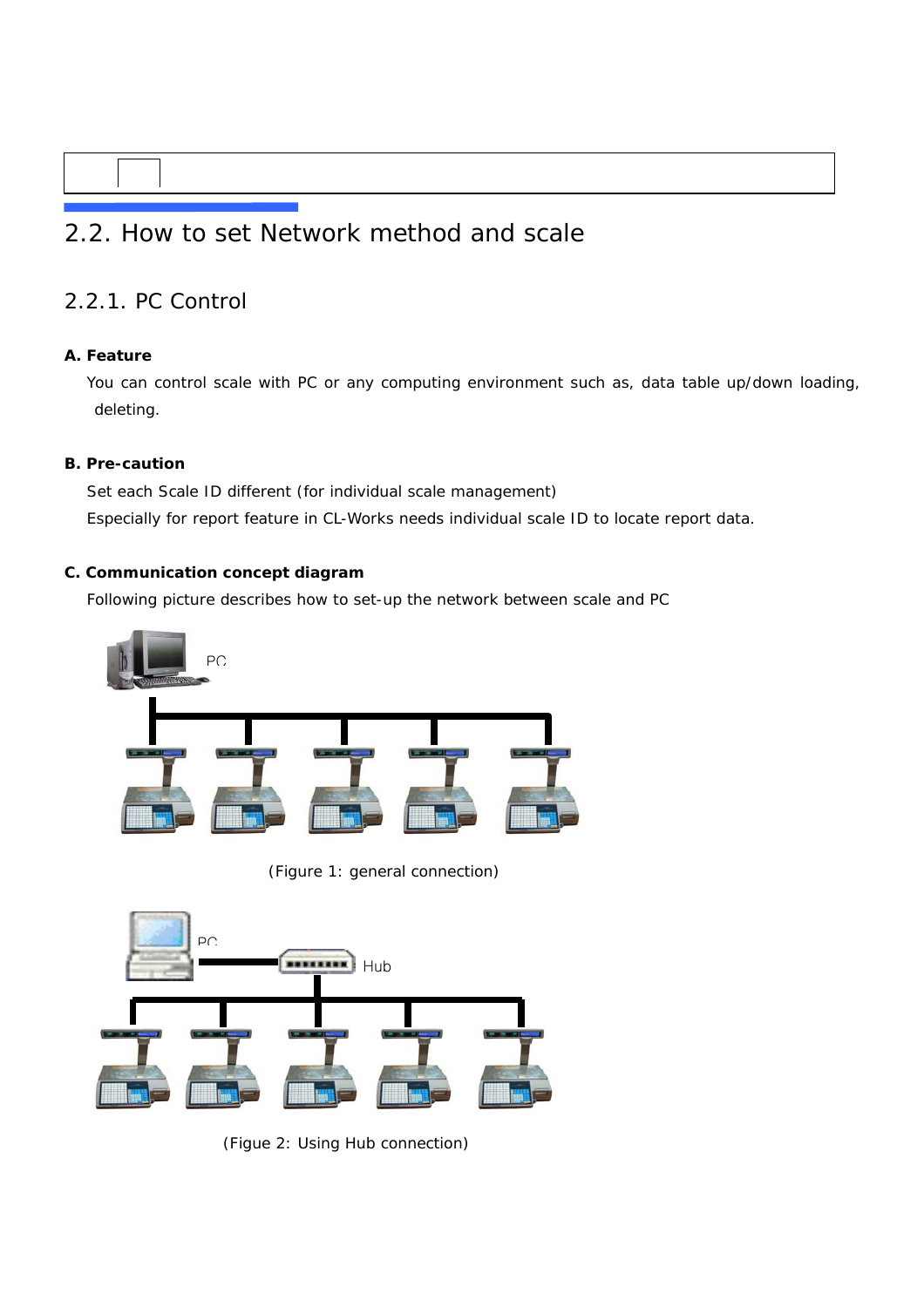## 2.2. How to set Network method and scale

### 2.2.1. PC Control

**A. Feature**

You can control scale with PC or any computing environment such as, data table up/down loading, deleting.

**B. Pre-caution**

Set each Scale ID different (for individual scale management)

Especially for report feature in CL-Works needs individual scale ID to locate report data.

**C. Communication concept diagram**

Following picture describes how to set-up the network between scale and PC

(Figure 1: general connection)

(Figue 2: Using Hub connection)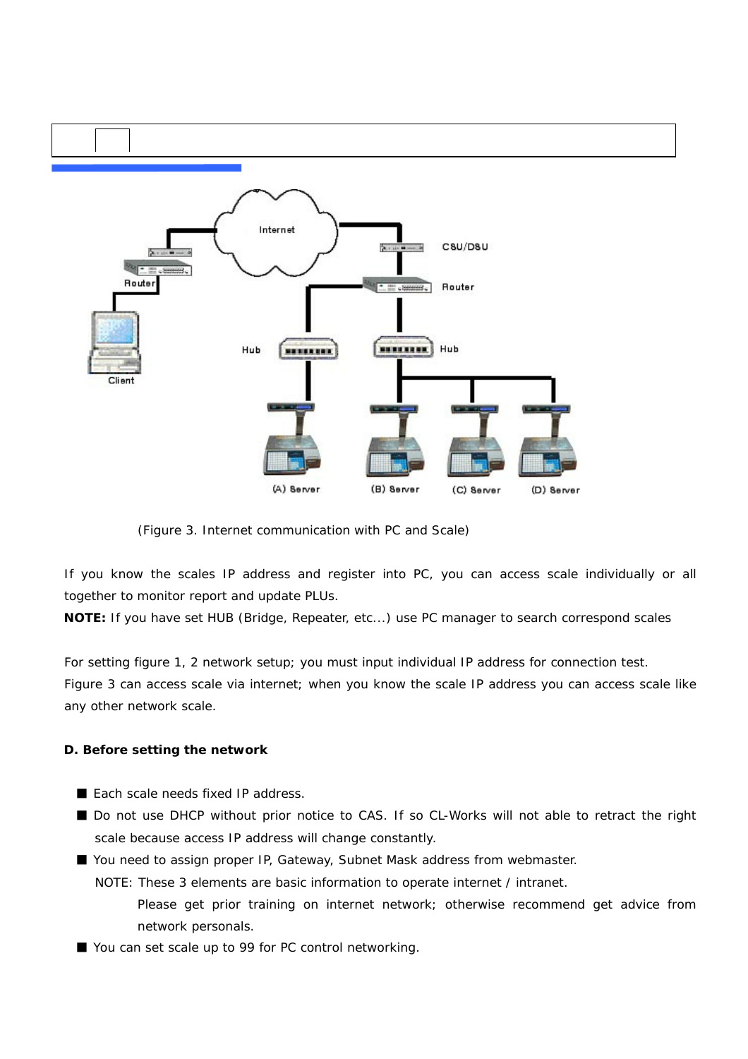(Figure 3. Internet communication with PC and Scale)

If you know the scales IP address and register into PC, you can access scale individually or all together to monitor report and update PLUs.

**NOTE:** If you have set HUB (Bridge, Repeater, etc...) use PC manager to search correspond scales

For setting figure 1, 2 network setup; you must input individual IP address for connection test.

Figure 3 can access scale via internet; when you know the scale IP address you can access scale like any other network scale.

**D. Before setting the network**

- Each scale needs fixed IP address.
- Do not use DHCP without prior notice to CAS. If so CL-Works will not able to retract the right scale because access IP address will change constantly.
- You need to assign proper IP, Gateway, Subnet Mask address from webmaster.
  NOTE: These 3 elements are basic information to operate internet / intranet.
  Please get prior training on internet network; otherwise recommend get advice from network personals.
- You can set scale up to 99 for PC control networking.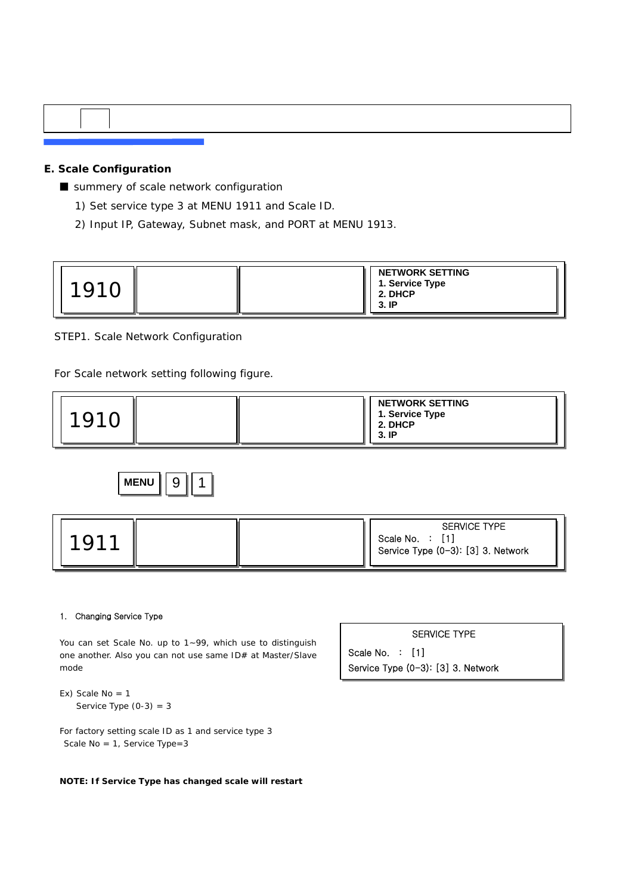## E. Scale Configuration

- summery of scale network configuration
  1) Set service type 3 at MENU 1911 and Scale ID.
  2) Input IP, Gateway, Subnet mask, and PORT at MENU 1913.

| 1910 | | | NETWORK SETTING<br>1. Service Type<br>2. DHCP<br>3. IP |
|---|---|---|---|

STEP1. Scale Network Configuration

For Scale network setting following figure.

| 1910 | | | NETWORK SETTING<br>1. Service Type<br>2. DHCP<br>3. IP |
|---|---|---|---|

MENU 9 1

| 1911 | | | SERVICE TYPE<br>Scale No. : [1]<br>Service Type (0–3): [3] 3. Network |
|---|---|---|---|

1. Changing Service Type

You can set Scale No. up to 1~99, which use to distinguish one another. Also you can not use same ID# at Master/Slave mode

| SERVICE TYPE |
|---|
| Scale No. : [1] |
| Service Type (0–3): [3] 3. Network |

Ex) Scale No = 1
Service Type (0-3) = 3

For factory setting scale ID as 1 and service type 3
Scale No = 1, Service Type=3

**NOTE: If Service Type has changed scale will restart**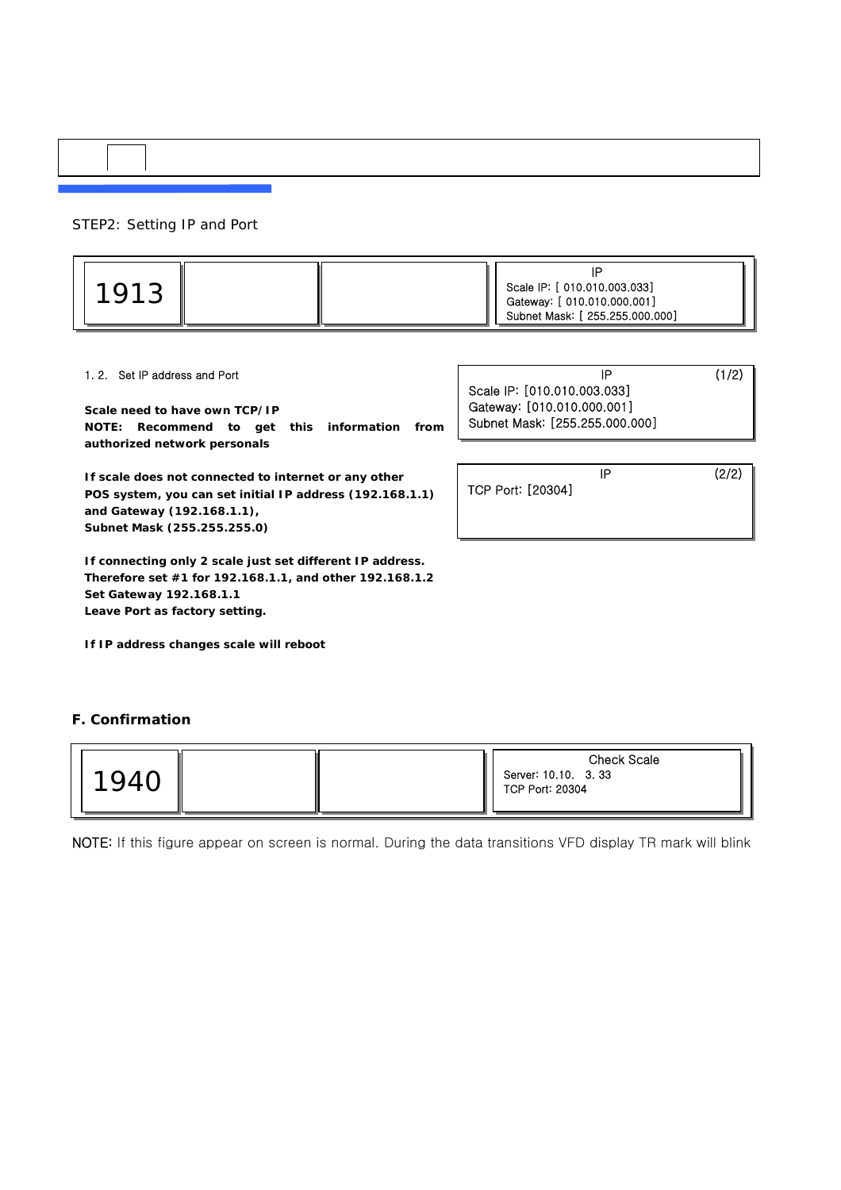STEP2: Setting IP and Port

| 1913 | | | IP<br>Scale IP: [ 010.010.003.033]<br>Gateway: [ 010.010.000.001]<br>Subnet Mask: [ 255.255.000.000] |
|---|---|---|---|

1. 2. Set IP address and Port

**Scale need to have own TCP/IP**
**NOTE: Recommend to get this information from authorized network personals**

**If scale does not connected to internet or any other POS system, you can set initial IP address (192.168.1.1) and Gateway (192.168.1.1),**
**Subnet Mask (255.255.255.0)**

**If connecting only 2 scale just set different IP address.**
**Therefore set #1 for 192.168.1.1, and other 192.168.1.2**
**Set Gateway 192.168.1.1**
**Leave Port as factory setting.**

**If IP address changes scale will reboot**

```
IP                                   (1/2)
Scale IP: [010.010.003.033]
Gateway: [010.010.000.001]
Subnet Mask: [255.255.000.000]
```

```
IP                                   (2/2)
TCP Port: [20304]
```

## F. Confirmation

| 1940 | | | Check Scale<br>Server: 10.10. 3. 33<br>TCP Port: 20304 |
|---|---|---|---|

NOTE: If this figure appear on screen is normal. During the data transitions VFD display TR mark will blink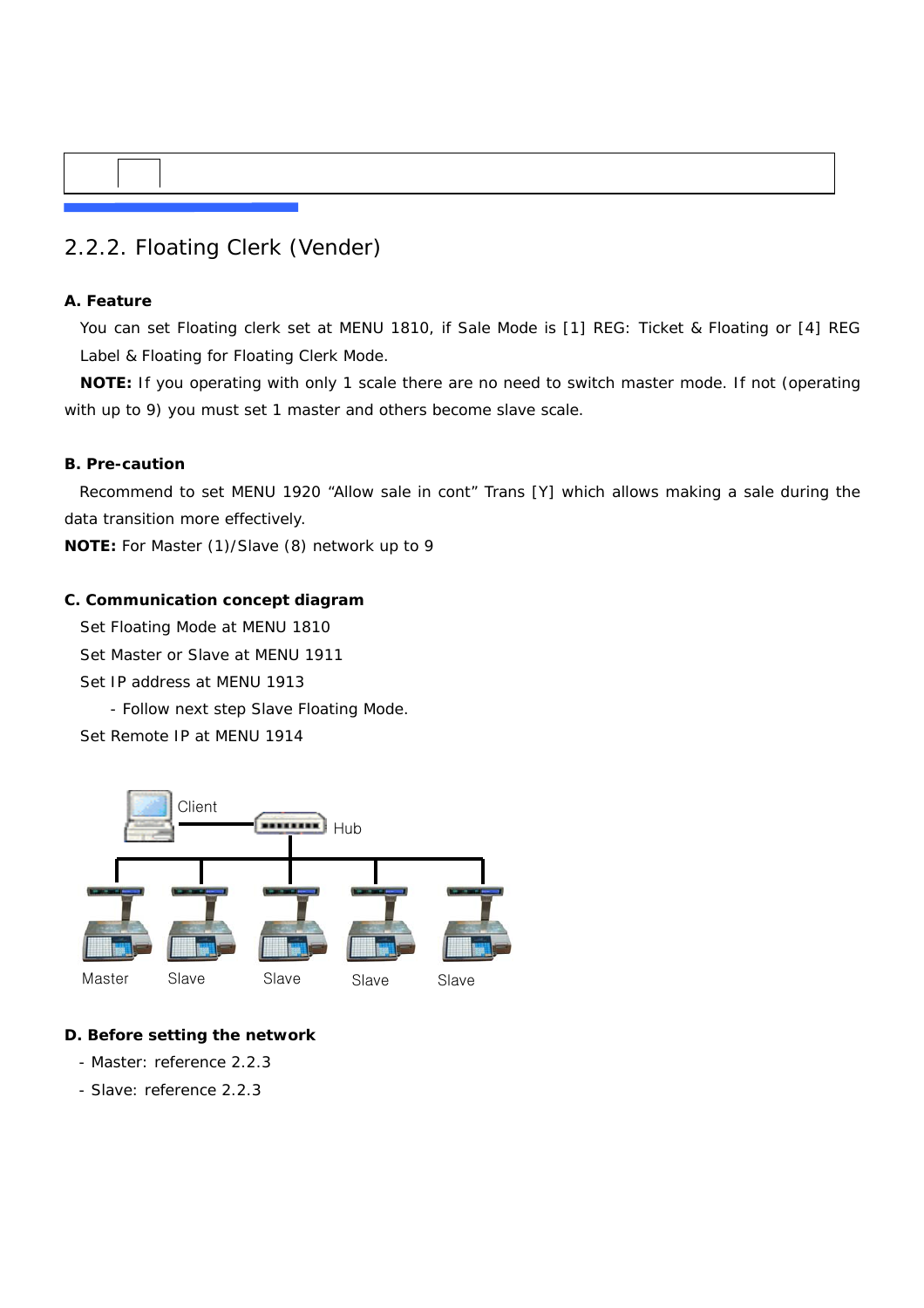## 2.2.2. Floating Clerk (Vender)

**A. Feature**

You can set Floating clerk set at MENU 1810, if Sale Mode is [1] REG: Ticket & Floating or [4] REG Label & Floating for Floating Clerk Mode.

**NOTE:** If you operating with only 1 scale there are no need to switch master mode. If not (operating with up to 9) you must set 1 master and others become slave scale.

**B. Pre-caution**

Recommend to set MENU 1920 "Allow sale in cont" Trans [Y] which allows making a sale during the data transition more effectively.

**NOTE:** For Master (1)/Slave (8) network up to 9

**C. Communication concept diagram**

Set Floating Mode at MENU 1810

Set Master or Slave at MENU 1911

Set IP address at MENU 1913

- Follow next step Slave Floating Mode.

Set Remote IP at MENU 1914

Client Hub

Master Slave Slave Slave Slave

**D. Before setting the network**

- Master: reference 2.2.3
- Slave: reference 2.2.3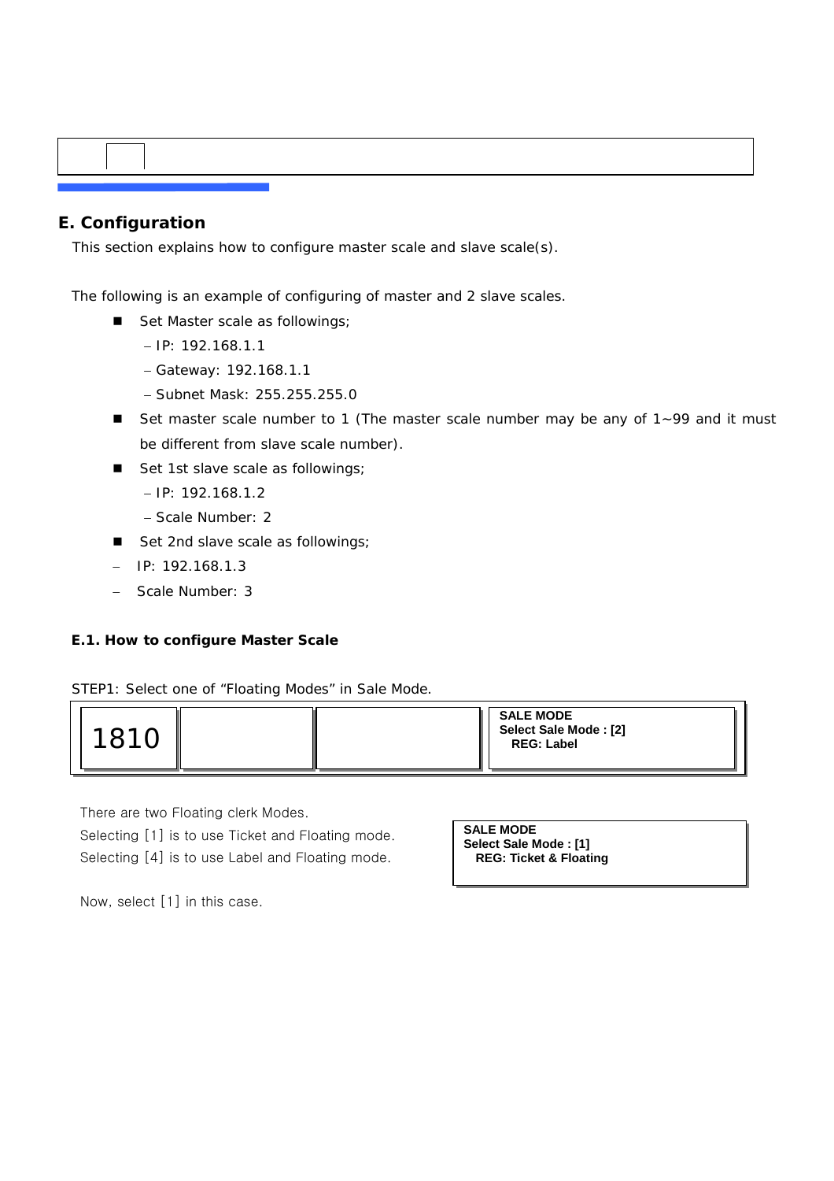## E. Configuration

This section explains how to configure master scale and slave scale(s).

The following is an example of configuring of master and 2 slave scales.

- Set Master scale as followings;
  - IP: 192.168.1.1
  - Gateway: 192.168.1.1
  - Subnet Mask: 255.255.255.0
- Set master scale number to 1 (The master scale number may be any of 1~99 and it must be different from slave scale number).
- Set 1st slave scale as followings;
  - IP: 192.168.1.2
  - Scale Number: 2
- Set 2nd slave scale as followings;
  - IP: 192.168.1.3
  - Scale Number: 3

### E.1. How to configure Master Scale

STEP1: Select one of "Floating Modes" in Sale Mode.

| 1810 | | | **SALE MODE**<br>**Select Sale Mode : [2]**<br>**REG: Label** |
|---|---|---|---|

There are two Floating clerk Modes.
Selecting [1] is to use Ticket and Floating mode.
Selecting [4] is to use Label and Floating mode.

| **SALE MODE**<br>**Select Sale Mode : [1]**<br>**REG: Ticket & Floating** |
|---|

Now, select [1] in this case.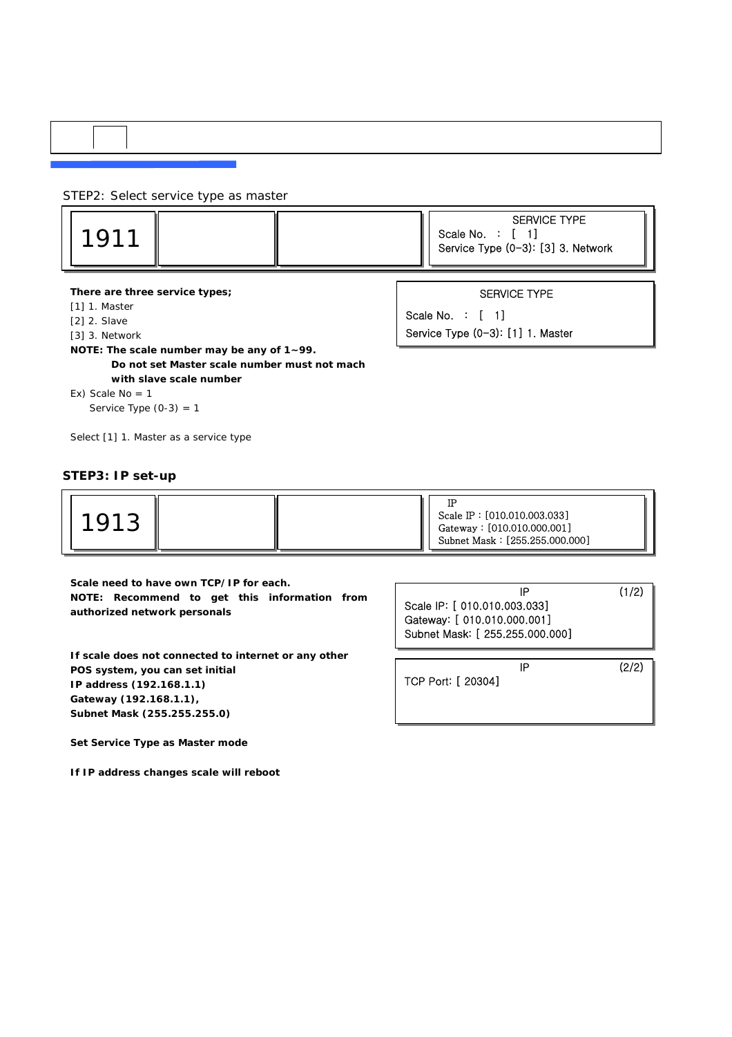STEP2: Select service type as master

| 1911 | | | SERVICE TYPE<br>Scale No. : [ 1]<br>Service Type (0–3): [3] 3. Network |
|---|---|---|---|

**There are three service types;**

[1] 1. Master
[2] 2. Slave
[3] 3. Network

**NOTE: The scale number may be any of 1~99.**
**Do not set Master scale number must not mach with slave scale number**

Ex) Scale No = 1
Service Type (0-3) = 1

Select [1] 1. Master as a service type

```
SERVICE TYPE
Scale No.  :  [  1]
Service Type (0–3): [1] 1. Master
```

### STEP3: IP set-up

| 1913 | | | IP<br>Scale IP : [010.010.003.033]<br>Gateway : [010.010.000.001]<br>Subnet Mask : [255.255.000.000] |
|---|---|---|---|

**Scale need to have own TCP/IP for each.**
**NOTE: Recommend to get this information from authorized network personals**

**If scale does not connected to internet or any other POS system, you can set initial IP address (192.168.1.1) Gateway (192.168.1.1), Subnet Mask (255.255.255.0)**

**Set Service Type as Master mode**

**If IP address changes scale will reboot**

```
IP                              (1/2)
Scale IP: [ 010.010.003.033]
Gateway: [ 010.010.000.001]
Subnet Mask: [ 255.255.000.000]
```

```
IP                              (2/2)
TCP Port: [ 20304]
```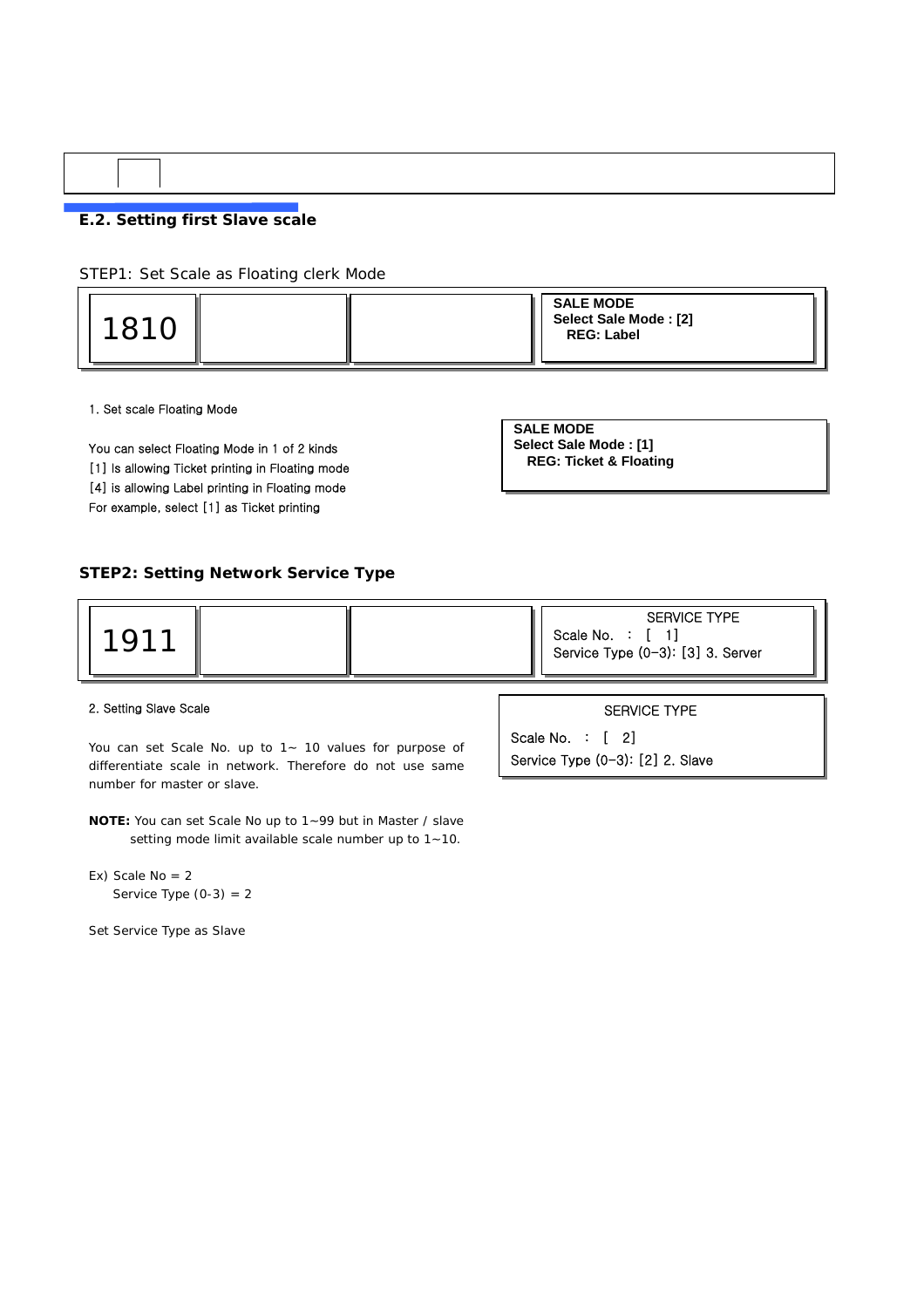## E.2. Setting first Slave scale

STEP1: Set Scale as Floating clerk Mode

| 1810 | | | SALE MODE<br>Select Sale Mode : [2]<br>REG: Label |
|---|---|---|---|

1. Set scale Floating Mode

You can select Floating Mode in 1 of 2 kinds
[1] Is allowing Ticket printing in Floating mode
[4] is allowing Label printing in Floating mode
For example, select [1] as Ticket printing

```
SALE MODE
Select Sale Mode : [1]
   REG: Ticket & Floating
```

### STEP2: Setting Network Service Type

| 1911 | | | SERVICE TYPE<br>Scale No. : [ 1]<br>Service Type (0–3): [3] 3. Server |
|---|---|---|---|

2. Setting Slave Scale

You can set Scale No. up to 1~ 10 values for purpose of differentiate scale in network. Therefore do not use same number for master or slave.

```
SERVICE TYPE
Scale No.  :  [  2]
Service Type (0–3): [2] 2. Slave
```

**NOTE:** You can set Scale No up to 1~99 but in Master / slave setting mode limit available scale number up to 1~10.

Ex) Scale No = 2
Service Type (0-3) = 2

Set Service Type as Slave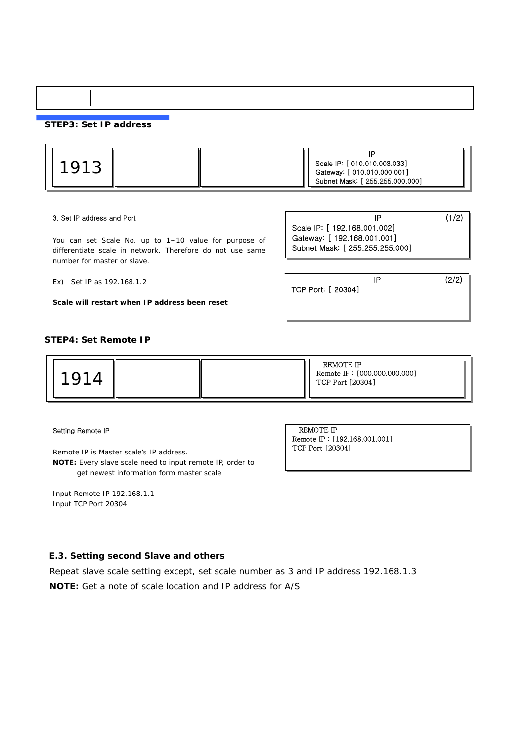### STEP3: Set IP address

| 1913 | | | IP<br>Scale IP: [ 010.010.003.033]<br>Gateway: [ 010.010.000.001]<br>Subnet Mask: [ 255.255.000.000] |
|---|---|---|---|

3. Set IP address and Port

You can set Scale No. up to 1~10 value for purpose of differentiate scale in network. Therefore do not use same number for master or slave.

Ex) Set IP as 192.168.1.2

**Scale will restart when IP address been reset**

```
IP                    (1/2)
Scale IP: [ 192.168.001.002]
Gateway: [ 192.168.001.001]
Subnet Mask: [ 255.255.255.000]
```

```
IP                    (2/2)
TCP Port: [ 20304]
```

### STEP4: Set Remote IP

| 1914 | | | REMOTE IP<br>Remote IP : [000.000.000.000]<br>TCP Port [20304] |
|---|---|---|---|

Setting Remote IP

Remote IP is Master scale's IP address.
**NOTE:** Every slave scale need to input remote IP, order to get newest information form master scale

Input Remote IP 192.168.1.1
Input TCP Port 20304

```
REMOTE IP
Remote IP : [192.168.001.001]
TCP Port [20304]
```

### E.3. Setting second Slave and others

Repeat slave scale setting except, set scale number as 3 and IP address 192.168.1.3

**NOTE:** Get a note of scale location and IP address for A/S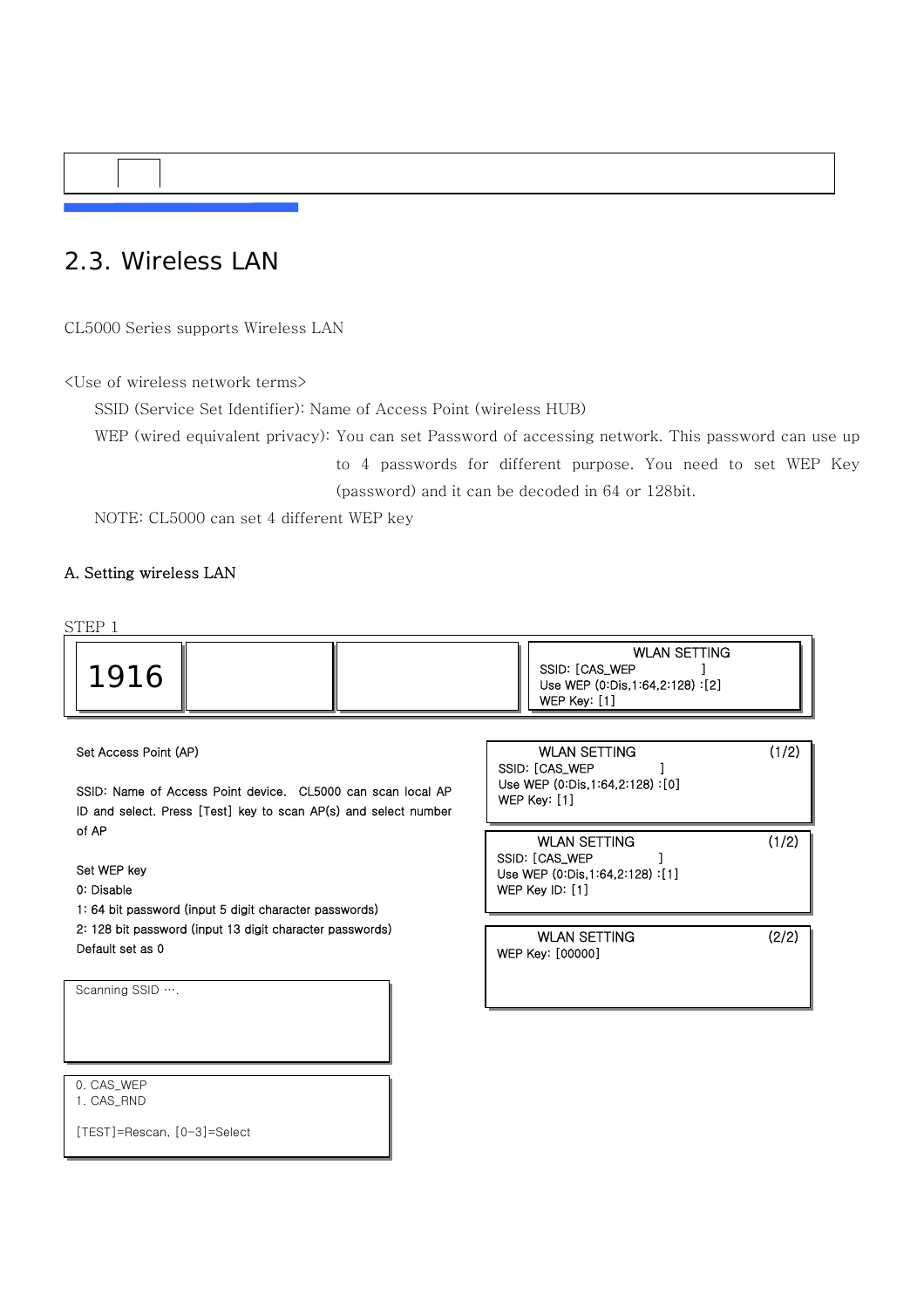## 2.3. Wireless LAN

CL5000 Series supports Wireless LAN

<Use of wireless network terms>

SSID (Service Set Identifier): Name of Access Point (wireless HUB)

WEP (wired equivalent privacy): You can set Password of accessing network. This password can use up to 4 passwords for different purpose. You need to set WEP Key (password) and it can be decoded in 64 or 128bit.

NOTE: CL5000 can set 4 different WEP key

### A. Setting wireless LAN

STEP 1

| 1916 | | | WLAN SETTING<br>SSID: [CAS_WEP ]<br>Use WEP (0:Dis,1:64,2:128) :[2]<br>WEP Key: [1] |
|---|---|---|---|

Set Access Point (AP)

SSID: Name of Access Point device. CL5000 can scan local AP ID and select. Press [Test] key to scan AP(s) and select number of AP

Set WEP key

0: Disable

1: 64 bit password (input 5 digit character passwords)

2: 128 bit password (input 13 digit character passwords)

Default set as 0

```
Scanning SSID ….
```

```
0. CAS_WEP
1. CAS_RND

[TEST]=Rescan, [0-3]=Select
```

```
WLAN SETTING                          (1/2)
SSID: [CAS_WEP            ]
Use WEP (0:Dis,1:64,2:128) :[0]
WEP Key: [1]
```

```
WLAN SETTING                          (1/2)
SSID: [CAS_WEP            ]
Use WEP (0:Dis,1:64,2:128) :[1]
WEP Key ID: [1]
```

```
WLAN SETTING                          (2/2)
WEP Key: [00000]
```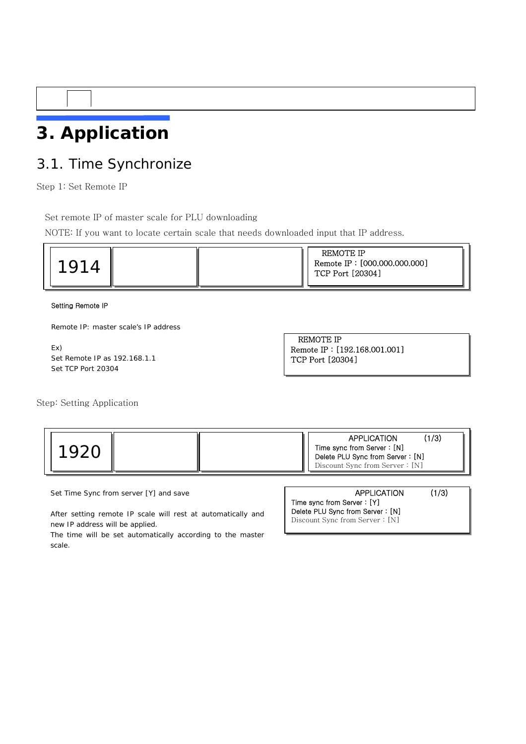# 3. Application

## 3.1. Time Synchronize

Step 1: Set Remote IP

Set remote IP of master scale for PLU downloading

NOTE: If you want to locate certain scale that needs downloaded input that IP address.

| 1914 | | | REMOTE IP<br>Remote IP : [000.000.000.000]<br>TCP Port [20304] |
|---|---|---|---|

Setting Remote IP

Remote IP: master scale's IP address

Ex)
Set Remote IP as 192.168.1.1
Set TCP Port 20304

```
REMOTE IP
Remote IP : [192.168.001.001]
TCP Port [20304]
```

Step: Setting Application

| 1920 | | | APPLICATION (1/3)<br>Time sync from Server : [N]<br>Delete PLU Sync from Server : [N]<br>Discount Sync from Server : [N] |
|---|---|---|---|

Set Time Sync from server [Y] and save

After setting remote IP scale will rest at automatically and new IP address will be applied.
The time will be set automatically according to the master scale.

```
APPLICATION (1/3)
Time sync from Server : [Y]
Delete PLU Sync from Server : [N]
Discount Sync from Server : [N]
```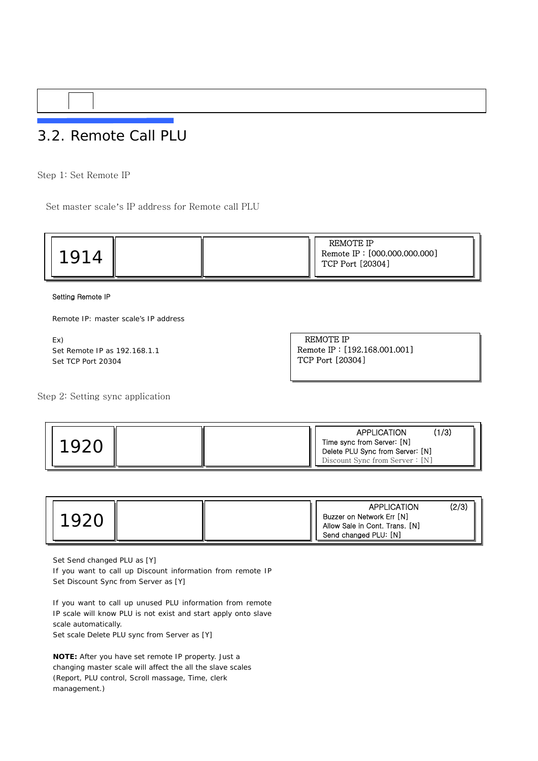## 3.2. Remote Call PLU

Step 1: Set Remote IP

Set master scale's IP address for Remote call PLU

| 1914 | | | REMOTE IP<br>Remote IP : [000.000.000.000]<br>TCP Port [20304] |
|---|---|---|---|

Setting Remote IP

Remote IP: master scale's IP address

Ex)
Set Remote IP as 192.168.1.1
Set TCP Port 20304

REMOTE IP
Remote IP : [192.168.001.001]
TCP Port [20304]

Step 2: Setting sync application

| 1920 | | | APPLICATION (1/3)<br>Time sync from Server: [N]<br>Delete PLU Sync from Server: [N]<br>Discount Sync from Server : [N] |
|---|---|---|---|

| 1920 | | | APPLICATION (2/3)<br>Buzzer on Network Err [N]<br>Allow Sale in Cont. Trans. [N]<br>Send changed PLU: [N] |
|---|---|---|---|

Set Send changed PLU as [Y]
If you want to call up Discount information from remote IP
Set Discount Sync from Server as [Y]

If you want to call up unused PLU information from remote IP scale will know PLU is not exist and start apply onto slave scale automatically.
Set scale Delete PLU sync from Server as [Y]

**NOTE:** After you have set remote IP property. Just a changing master scale will affect the all the slave scales (Report, PLU control, Scroll massage, Time, clerk management.)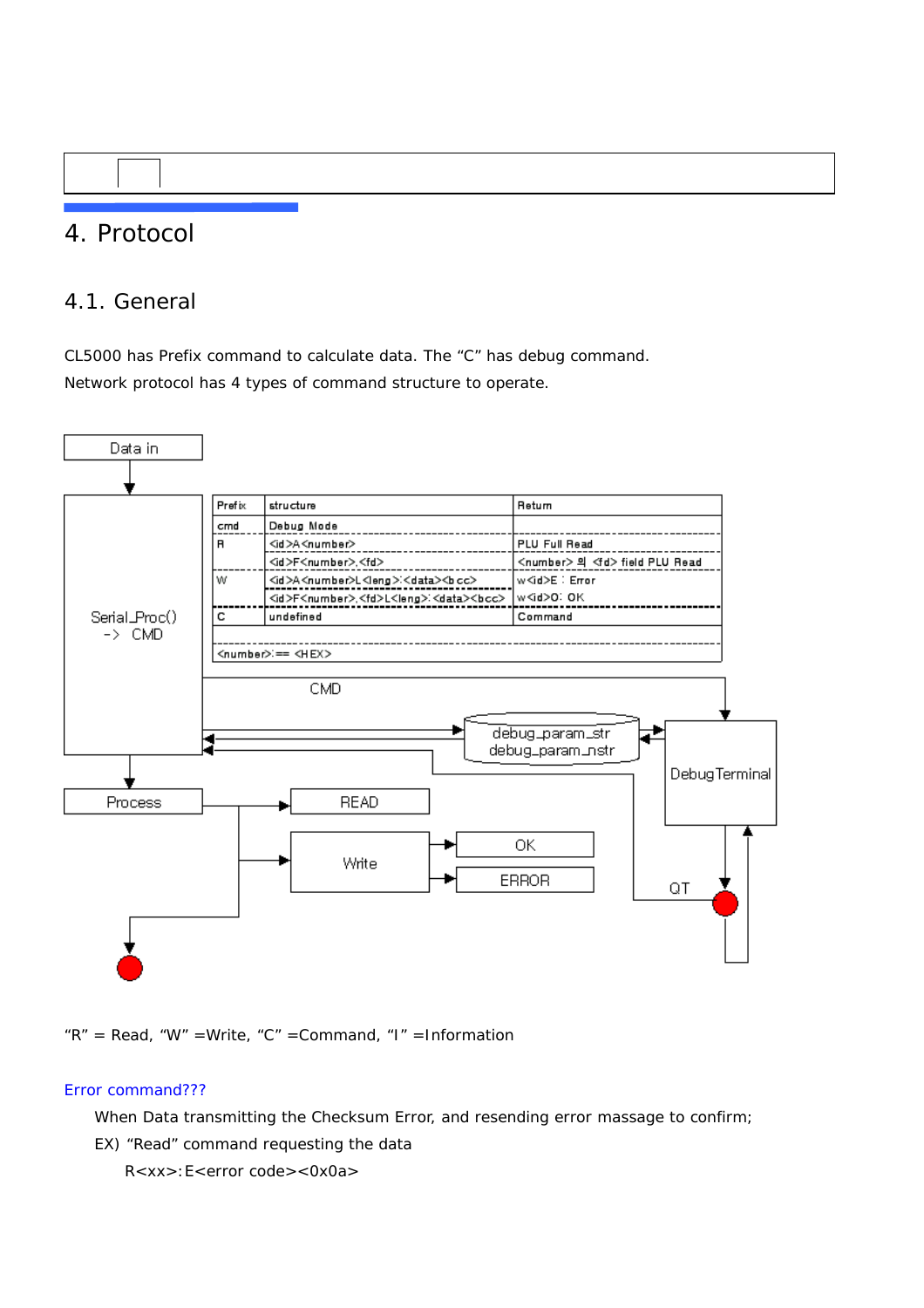# 4. Protocol

## 4.1. General

CL5000 has Prefix command to calculate data. The “C” has debug command.

Network protocol has 4 types of command structure to operate.

| Prefix | structure | Return |
|---|---|---|
| cmd | Debug Mode | |
| R | <id>A<number> | PLU Full Read |
| | <id>F<number>,<fd> | <number> 의 <fd> field PLU Read |
| W | <id>A<number>L<leng>:<data><bcc> | w<id>E : Error |
| | <id>F<number>,<fd>L<leng>:<data><bcc> | w<id>O: OK |
| C | undefined | Command |
| <number>:== <HEX> | | |

Data in → Serial_Proc() -> CMD → Process → READ / Write (OK / ERROR)

CMD → DebugTerminal; debug_param_str, debug_param_nstr; QT

“R” = Read, “W” =Write, “C” =Command, “I” =Information

Error command???

When Data transmitting the Checksum Error, and resending error massage to confirm;

EX) “Read” command requesting the data

R<xx>:E<error code><0x0a>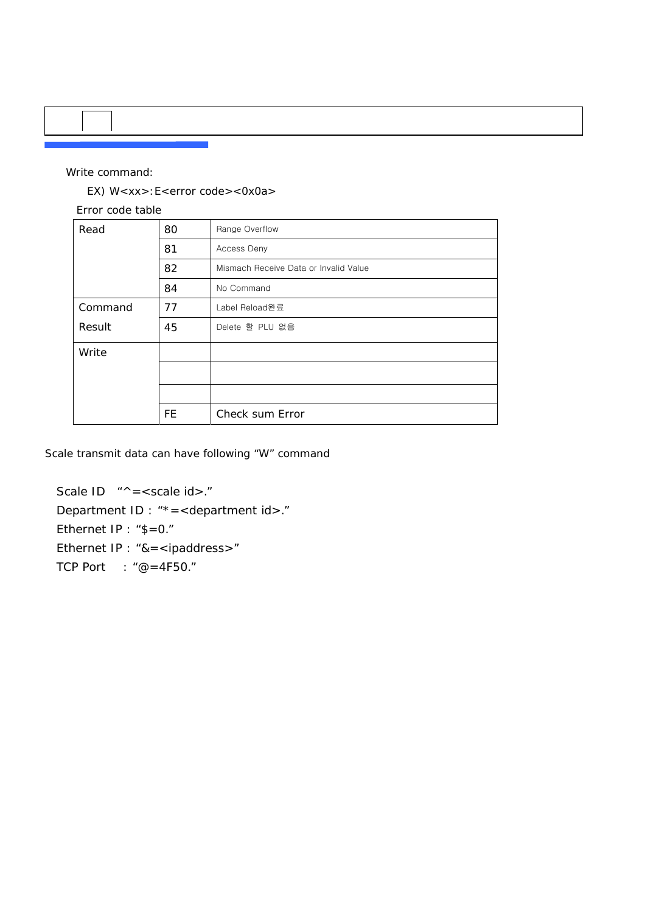Write command:

EX) W<xx>:E<error code><0x0a>

Error code table

| Read | 80 | Range Overflow |
|---|---|---|
| | 81 | Access Deny |
| | 82 | Mismach Receive Data or Invalid Value |
| | 84 | No Command |
| Command | 77 | Label Reload완료 |
| Result | 45 | Delete 할 PLU 없음 |
| Write | | |
| | | |
| | | |
| | FE | Check sum Error |

Scale transmit data can have following "W" command

Scale ID "^=<scale id>."
Department ID : "*=<department id>."
Ethernet IP : "$=0."
Ethernet IP : "&=<ipaddress>"
TCP Port : "@=4F50."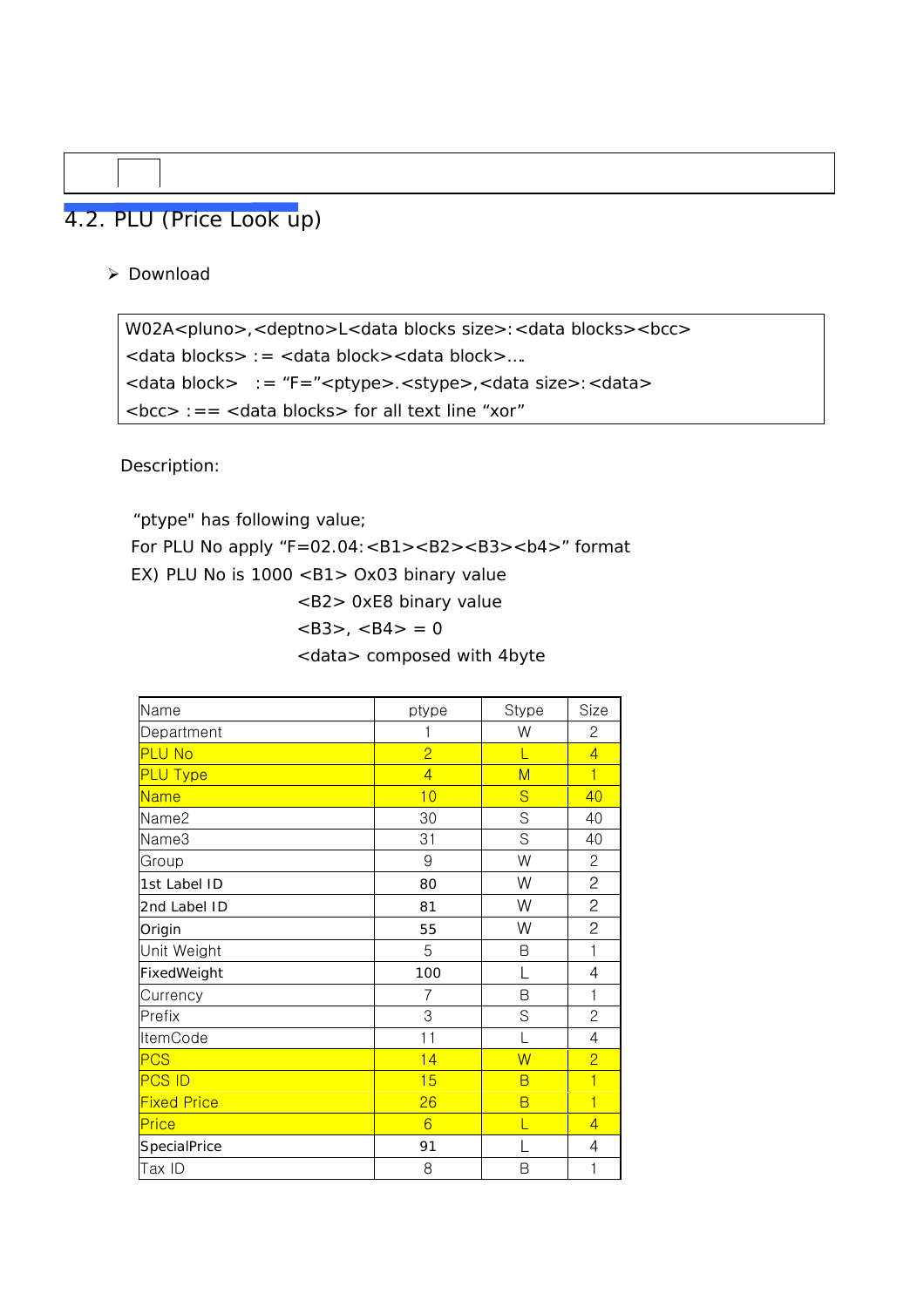## 4.2. PLU (Price Look up)

- Download

```
W02A<pluno>,<deptno>L<data blocks size>:<data blocks><bcc>
<data blocks> := <data block><data block>….
<data block>  := “F=”<ptype>.<stype>,<data size>:<data>
<bcc> :== <data blocks> for all text line “xor”
```

Description:

“ptype" has following value;

For PLU No apply “F=02.04:<B1><B2><B3><b4>” format

EX) PLU No is 1000 <B1> Ox03 binary value

<B2> 0xE8 binary value

<B3>, <B4> = 0

<data> composed with 4byte

| Name | ptype | Stype | Size |
|---|---|---|---|
| Department | 1 | W | 2 |
| PLU No | 2 | L | 4 |
| PLU Type | 4 | M | 1 |
| Name | 10 | S | 40 |
| Name2 | 30 | S | 40 |
| Name3 | 31 | S | 40 |
| Group | 9 | W | 2 |
| 1st Label ID | 80 | W | 2 |
| 2nd Label ID | 81 | W | 2 |
| Origin | 55 | W | 2 |
| Unit Weight | 5 | B | 1 |
| FixedWeight | 100 | L | 4 |
| Currency | 7 | B | 1 |
| Prefix | 3 | S | 2 |
| ItemCode | 11 | L | 4 |
| PCS | 14 | W | 2 |
| PCS ID | 15 | B | 1 |
| Fixed Price | 26 | B | 1 |
| Price | 6 | L | 4 |
| SpecialPrice | 91 | L | 4 |
| Tax ID | 8 | B | 1 |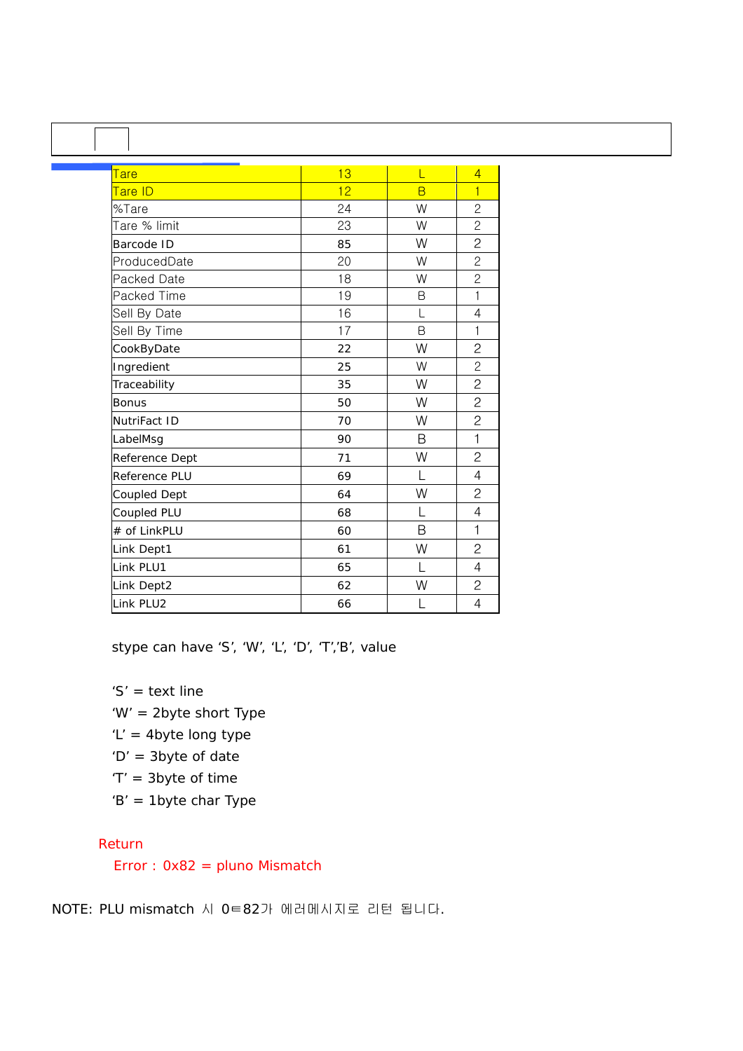| Tare | 13 | L | 4 |
|---|---|---|---|
| Tare ID | 12 | B | 1 |
| %Tare | 24 | W | 2 |
| Tare % limit | 23 | W | 2 |
| Barcode ID | 85 | W | 2 |
| ProducedDate | 20 | W | 2 |
| Packed Date | 18 | W | 2 |
| Packed Time | 19 | B | 1 |
| Sell By Date | 16 | L | 4 |
| Sell By Time | 17 | B | 1 |
| CookByDate | 22 | W | 2 |
| Ingredient | 25 | W | 2 |
| Traceability | 35 | W | 2 |
| Bonus | 50 | W | 2 |
| NutriFact ID | 70 | W | 2 |
| LabelMsg | 90 | B | 1 |
| Reference Dept | 71 | W | 2 |
| Reference PLU | 69 | L | 4 |
| Coupled Dept | 64 | W | 2 |
| Coupled PLU | 68 | L | 4 |
| # of LinkPLU | 60 | B | 1 |
| Link Dept1 | 61 | W | 2 |
| Link PLU1 | 65 | L | 4 |
| Link Dept2 | 62 | W | 2 |
| Link PLU2 | 66 | L | 4 |

stype can have ‘S’, ‘W’, ‘L’, ‘D’, ‘T’,’B’, value

‘S’ = text line

‘W’ = 2byte short Type

‘L’ = 4byte long type

‘D’ = 3byte of date

‘T’ = 3byte of time

‘B’ = 1byte char Type

Return

Error : 0x82 = pluno Mismatch

NOTE: PLU mismatch 시 0ⅹ82가 에러메시지로 리턴 됩니다.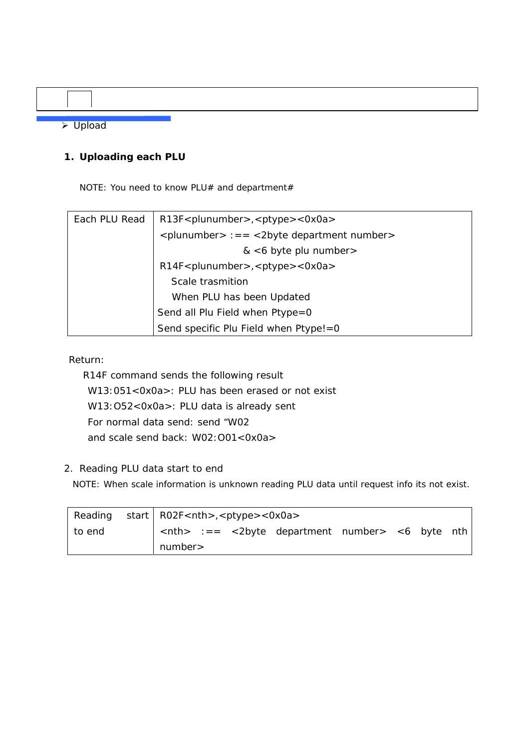- Upload

## 1. Uploading each PLU

NOTE: You need to know PLU# and department#

| Each PLU Read | R13F<plunumber>,<ptype><0x0a><br><plunumber> :== <2byte department number><br>& <6 byte plu number><br>R14F<plunumber>,<ptype><0x0a><br>Scale trasmition<br>When PLU has been Updated<br>Send all Plu Field when Ptype=0<br>Send specific Plu Field when Ptype!=0 |
|---|---|

Return:

R14F command sends the following result

W13:051<0x0a>: PLU has been erased or not exist

W13:O52<0x0a>: PLU data is already sent

For normal data send: send "W02

and scale send back: W02:O01<0x0a>

## 2. Reading PLU data start to end

NOTE: When scale information is unknown reading PLU data until request info its not exist.

| Reading start to end | R02F<nth>,<ptype><0x0a><br><nth> :== <2byte department number> <6 byte nth number> |
|---|---|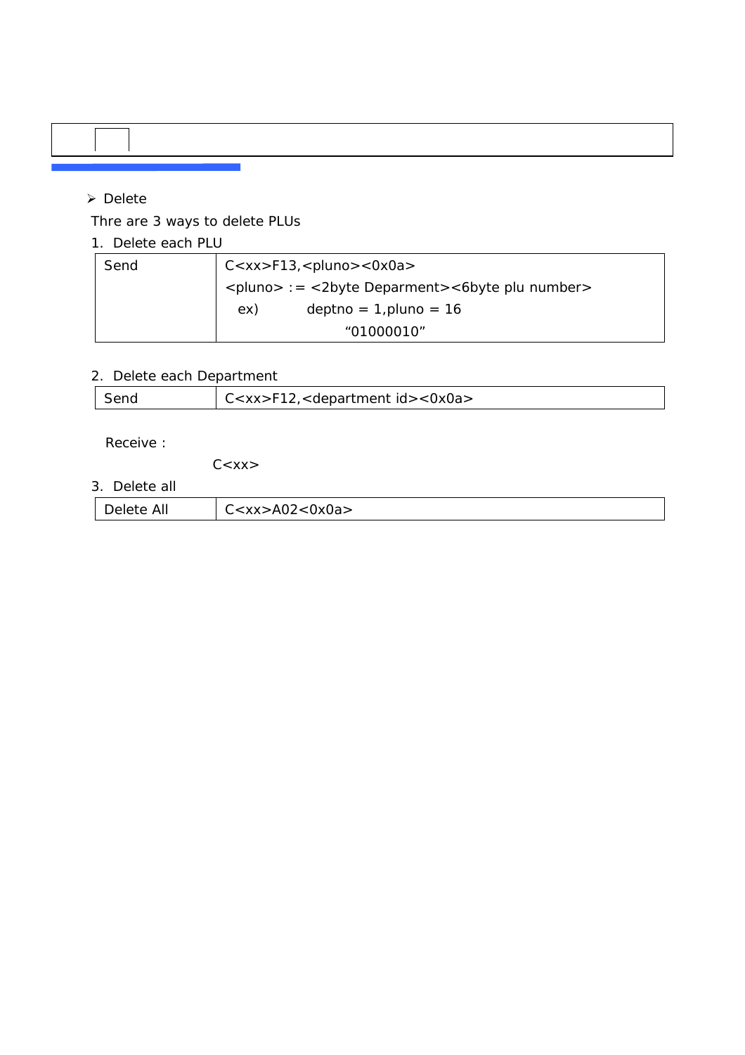- Delete

Thre are 3 ways to delete PLUs

1. Delete each PLU

| Send | C<xx>F13,<pluno><0x0a><br><pluno> := <2byte Deparment><6byte plu number><br>ex) deptno = 1,pluno = 16<br>"01000010" |
|---|---|

2. Delete each Department

| Send | C<xx>F12,<department id><0x0a> |
|---|---|

Receive :

C<xx>

3. Delete all

| Delete All | C<xx>A02<0x0a> |
|---|---|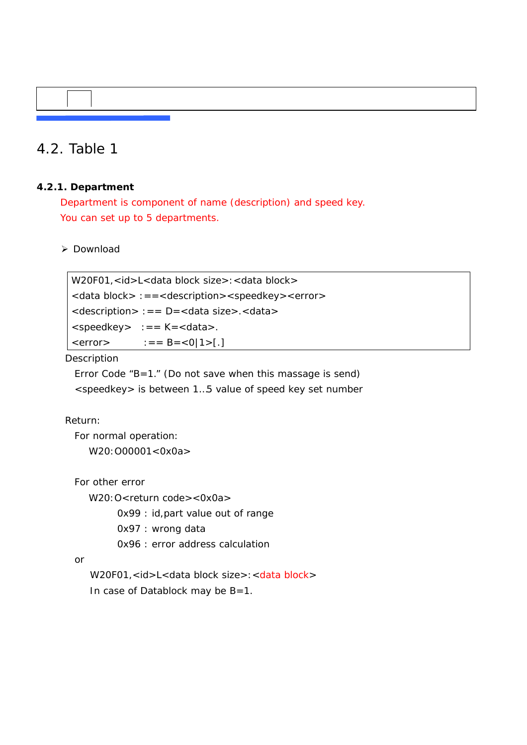## 4.2. Table 1

### 4.2.1. Department

Department is component of name (description) and speed key.
You can set up to 5 departments.

- Download

```
W20F01,<id>L<data block size>:<data block>
<data block> :==<description><speedkey><error>
<description> :== D=<data size>.<data>
<speedkey>   :== K=<data>.
<error>          :== B=<0|1>[.]
```

Description

Error Code “B=1.” (Do not save when this massage is send)

<speedkey> is between 1..5 value of speed key set number

Return:

For normal operation:

W20:O00001<0x0a>

For other error

W20:O<return code><0x0a>

0x99 : id,part value out of range

0x97 : wrong data

0x96 : error address calculation

or

W20F01,<id>L<data block size>:<data block>

In case of Datablock may be B=1.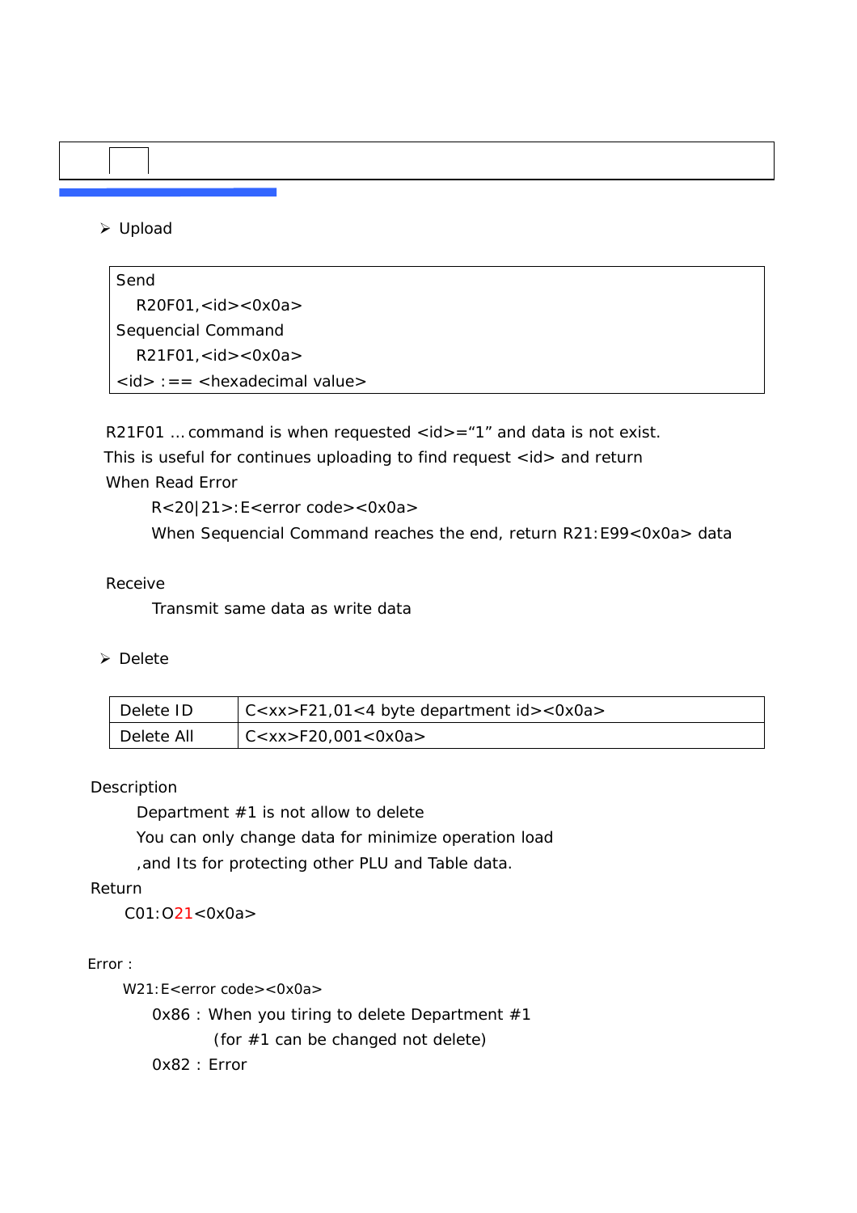- Upload

```
Send
   R20F01,<id><0x0a>
Sequencial Command
   R21F01,<id><0x0a>
<id> :== <hexadecimal value>
```

R21F01 … command is when requested <id>=“1” and data is not exist.
This is useful for continues uploading to find request <id> and return
When Read Error

R<20|21>:E<error code><0x0a>

When Sequencial Command reaches the end, return R21:E99<0x0a> data

Receive

Transmit same data as write data

- Delete

| Delete ID | C<xx>F21,01<4 byte department id><0x0a> |
|---|---|
| Delete All | C<xx>F20,001<0x0a> |

Description

Department #1 is not allow to delete
You can only change data for minimize operation load
,and Its for protecting other PLU and Table data.

Return

C01:O21<0x0a>

Error :

W21:E<error code><0x0a>

0x86 : When you tiring to delete Department #1
(for #1 can be changed not delete)

0x82 : Error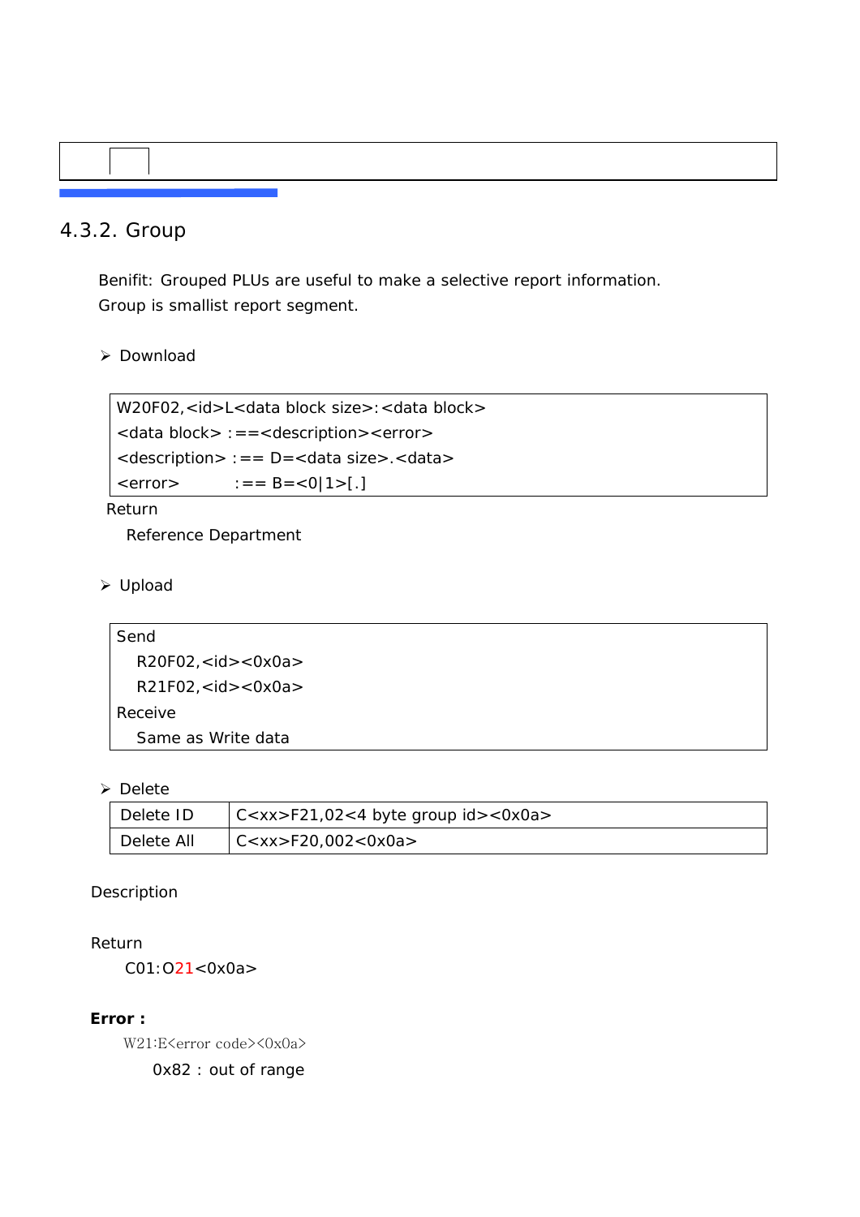## 4.3.2. Group

Benifit: Grouped PLUs are useful to make a selective report information.
Group is smallist report segment.

- Download

```
W20F02,<id>L<data block size>:<data block>
<data block> :==<description><error>
<description> :== D=<data size>.<data>
<error>         :== B=<0|1>[.]
```

Return

Reference Department

- Upload

```
Send
   R20F02,<id><0x0a>
   R21F02,<id><0x0a>
Receive
   Same as Write data
```

- Delete

| Delete ID | C<xx>F21,02<4 byte group id><0x0a> |
|---|---|
| Delete All | C<xx>F20,002<0x0a> |

Description

Return

C01:O21<0x0a>

**Error :**

W21:E<error code><0x0a>

0x82 : out of range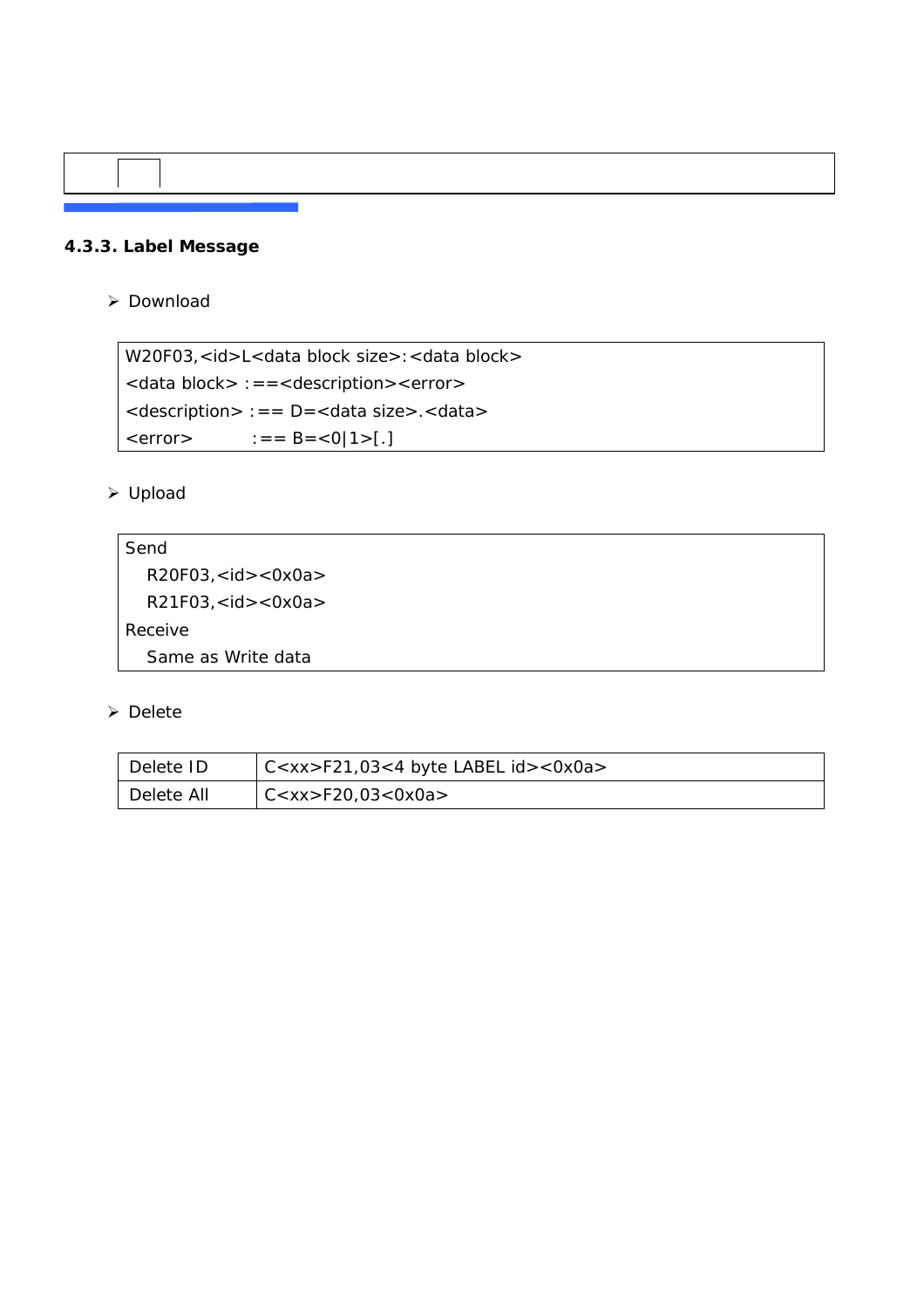### 4.3.3. Label Message

- Download

```
W20F03,<id>L<data block size>:<data block>
<data block> :==<description><error>
<description> :== D=<data size>.<data>
<error>          :== B=<0|1>[.]
```

- Upload

```
Send
   R20F03,<id><0x0a>
   R21F03,<id><0x0a>
Receive
   Same as Write data
```

- Delete

| Delete ID | C<xx>F21,03<4 byte LABEL id><0x0a> |
|---|---|
| Delete All | C<xx>F20,03<0x0a> |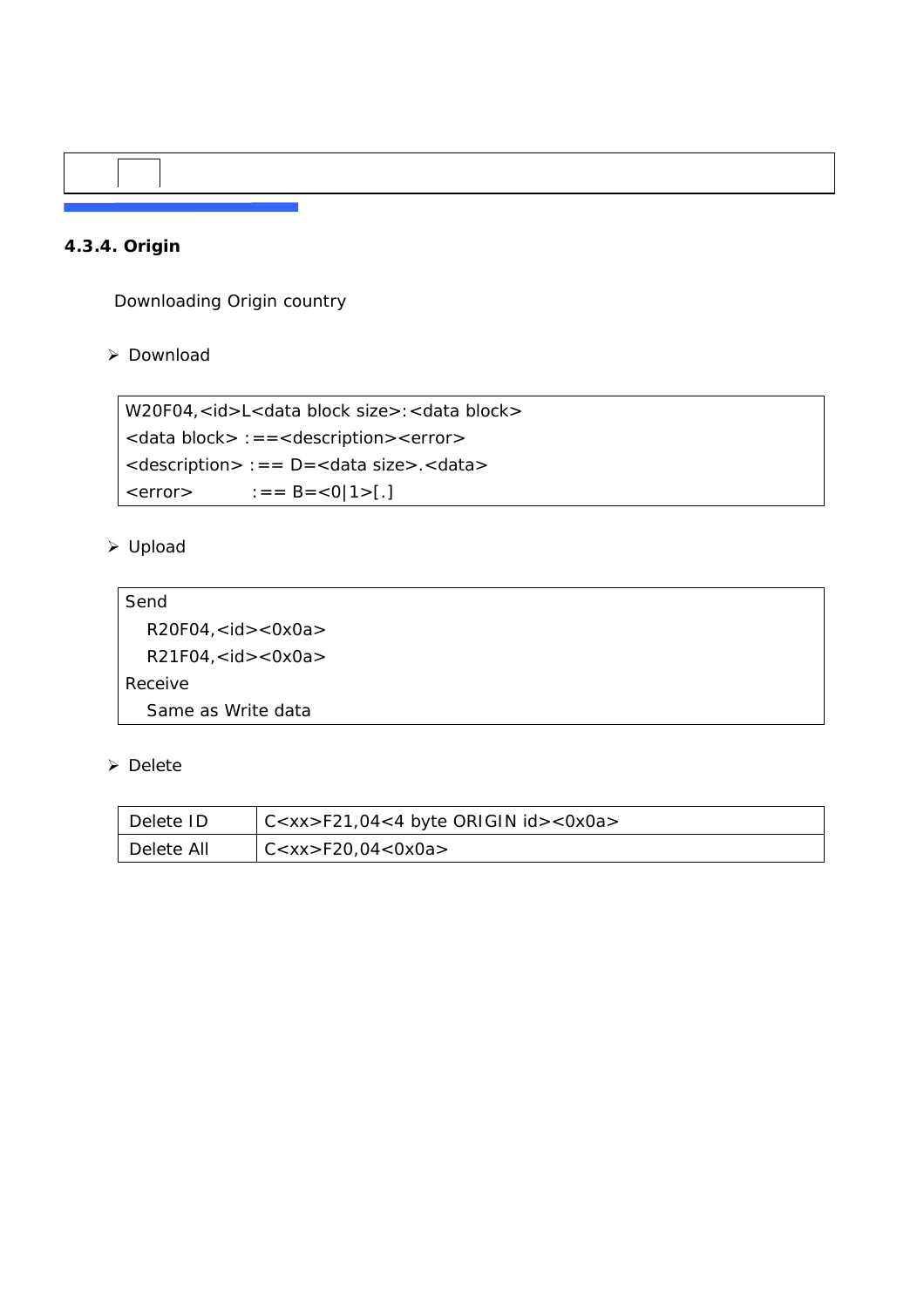### 4.3.4. Origin

Downloading Origin country

- Download

```
W20F04,<id>L<data block size>:<data block>
<data block> :==<description><error>
<description> :== D=<data size>.<data>
<error>          :== B=<0|1>[.]
```

- Upload

```
Send
   R20F04,<id><0x0a>
   R21F04,<id><0x0a>
Receive
   Same as Write data
```

- Delete

| Delete ID | C<xx>F21,04<4 byte ORIGIN id><0x0a> |
|---|---|
| Delete All | C<xx>F20,04<0x0a> |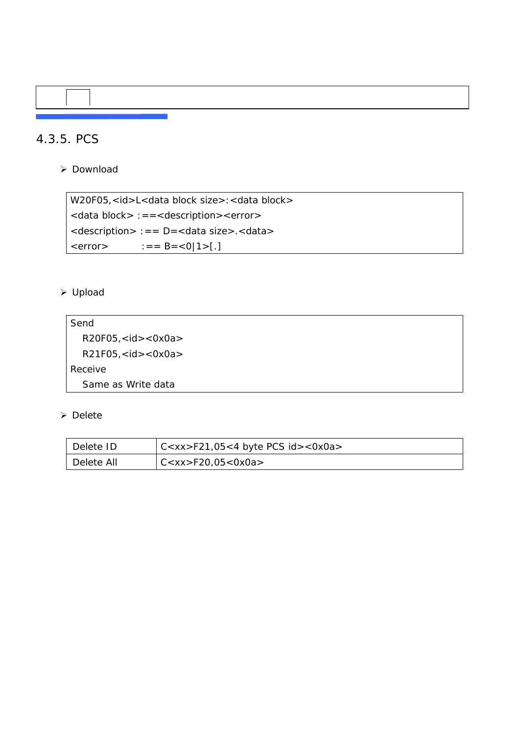## 4.3.5. PCS

- Download

```
W20F05,<id>L<data block size>:<data block>
<data block> :==<description><error>
<description> :== D=<data size>.<data>
<error>         :== B=<0|1>[.]
```

- Upload

```
Send
   R20F05,<id><0x0a>
   R21F05,<id><0x0a>
Receive
   Same as Write data
```

- Delete

| Delete ID | C<xx>F21,05<4 byte PCS id><0x0a> |
|---|---|
| Delete All | C<xx>F20,05<0x0a> |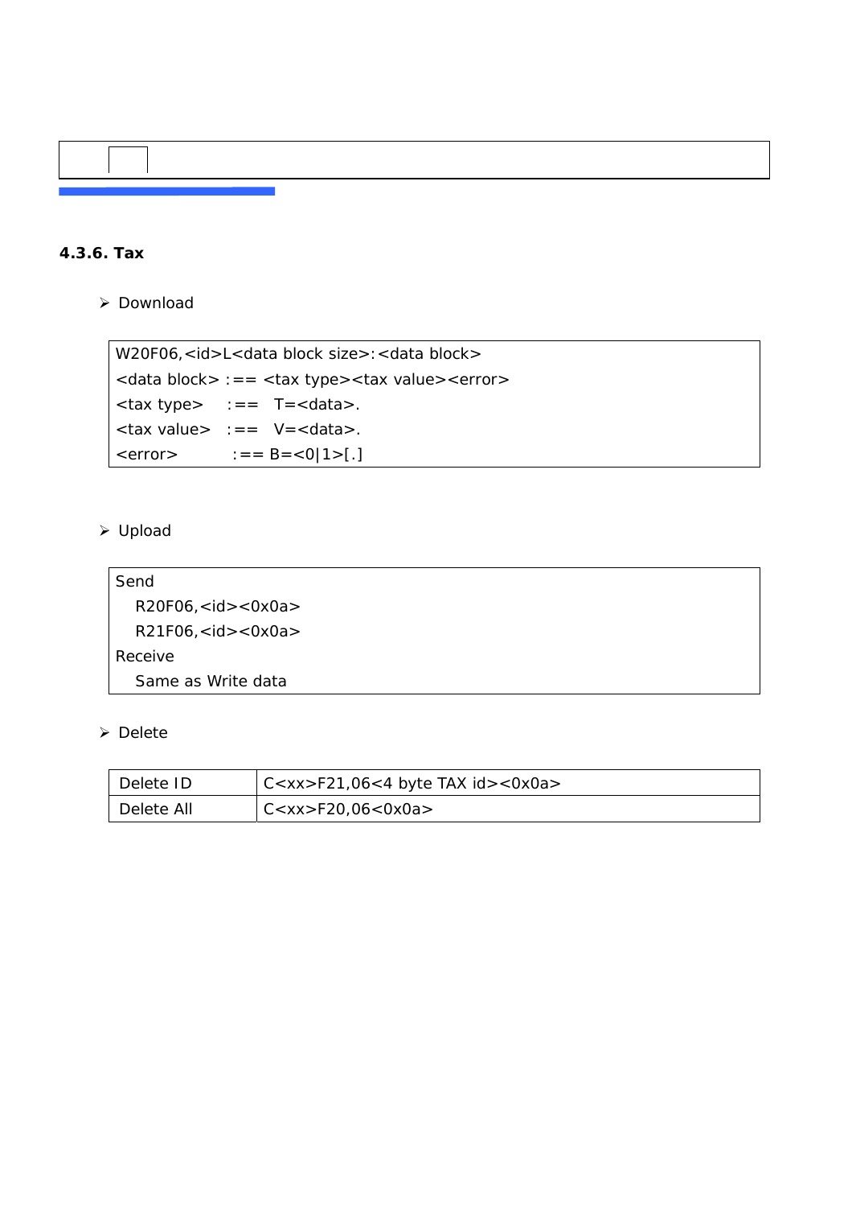#### 4.3.6. Tax

- Download

```
W20F06,<id>L<data block size>:<data block>
<data block> :== <tax type><tax value><error>
<tax type>   :==  T=<data>.
<tax value>  :==  V=<data>.
<error>       :== B=<0|1>[.]
```

- Upload

```
Send
   R20F06,<id><0x0a>
   R21F06,<id><0x0a>
Receive
   Same as Write data
```

- Delete

| Delete ID | C<xx>F21,06<4 byte TAX id><0x0a> |
|---|---|
| Delete All | C<xx>F20,06<0x0a> |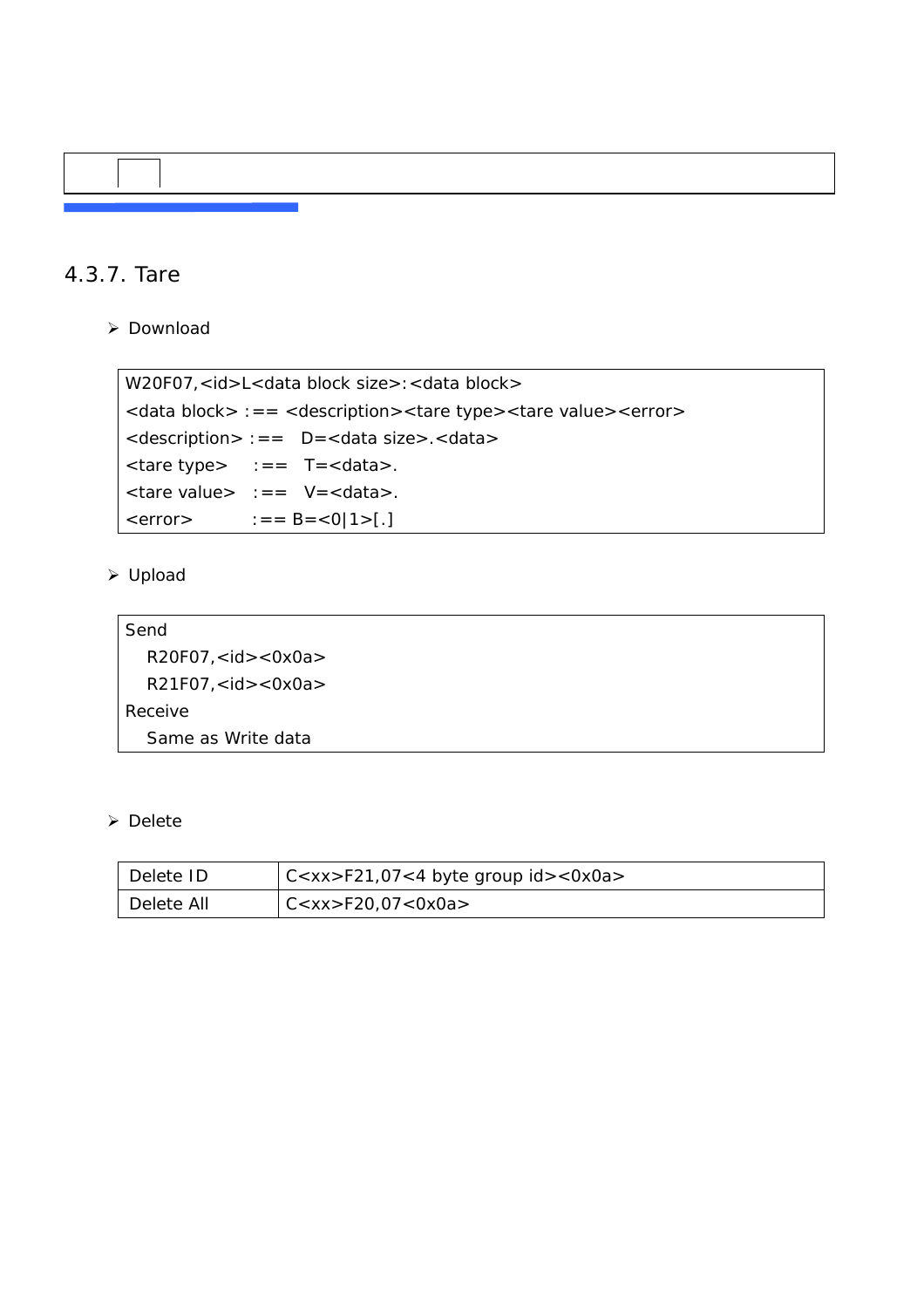### 4.3.7. Tare

- Download

```
W20F07,<id>L<data block size>:<data block>
<data block> :== <description><tare type><tare value><error>
<description> :==   D=<data size>.<data>
<tare type>    :==   T=<data>.
<tare value>   :==   V=<data>.
<error>        :== B=<0|1>[.]
```

- Upload

```
Send
   R20F07,<id><0x0a>
   R21F07,<id><0x0a>
Receive
   Same as Write data
```

- Delete

| Delete ID | C<xx>F21,07<4 byte group id><0x0a> |
|---|---|
| Delete All | C<xx>F20,07<0x0a> |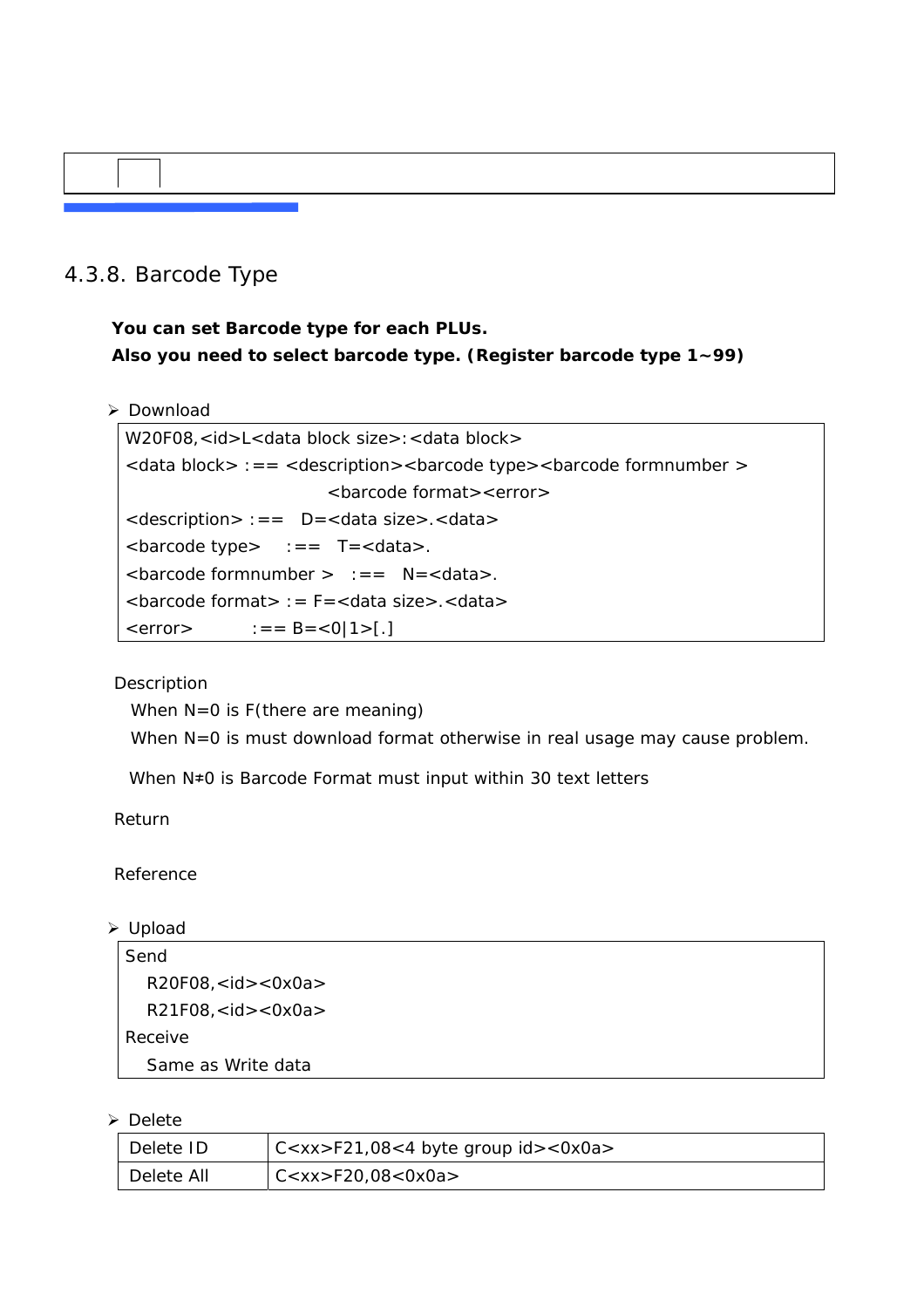### 4.3.8. Barcode Type

**You can set Barcode type for each PLUs.**
**Also you need to select barcode type. (Register barcode type 1~99)**

➢ Download

```
W20F08,<id>L<data block size>:<data block>
<data block> :== <description><barcode type><barcode formnumber >
                         <barcode format><error>
<description> :==   D=<data size>.<data>
<barcode type>    :==   T=<data>.
<barcode formnumber >   :==   N=<data>.
<barcode format> := F=<data size>.<data>
<error>          :== B=<0|1>[.]
```

Description

When N=0 is F(there are meaning)

When N=0 is must download format otherwise in real usage may cause problem.

When N≠0 is Barcode Format must input within 30 text letters

Return

Reference

➢ Upload

```
Send
   R20F08,<id><0x0a>
   R21F08,<id><0x0a>
Receive
   Same as Write data
```

➢ Delete

| Delete ID | C<xx>F21,08<4 byte group id><0x0a> |
|---|---|
| Delete All | C<xx>F20,08<0x0a> |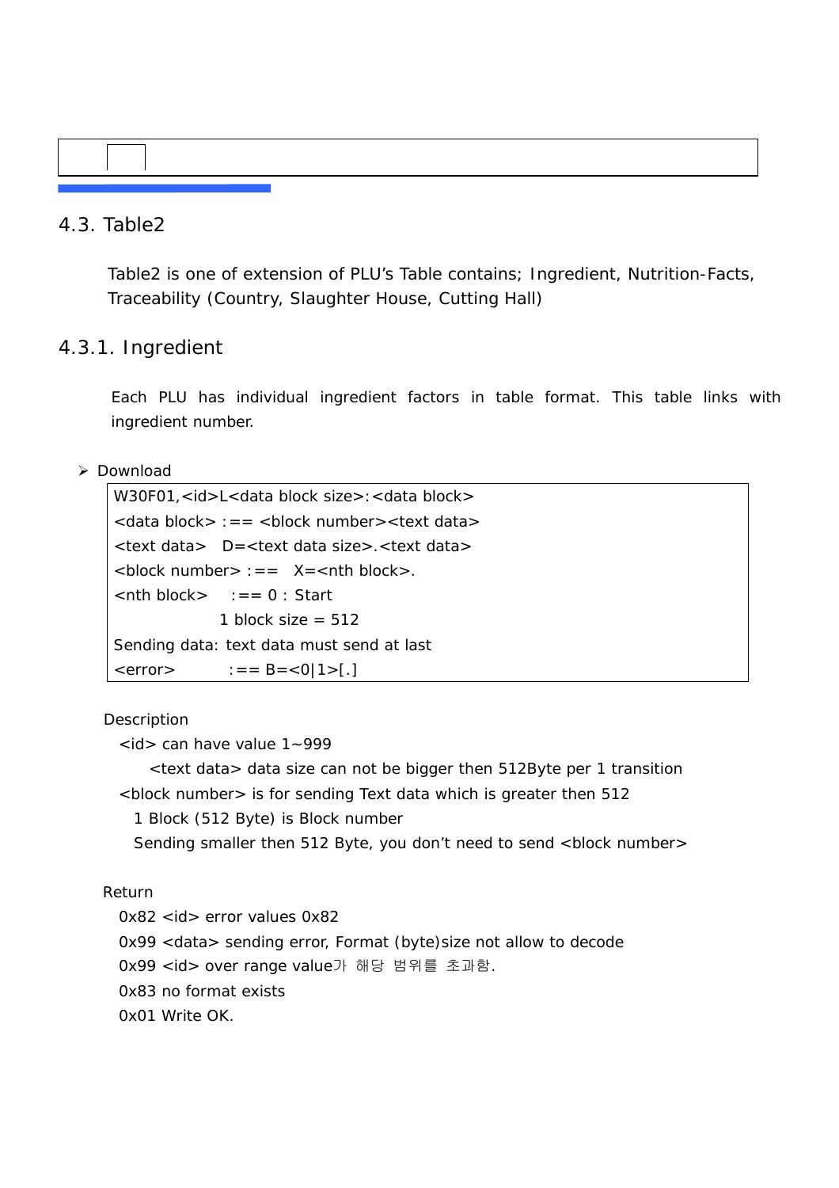## 4.3. Table2

Table2 is one of extension of PLU's Table contains; Ingredient, Nutrition-Facts, Traceability (Country, Slaughter House, Cutting Hall)

### 4.3.1. Ingredient

Each PLU has individual ingredient factors in table format. This table links with ingredient number.

- Download

```
W30F01,<id>L<data block size>:<data block>
<data block> :== <block number><text data>
<text data>   D=<text data size>.<text data>
<block number> :==   X=<nth block>.
<nth block>    :== 0 : Start
                 1 block size = 512
Sending data: text data must send at last
<error>         :== B=<0|1>[.]
```

Description

<id> can have value 1~999

<text data> data size can not be bigger then 512Byte per 1 transition

<block number> is for sending Text data which is greater then 512

1 Block (512 Byte) is Block number

Sending smaller then 512 Byte, you don't need to send <block number>

Return

0x82 <id> error values 0x82

0x99 <data> sending error, Format (byte)size not allow to decode

0x99 <id> over range value가 해당 범위를 초과함.

0x83 no format exists

0x01 Write OK.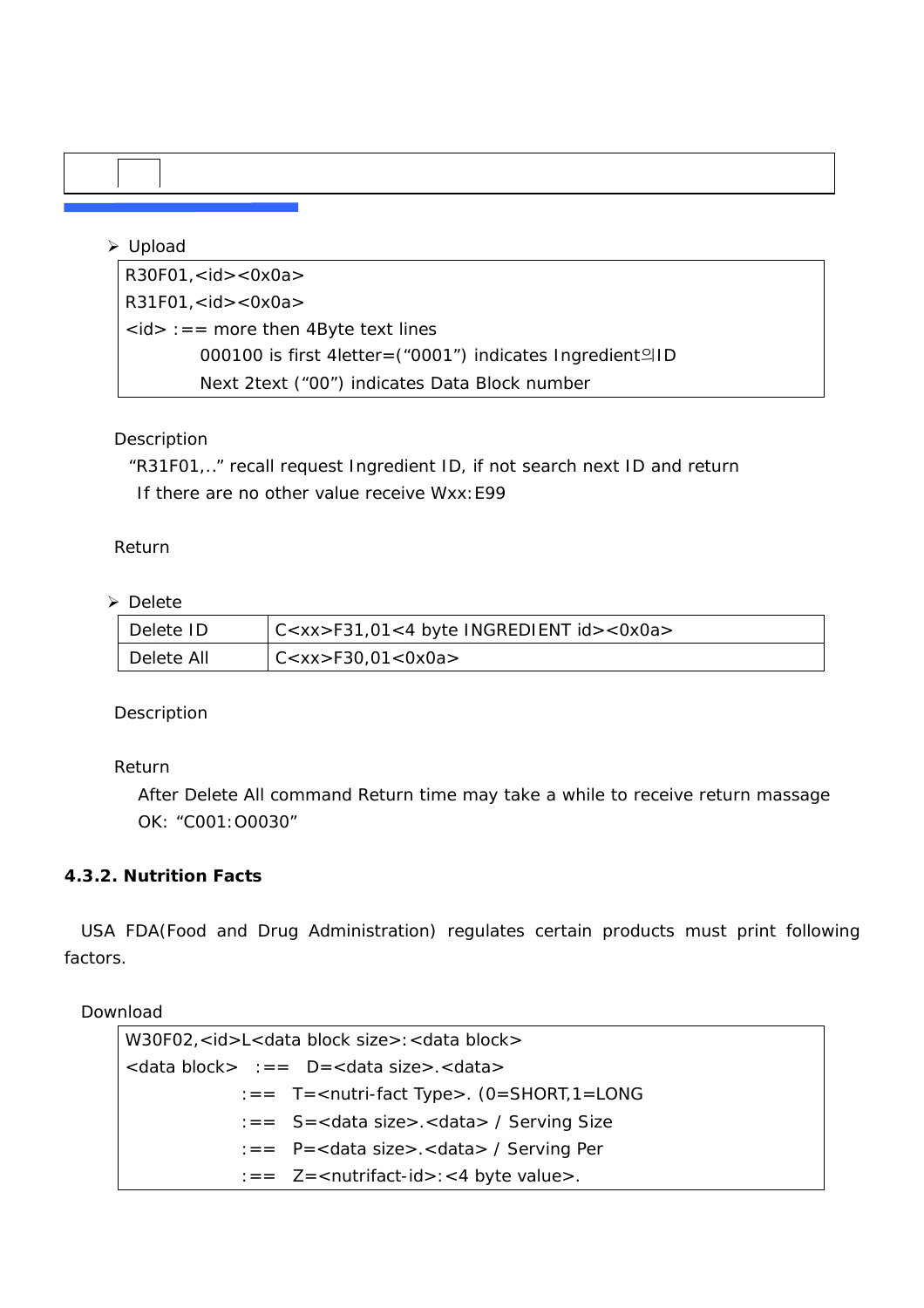➢ Upload

```
R30F01,<id><0x0a>
R31F01,<id><0x0a>
<id> :== more then 4Byte text lines
         000100 is first 4letter=(“0001”) indicates Ingredient의ID
         Next 2text (“00”) indicates Data Block number
```

Description

“R31F01,..” recall request Ingredient ID, if not search next ID and return

If there are no other value receive Wxx:E99

Return

➢ Delete

| Delete ID | C<xx>F31,01<4 byte INGREDIENT id><0x0a> |
|---|---|
| Delete All | C<xx>F30,01<0x0a> |

Description

Return

After Delete All command Return time may take a while to receive return massage

OK: “C001:O0030”

#### 4.3.2. Nutrition Facts

USA FDA(Food and Drug Administration) regulates certain products must print following factors.

Download

```
W30F02,<id>L<data block size>:<data block>
<data block>  :==  D=<data size>.<data>
              :==  T=<nutri-fact Type>. (0=SHORT,1=LONG
              :==  S=<data size>.<data> / Serving Size
              :==  P=<data size>.<data> / Serving Per
              :==  Z=<nutrifact-id>:<4 byte value>.
```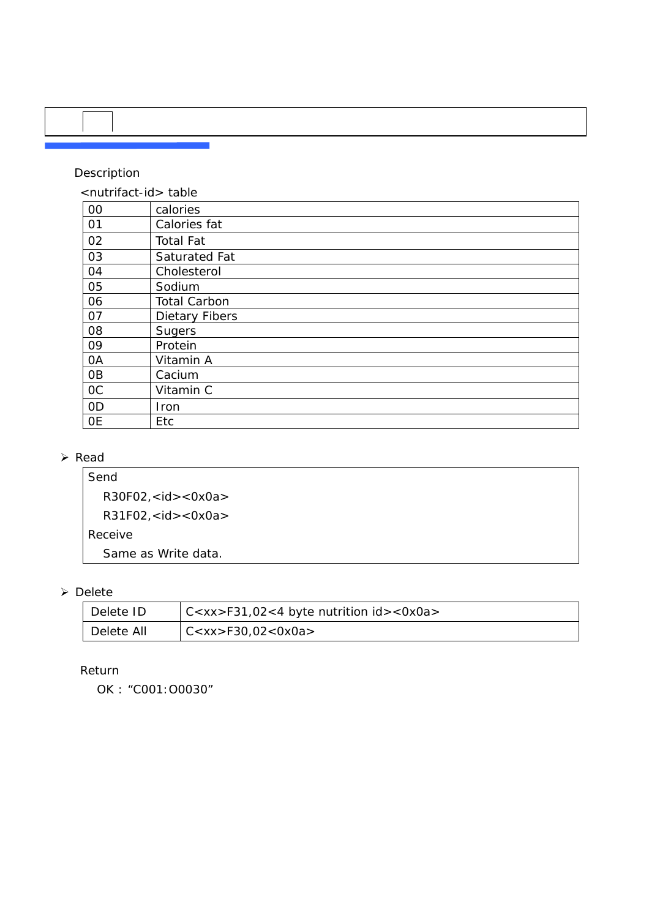Description

<nutrifact-id> table

| 00 | calories |
|---|---|
| 01 | Calories fat |
| 02 | Total Fat |
| 03 | Saturated Fat |
| 04 | Cholesterol |
| 05 | Sodium |
| 06 | Total Carbon |
| 07 | Dietary Fibers |
| 08 | Sugers |
| 09 | Protein |
| 0A | Vitamin A |
| 0B | Cacium |
| 0C | Vitamin C |
| 0D | Iron |
| 0E | Etc |

- Read

| Send<br>R30F02,<id><0x0a><br>R31F02,<id><0x0a><br>Receive<br>Same as Write data. |
|---|

- Delete

| Delete ID | C<xx>F31,02<4 byte nutrition id><0x0a> |
|---|---|
| Delete All | C<xx>F30,02<0x0a> |

Return

OK : “C001:O0030”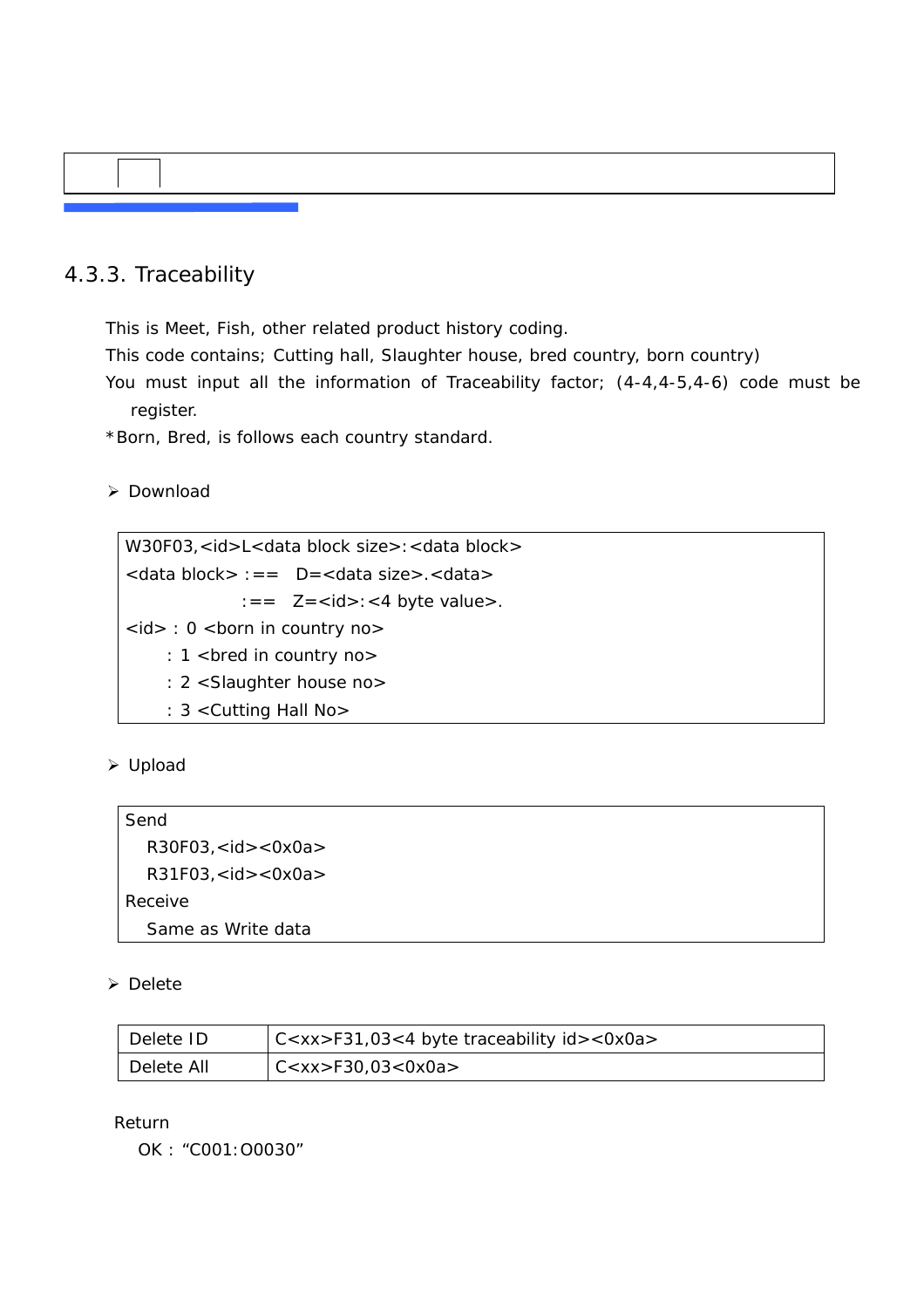## 4.3.3. Traceability

This is Meet, Fish, other related product history coding.

This code contains; Cutting hall, Slaughter house, bred country, born country)

You must input all the information of Traceability factor; (4-4,4-5,4-6) code must be register.

*Born, Bred, is follows each country standard.

- Download

```
W30F03,<id>L<data block size>:<data block>
<data block> :==   D=<data size>.<data>
                :==   Z=<id>:<4 byte value>.
<id> : 0 <born in country no>
     : 1 <bred in country no>
     : 2 <Slaughter house no>
     : 3 <Cutting Hall No>
```

- Upload

```
Send
  R30F03,<id><0x0a>
  R31F03,<id><0x0a>
Receive
  Same as Write data
```

- Delete

| Delete ID | C<xx>F31,03<4 byte traceability id><0x0a> |
|---|---|
| Delete All | C<xx>F30,03<0x0a> |

Return

OK : “C001:O0030”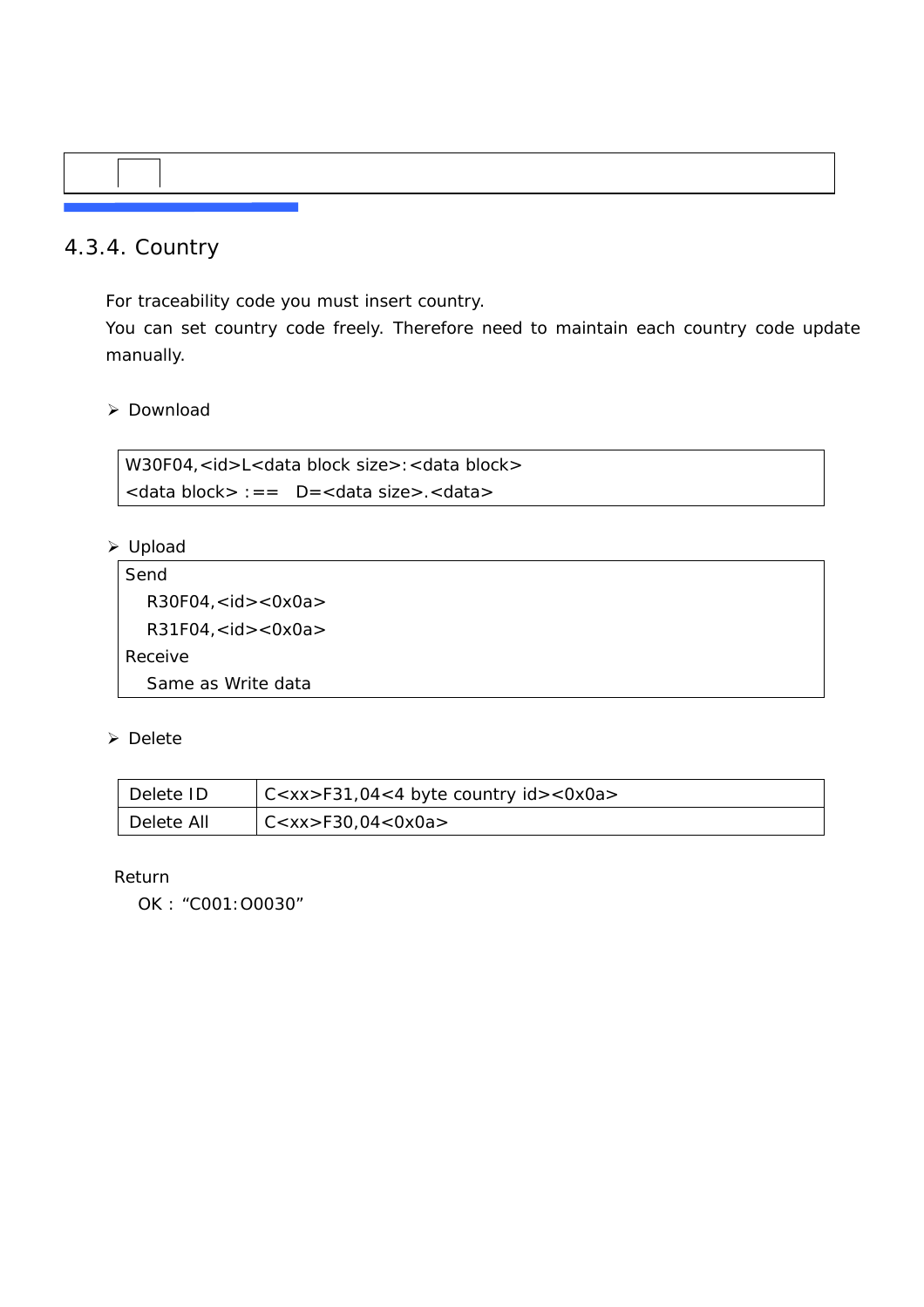### 4.3.4. Country

For traceability code you must insert country.
You can set country code freely. Therefore need to maintain each country code update manually.

- Download

```
W30F04,<id>L<data block size>:<data block>
<data block> :==   D=<data size>.<data>
```

- Upload

```
Send
   R30F04,<id><0x0a>
   R31F04,<id><0x0a>
Receive
   Same as Write data
```

- Delete

| Delete ID | C<xx>F31,04<4 byte country id><0x0a> |
|---|---|
| Delete All | C<xx>F30,04<0x0a> |

Return
  OK : "C001:O0030"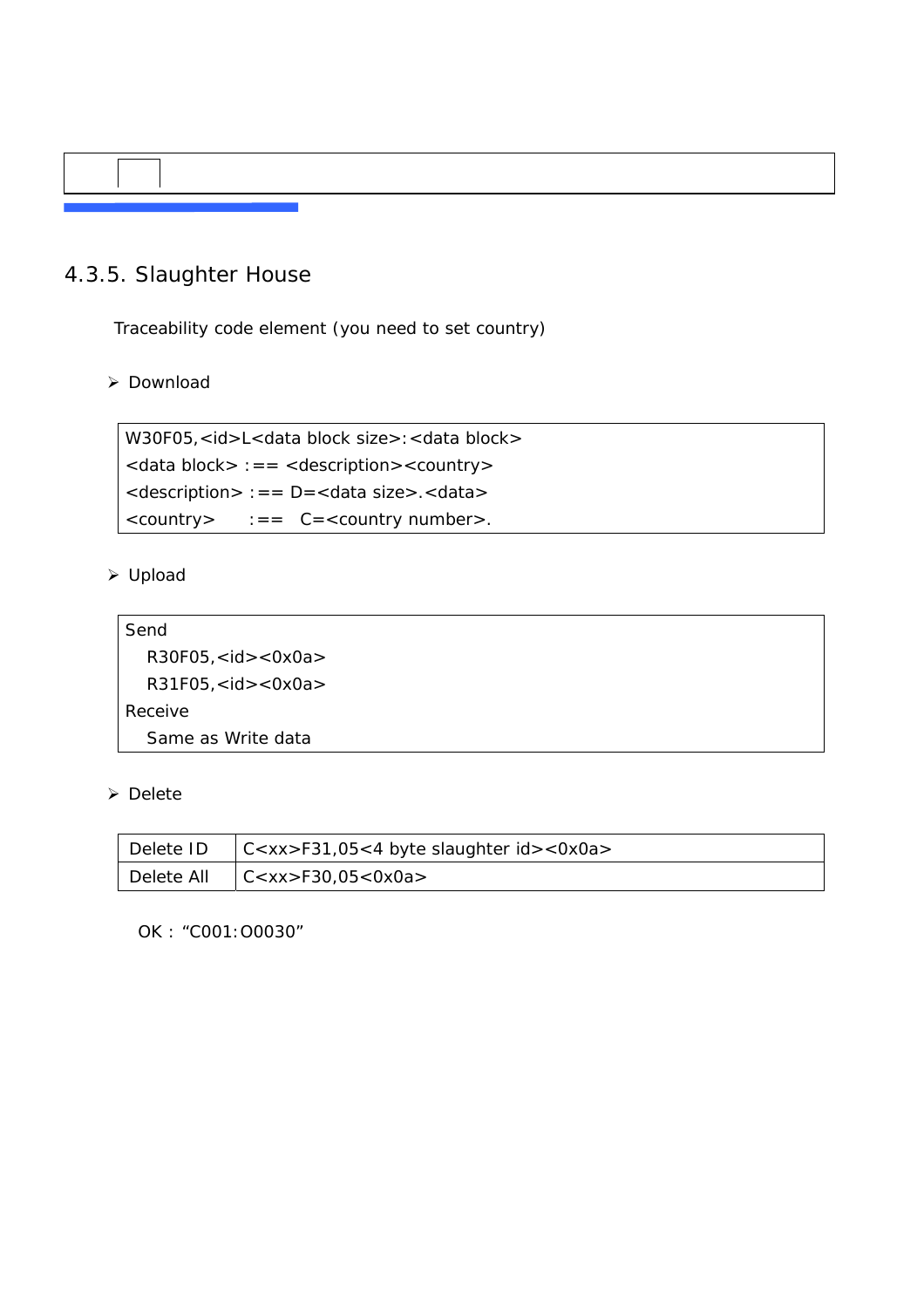## 4.3.5. Slaughter House

Traceability code element (you need to set country)

- Download

```
W30F05,<id>L<data block size>:<data block>
<data block> :== <description><country>
<description> :== D=<data size>.<data>
<country>     :==  C=<country number>.
```

- Upload

```
Send
   R30F05,<id><0x0a>
   R31F05,<id><0x0a>
Receive
   Same as Write data
```

- Delete

| Delete ID | C<xx>F31,05<4 byte slaughter id><0x0a> |
|---|---|
| Delete All | C<xx>F30,05<0x0a> |

OK : “C001:O0030”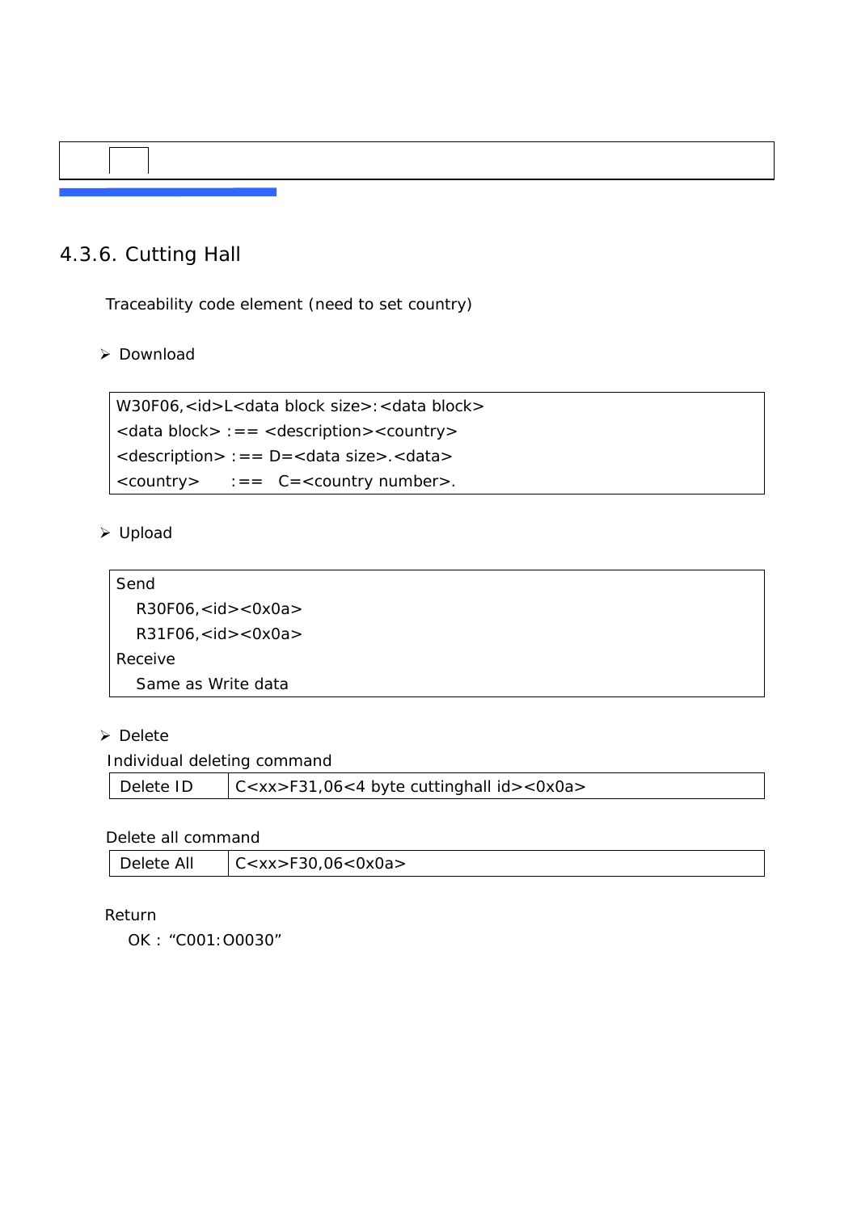## 4.3.6. Cutting Hall

Traceability code element (need to set country)

- Download

```
W30F06,<id>L<data block size>:<data block>
<data block> :== <description><country>
<description> :== D=<data size>.<data>
<country>     :==  C=<country number>.
```

- Upload

```
Send
   R30F06,<id><0x0a>
   R31F06,<id><0x0a>
Receive
   Same as Write data
```

- Delete

Individual deleting command

| Delete ID | C<xx>F31,06<4 byte cuttinghall id><0x0a> |
|---|---|

Delete all command

| Delete All | C<xx>F30,06<0x0a> |
|---|---|

Return

OK : “C001:O0030”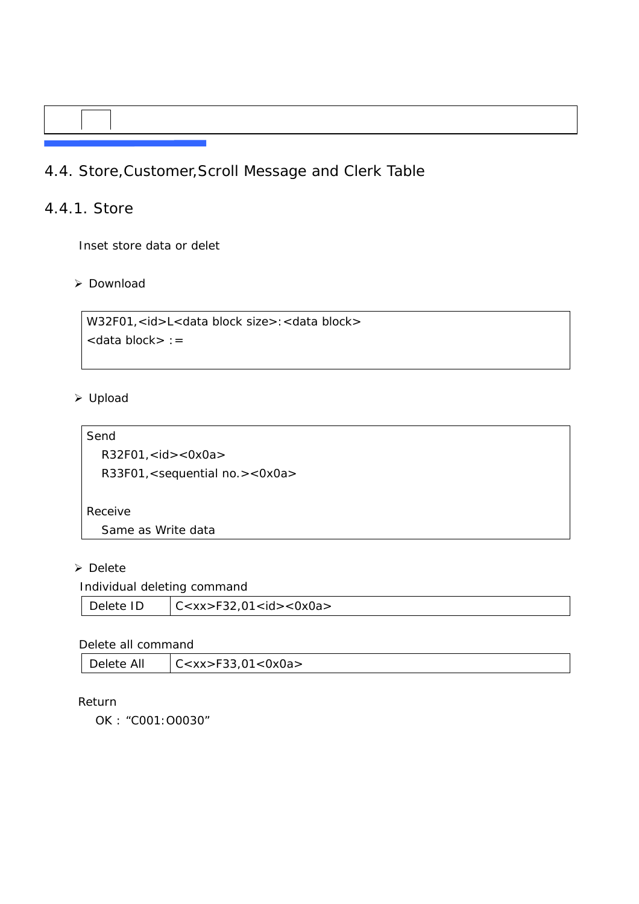## 4.4. Store,Customer,Scroll Message and Clerk Table

### 4.4.1. Store

Inset store data or delet

- Download

```
W32F01,<id>L<data block size>:<data block>
<data block> :=
```

- Upload

```
Send
   R32F01,<id><0x0a>
   R33F01,<sequential no.><0x0a>

Receive
   Same as Write data
```

- Delete

Individual deleting command

| Delete ID | C<xx>F32,01<id><0x0a> |
|---|---|

Delete all command

| Delete All | C<xx>F33,01<0x0a> |
|---|---|

Return

OK : “C001:O0030”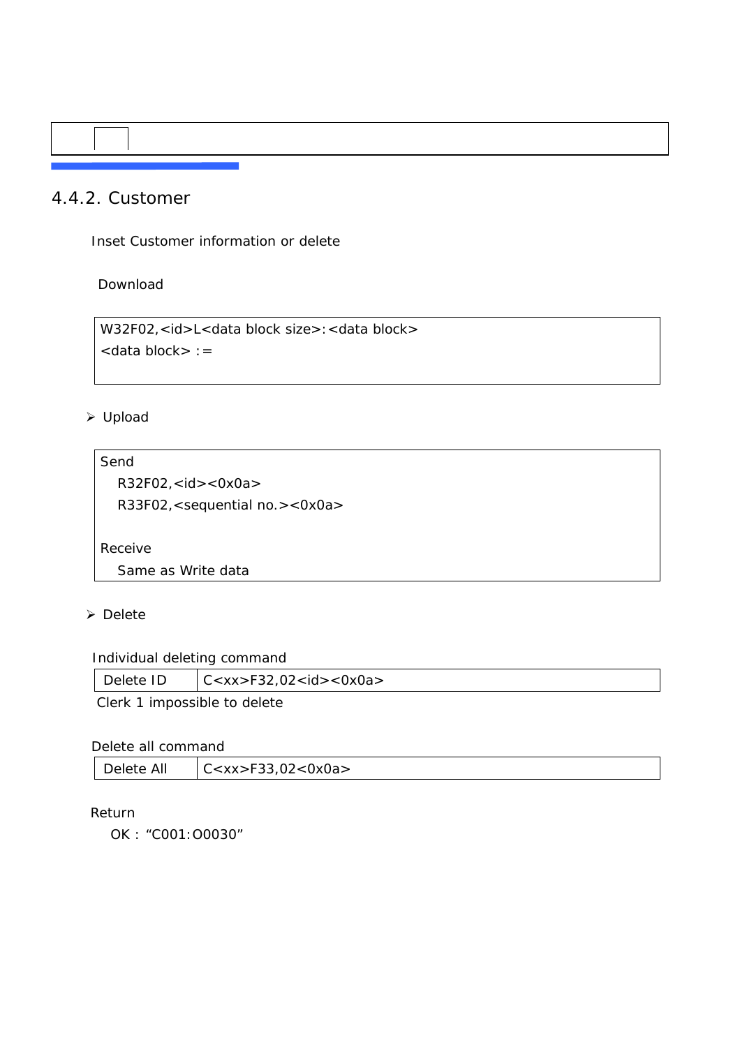### 4.4.2. Customer

Inset Customer information or delete

Download

```
W32F02,<id>L<data block size>:<data block>
<data block> :=
```

- Upload

```
Send
   R32F02,<id><0x0a>
   R33F02,<sequential no.><0x0a>

Receive
   Same as Write data
```

- Delete

Individual deleting command

| Delete ID | C<xx>F32,02<id><0x0a> |
|---|---|

Clerk 1 impossible to delete

Delete all command

| Delete All | C<xx>F33,02<0x0a> |
|---|---|

Return

OK : “C001:O0030”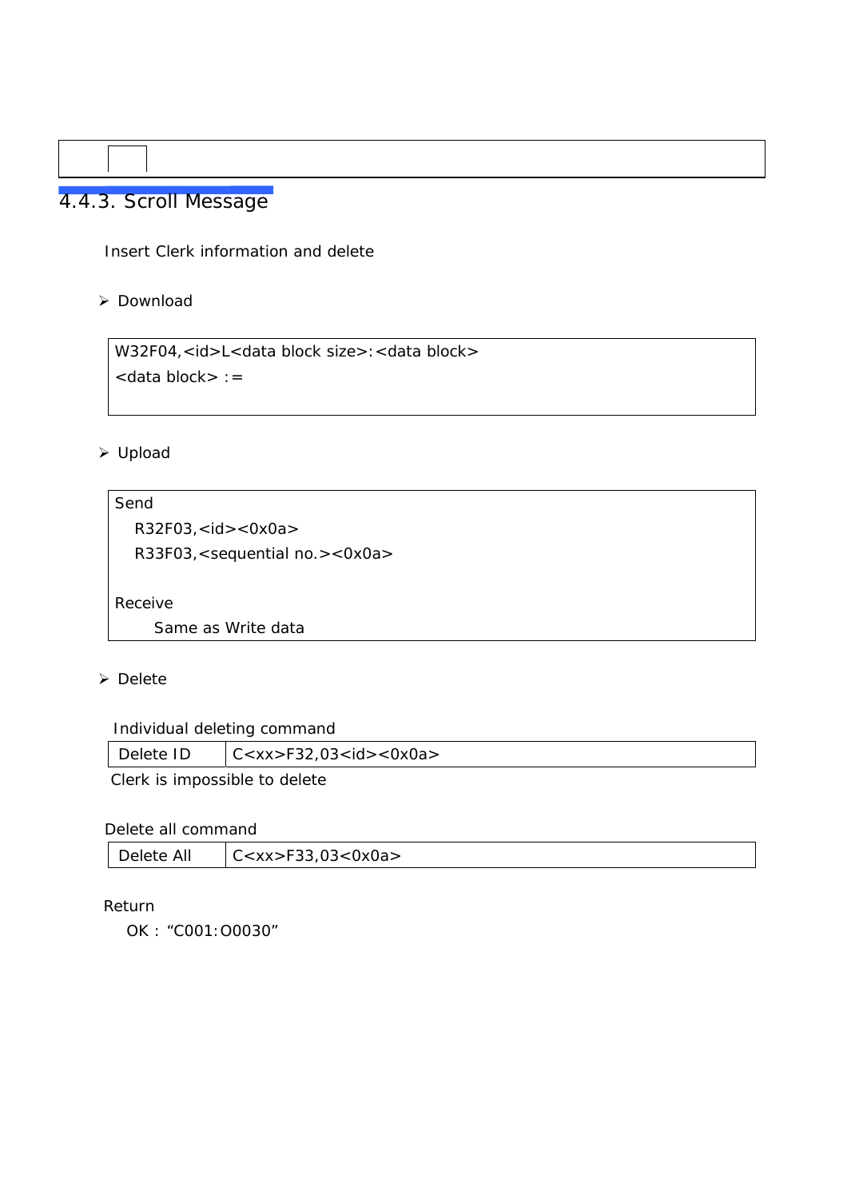### 4.4.3. Scroll Message

Insert Clerk information and delete

- Download

```
W32F04,<id>L<data block size>:<data block>
<data block> :=
```

- Upload

```
Send
   R32F03,<id><0x0a>
   R33F03,<sequential no.><0x0a>

Receive
      Same as Write data
```

- Delete

Individual deleting command

| Delete ID | C<xx>F32,03<id><0x0a> |
|---|---|

Clerk is impossible to delete

Delete all command

| Delete All | C<xx>F33,03<0x0a> |
|---|---|

Return

OK : “C001:O0030”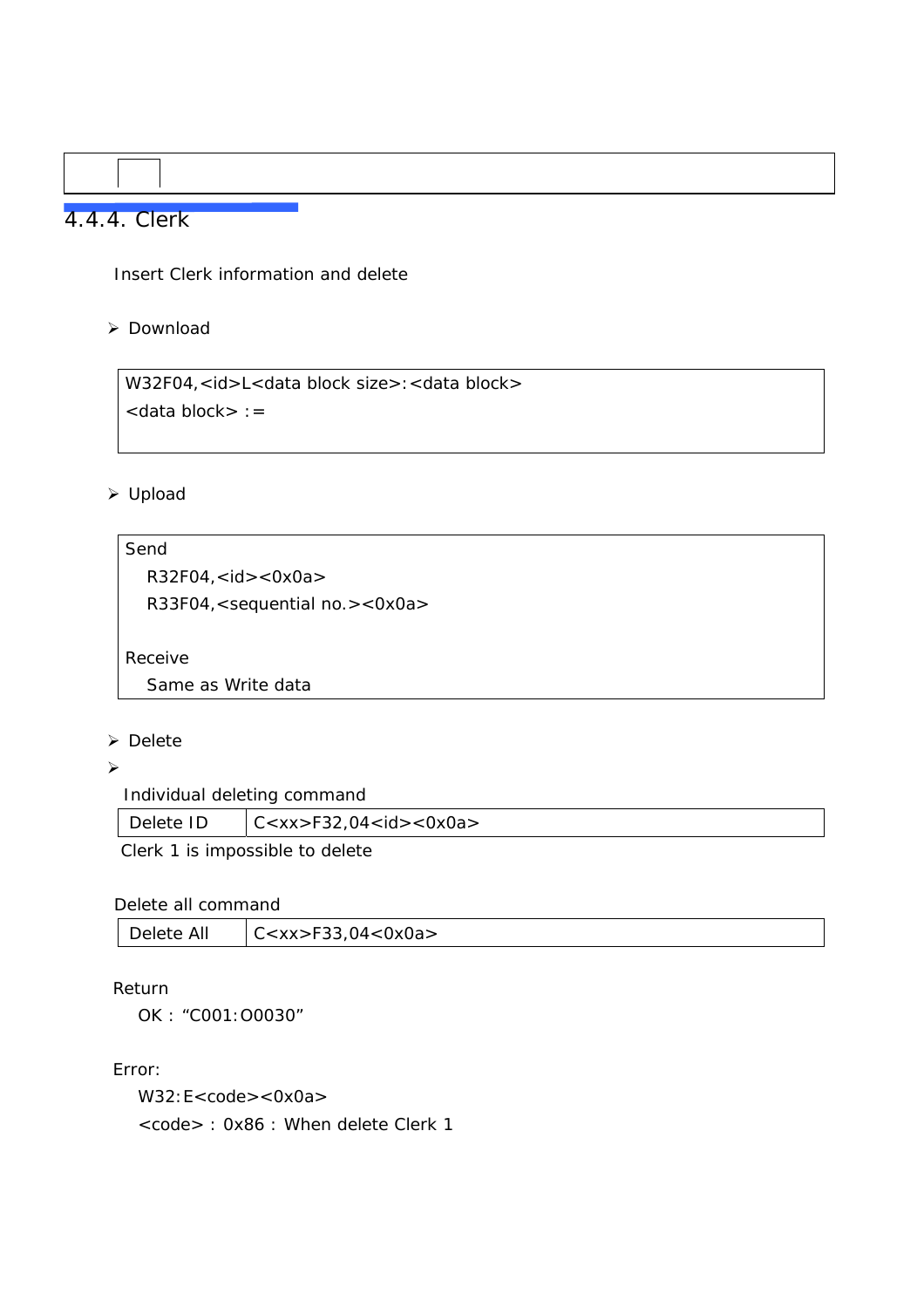### 4.4.4. Clerk

Insert Clerk information and delete

- Download

```
W32F04,<id>L<data block size>:<data block>
<data block> :=
```

- Upload

```
Send
   R32F04,<id><0x0a>
   R33F04,<sequential no.><0x0a>

Receive
   Same as Write data
```

- Delete
- 

Individual deleting command

| Delete ID | C<xx>F32,04<id><0x0a> |
|---|---|

Clerk 1 is impossible to delete

Delete all command

| Delete All | C<xx>F33,04<0x0a> |
|---|---|

Return

OK : “C001:O0030”

Error:

W32:E<code><0x0a>

<code> : 0x86 : When delete Clerk 1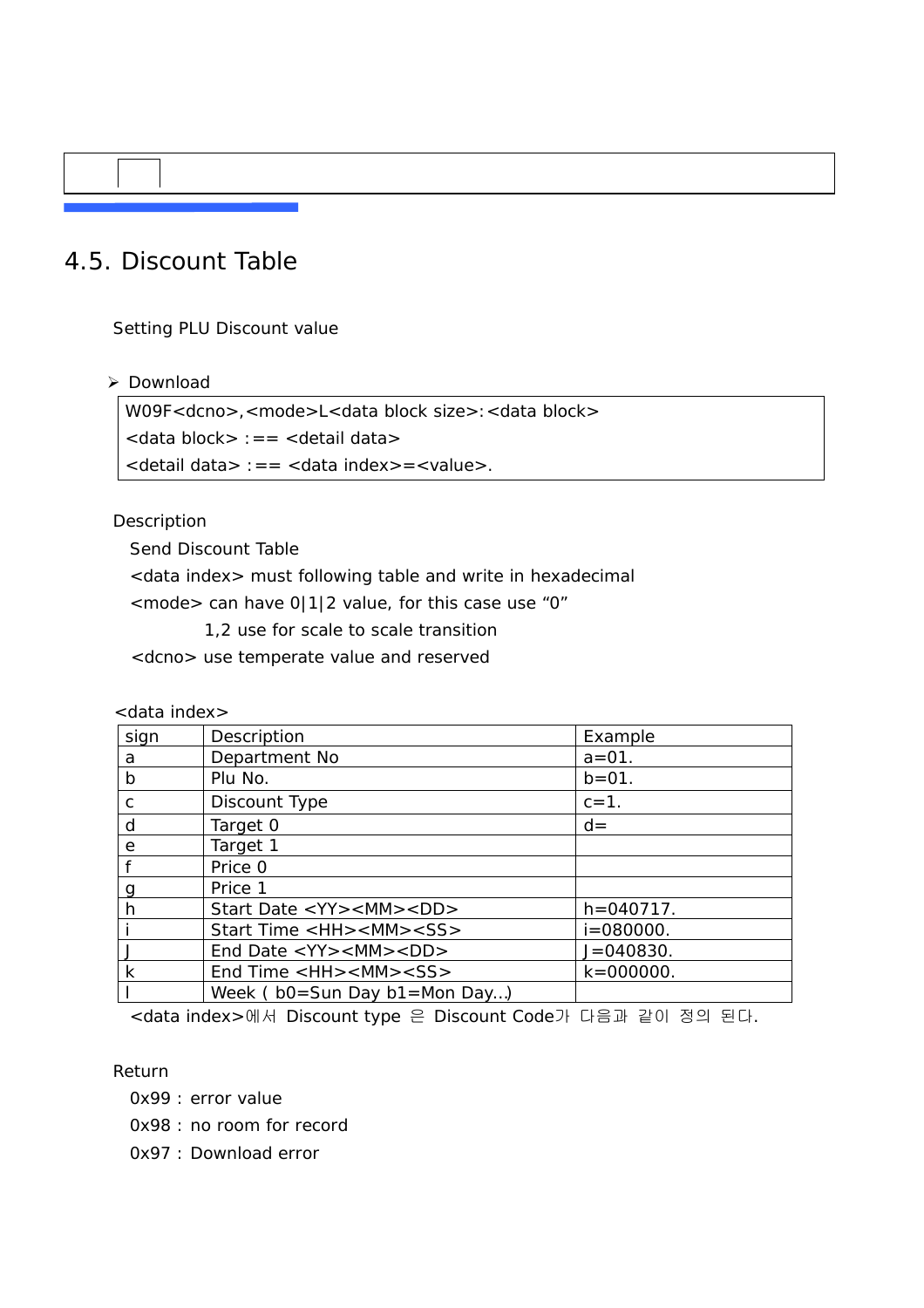## 4.5. Discount Table

Setting PLU Discount value

- Download

```
W09F<dcno>,<mode>L<data block size>:<data block>
<data block> :== <detail data>
<detail data> :== <data index>=<value>.
```

Description

Send Discount Table

<data index> must following table and write in hexadecimal

<mode> can have 0|1|2 value, for this case use “0”

1,2 use for scale to scale transition

<dcno> use temperate value and reserved

<data index>

| sign | Description | Example |
|---|---|---|
| a | Department No | a=01. |
| b | Plu No. | b=01. |
| c | Discount Type | c=1. |
| d | Target 0 | d= |
| e | Target 1 | |
| f | Price 0 | |
| g | Price 1 | |
| h | Start Date <YY><MM><DD> | h=040717. |
| i | Start Time <HH><MM><SS> | i=080000. |
| J | End Date <YY><MM><DD> | J=040830. |
| k | End Time <HH><MM><SS> | k=000000. |
| l | Week ( b0=Sun Day b1=Mon Day...) | |

<data index>에서 Discount type 은 Discount Code가 다음과 같이 정의 된다.

Return

0x99 : error value

0x98 : no room for record

0x97 : Download error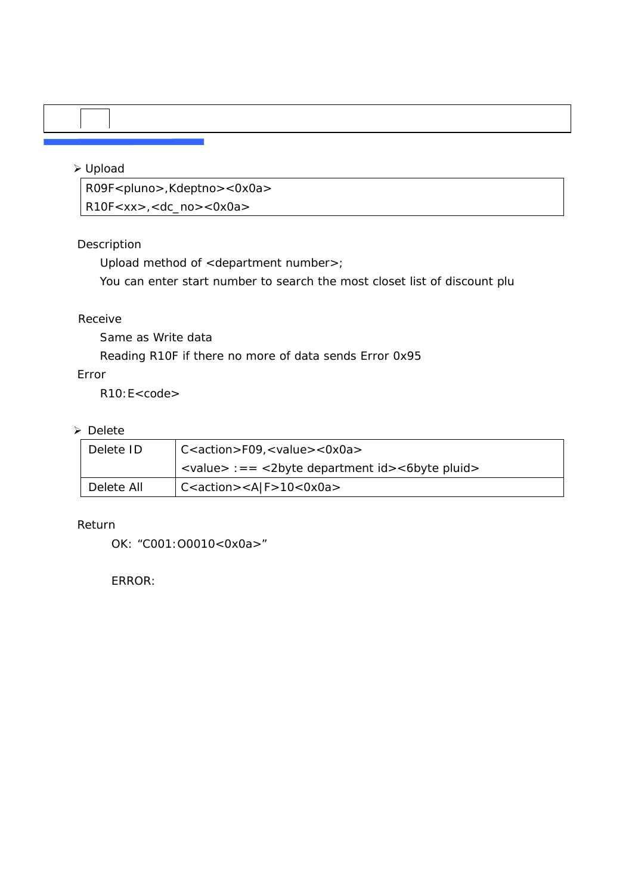- Upload

```
R09F<pluno>,Kdeptno><0x0a>
R10F<xx>,<dc_no><0x0a>
```

Description

Upload method of <department number>;

You can enter start number to search the most closet list of discount plu

Receive

Same as Write data

Reading R10F if there no more of data sends Error 0x95

Error

R10:E<code>

- Delete

| Delete ID | C<action>F09,<value><0x0a><br><value> :== <2byte department id><6byte pluid> |
|---|---|
| Delete All | C<action><A\|F>10<0x0a> |

Return

OK: “C001:O0010<0x0a>”

ERROR: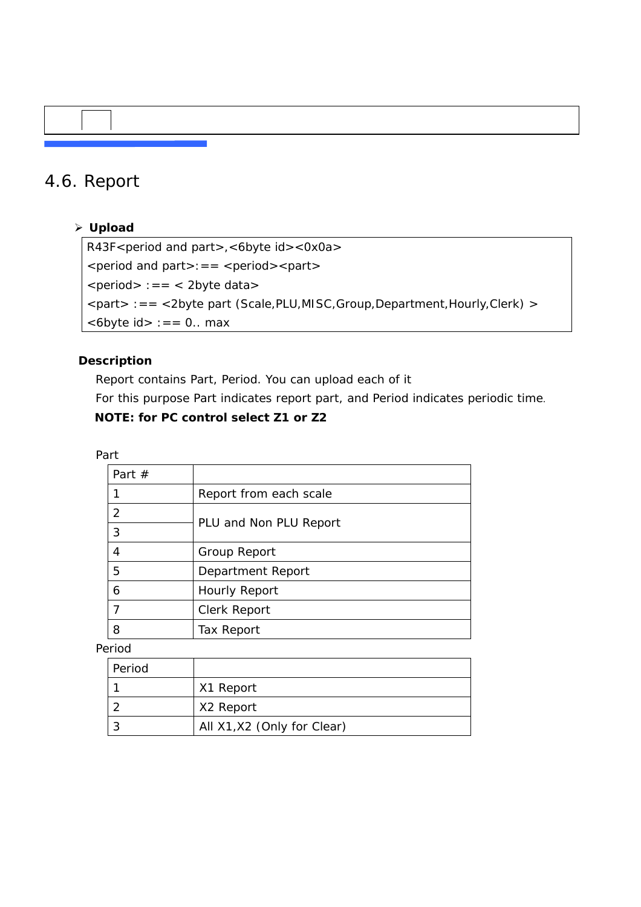## 4.6. Report

- **Upload**

```
R43F<period and part>,<6byte id><0x0a>
<period and part>:== <period><part>
<period> :== < 2byte data>
<part> :== <2byte part (Scale,PLU,MISC,Group,Department,Hourly,Clerk) >
<6byte id> :== 0.. max
```

**Description**

Report contains Part, Period. You can upload each of it

For this purpose Part indicates report part, and Period indicates periodic time.

**NOTE: for PC control select Z1 or Z2**

Part

| Part # | |
|---|---|
| 1 | Report from each scale |
| 2 | PLU and Non PLU Report |
| 3 | |
| 4 | Group Report |
| 5 | Department Report |
| 6 | Hourly Report |
| 7 | Clerk Report |
| 8 | Tax Report |

Period

| Period | |
|---|---|
| 1 | X1 Report |
| 2 | X2 Report |
| 3 | All X1,X2 (Only for Clear) |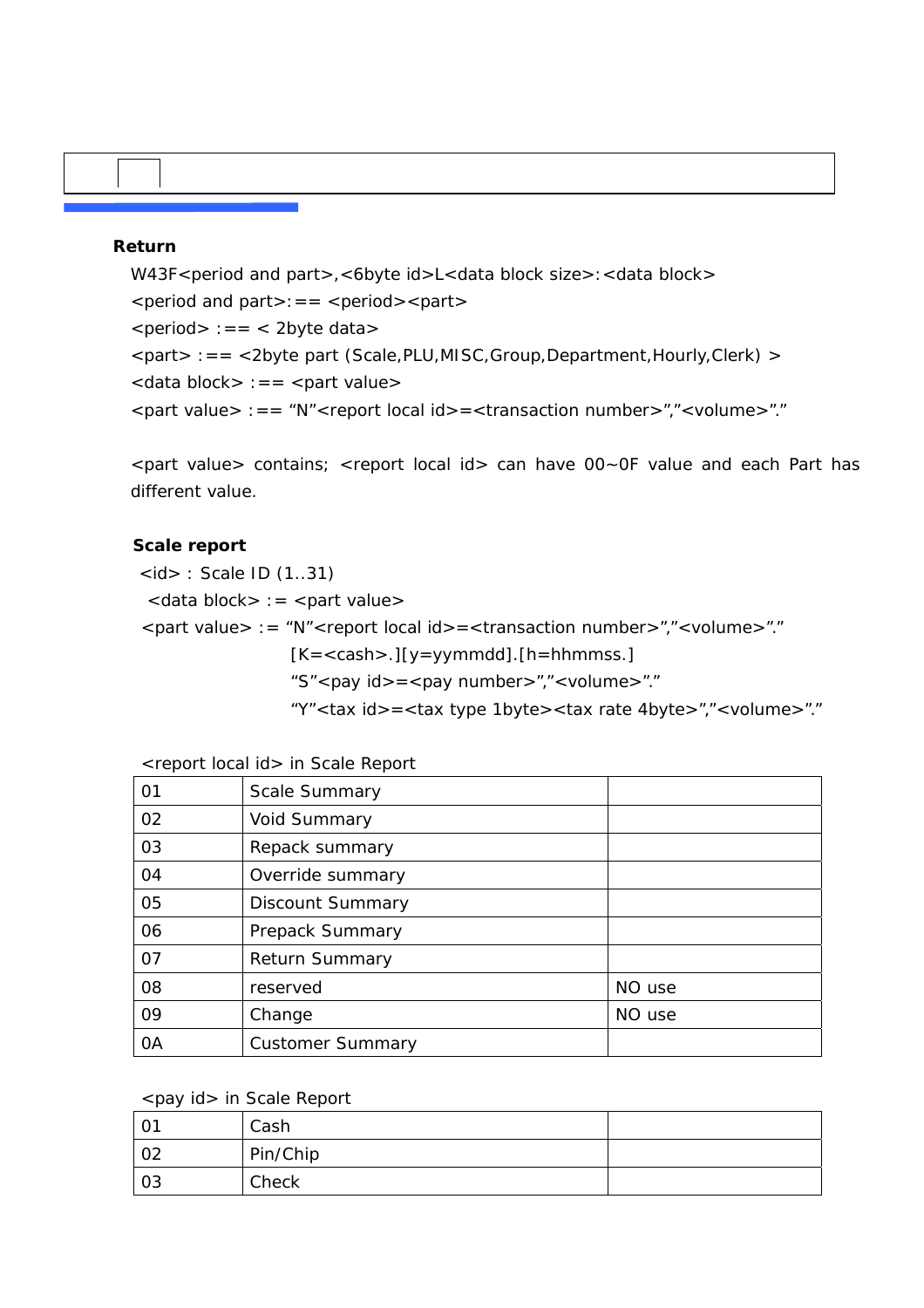**Return**

W43F<period and part>,<6byte id>L<data block size>:<data block>

<period and part>:== <period><part>

<period> :== < 2byte data>

<part> :== <2byte part (Scale,PLU,MISC,Group,Department,Hourly,Clerk) >

<data block> :== <part value>

<part value> :== "N"<report local id>=<transaction number>","<volume>"."

<part value> contains; <report local id> can have 00~0F value and each Part has different value.

**Scale report**

<id> : Scale ID (1..31)

<data block> := <part value>

<part value> := "N"<report local id>=<transaction number>","<volume>"."
[K=<cash>.][y=yymmdd].[h=hhmmss.]
"S"<pay id>=<pay number>","<volume>"."
"Y"<tax id>=<tax type 1byte><tax rate 4byte>","<volume>"."

<report local id> in Scale Report

| | | |
|---|---|---|
| 01 | Scale Summary | |
| 02 | Void Summary | |
| 03 | Repack summary | |
| 04 | Override summary | |
| 05 | Discount Summary | |
| 06 | Prepack Summary | |
| 07 | Return Summary | |
| 08 | reserved | NO use |
| 09 | Change | NO use |
| 0A | Customer Summary | |

<pay id> in Scale Report

| | | |
|---|---|---|
| 01 | Cash | |
| 02 | Pin/Chip | |
| 03 | Check | |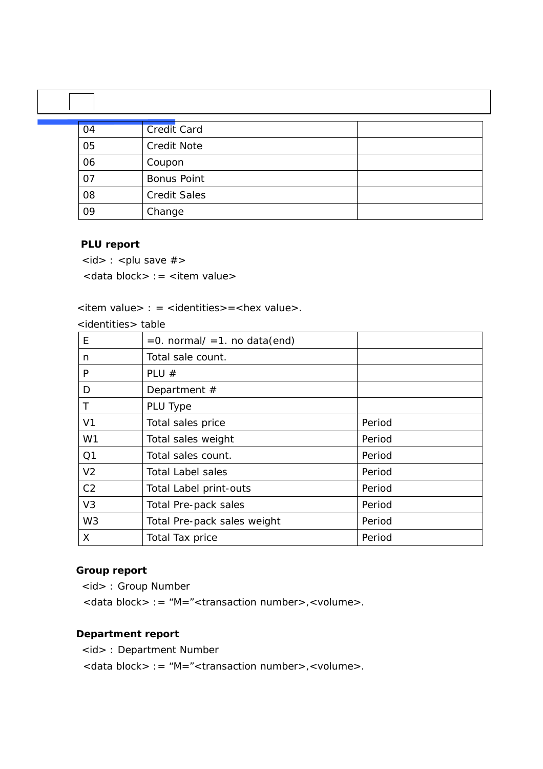| 04 | Credit Card | |
|---|---|---|
| 05 | Credit Note | |
| 06 | Coupon | |
| 07 | Bonus Point | |
| 08 | Credit Sales | |
| 09 | Change | |

**PLU report**

<id> : <plu save #>

<data block> := <item value>

<item value> : = <identities>=<hex value>.

<identities> table

| E | =0. normal/ =1. no data(end) | |
|---|---|---|
| n | Total sale count. | |
| P | PLU # | |
| D | Department # | |
| T | PLU Type | |
| V1 | Total sales price | Period |
| W1 | Total sales weight | Period |
| Q1 | Total sales count. | Period |
| V2 | Total Label sales | Period |
| C2 | Total Label print-outs | Period |
| V3 | Total Pre-pack sales | Period |
| W3 | Total Pre-pack sales weight | Period |
| X | Total Tax price | Period |

**Group report**

<id> : Group Number

<data block> := “M=”<transaction number>,<volume>.

**Department report**

<id> : Department Number

<data block> := “M=”<transaction number>,<volume>.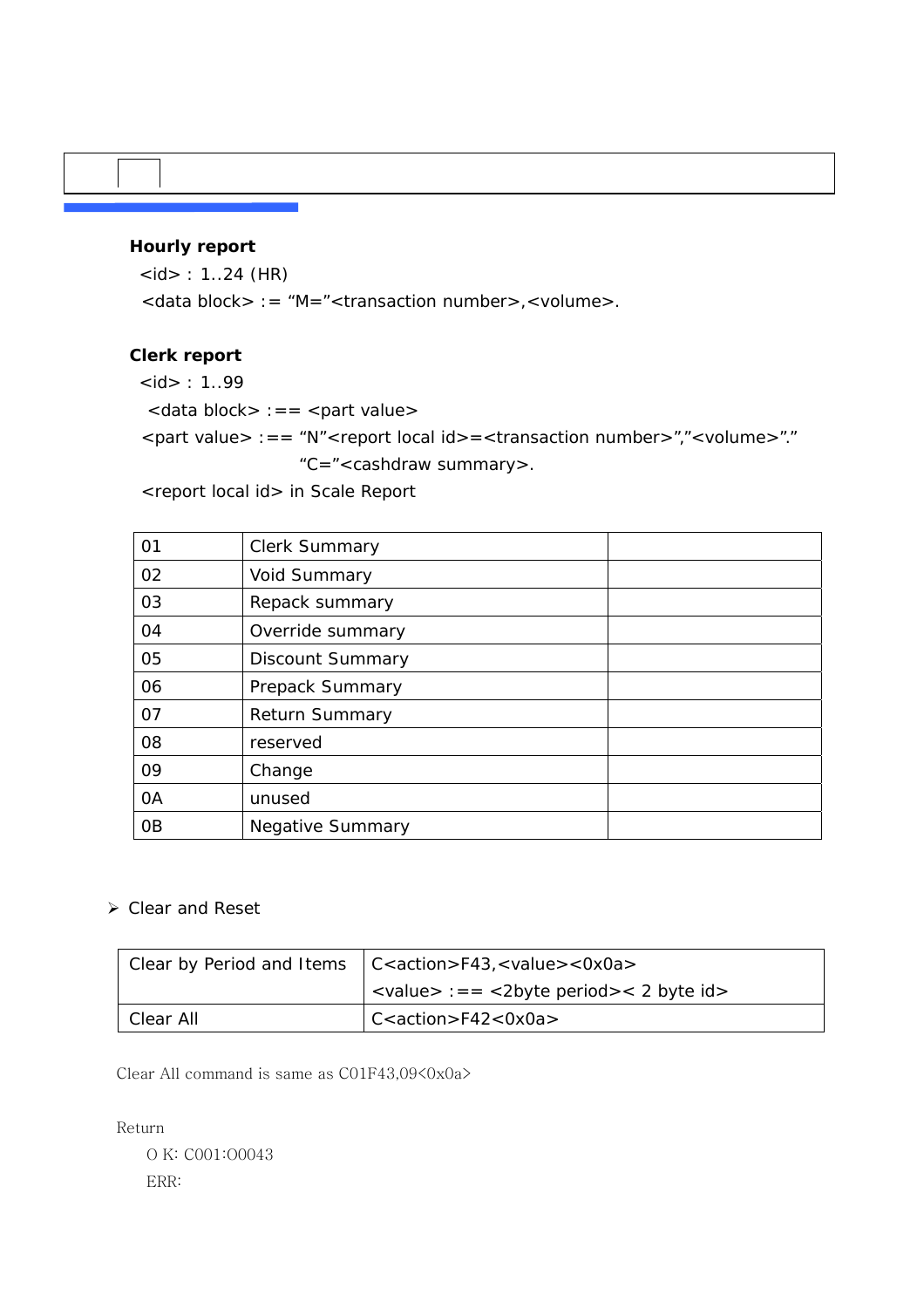**Hourly report**

<id> : 1..24 (HR)

<data block> := “M=”<transaction number>,<volume>.

**Clerk report**

<id> : 1..99

<data block> :== <part value>

<part value> :== “N”<report local id>=<transaction number>”,”<volume>”.”

“C=”<cashdraw summary>.

<report local id> in Scale Report

| | | |
|---|---|---|
| 01 | Clerk Summary | |
| 02 | Void Summary | |
| 03 | Repack summary | |
| 04 | Override summary | |
| 05 | Discount Summary | |
| 06 | Prepack Summary | |
| 07 | Return Summary | |
| 08 | reserved | |
| 09 | Change | |
| 0A | unused | |
| 0B | Negative Summary | |

- Clear and Reset

| | |
|---|---|
| Clear by Period and Items | C<action>F43,<value><0x0a><br><value> :== <2byte period>< 2 byte id> |
| Clear All | C<action>F42<0x0a> |

Clear All command is same as C01F43,09<0x0a>

Return

O K: C001:O0043

ERR: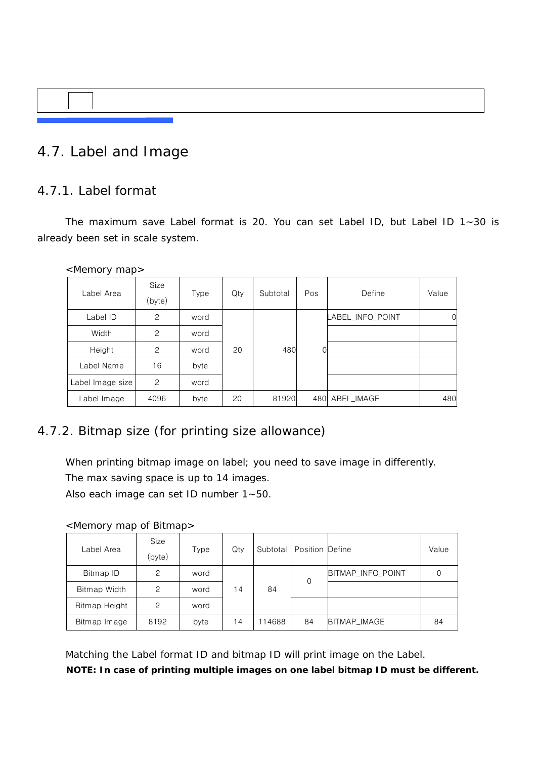# 4.7. Label and Image

## 4.7.1. Label format

The maximum save Label format is 20. You can set Label ID, but Label ID 1~30 is already been set in scale system.

<Memory map>

| Label Area | Size (byte) | Type | Qty | Subtotal | Pos | Define | Value |
|---|---|---|---|---|---|---|---|
| Label ID | 2 | word | 20 | 480 | 0 | LABEL_INFO_POINT | 0 |
| Width | 2 | word | | | | | |
| Height | 2 | word | | | | | |
| Label Name | 16 | byte | | | | | |
| Label Image size | 2 | word | | | | | |
| Label Image | 4096 | byte | 20 | 81920 | 480 | LABEL_IMAGE | 480 |

## 4.7.2. Bitmap size (for printing size allowance)

When printing bitmap image on label; you need to save image in differently.
The max saving space is up to 14 images.
Also each image can set ID number 1~50.

<Memory map of Bitmap>

| Label Area | Size (byte) | Type | Qty | Subtotal | Position | Define | Value |
|---|---|---|---|---|---|---|---|
| Bitmap ID | 2 | word | 14 | 84 | 0 | BITMAP_INFO_POINT | 0 |
| Bitmap Width | 2 | word | | | | | |
| Bitmap Height | 2 | word | | | | | |
| Bitmap Image | 8192 | byte | 14 | 114688 | 84 | BITMAP_IMAGE | 84 |

Matching the Label format ID and bitmap ID will print image on the Label.

**NOTE: In case of printing multiple images on one label bitmap ID must be different.**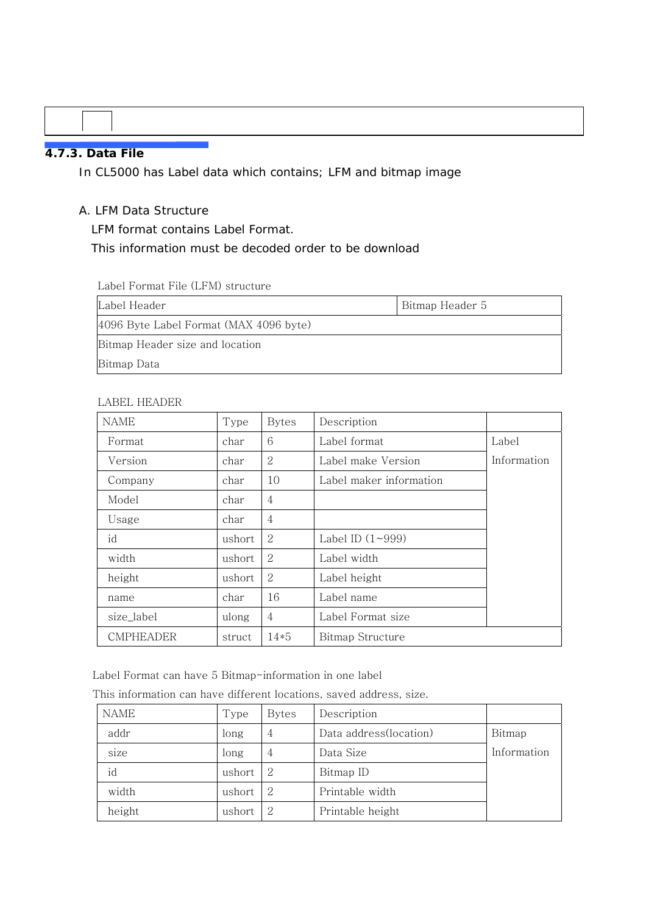### 4.7.3. Data File

In CL5000 has Label data which contains; LFM and bitmap image

A. LFM Data Structure

LFM format contains Label Format.

This information must be decoded order to be download

Label Format File (LFM) structure

| Label Header | Bitmap Header 5 |
|---|---|
| 4096 Byte Label Format (MAX 4096 byte) | |
| Bitmap Header size and location<br>Bitmap Data | |

LABEL HEADER

| NAME | Type | Bytes | Description | |
|---|---|---|---|---|
| Format | char | 6 | Label format | Label Information |
| Version | char | 2 | Label make Version | |
| Company | char | 10 | Label maker information | |
| Model | char | 4 | | |
| Usage | char | 4 | | |
| id | ushort | 2 | Label ID (1~999) | |
| width | ushort | 2 | Label width | |
| height | ushort | 2 | Label height | |
| name | char | 16 | Label name | |
| size_label | ulong | 4 | Label Format size | |
| CMPHEADER | struct | 14*5 | Bitmap Structure | |

Label Format can have 5 Bitmap-information in one label

This information can have different locations, saved address, size.

| NAME | Type | Bytes | Description | |
|---|---|---|---|---|
| addr | long | 4 | Data address(location) | Bitmap Information |
| size | long | 4 | Data Size | |
| id | ushort | 2 | Bitmap ID | |
| width | ushort | 2 | Printable width | |
| height | ushort | 2 | Printable height | |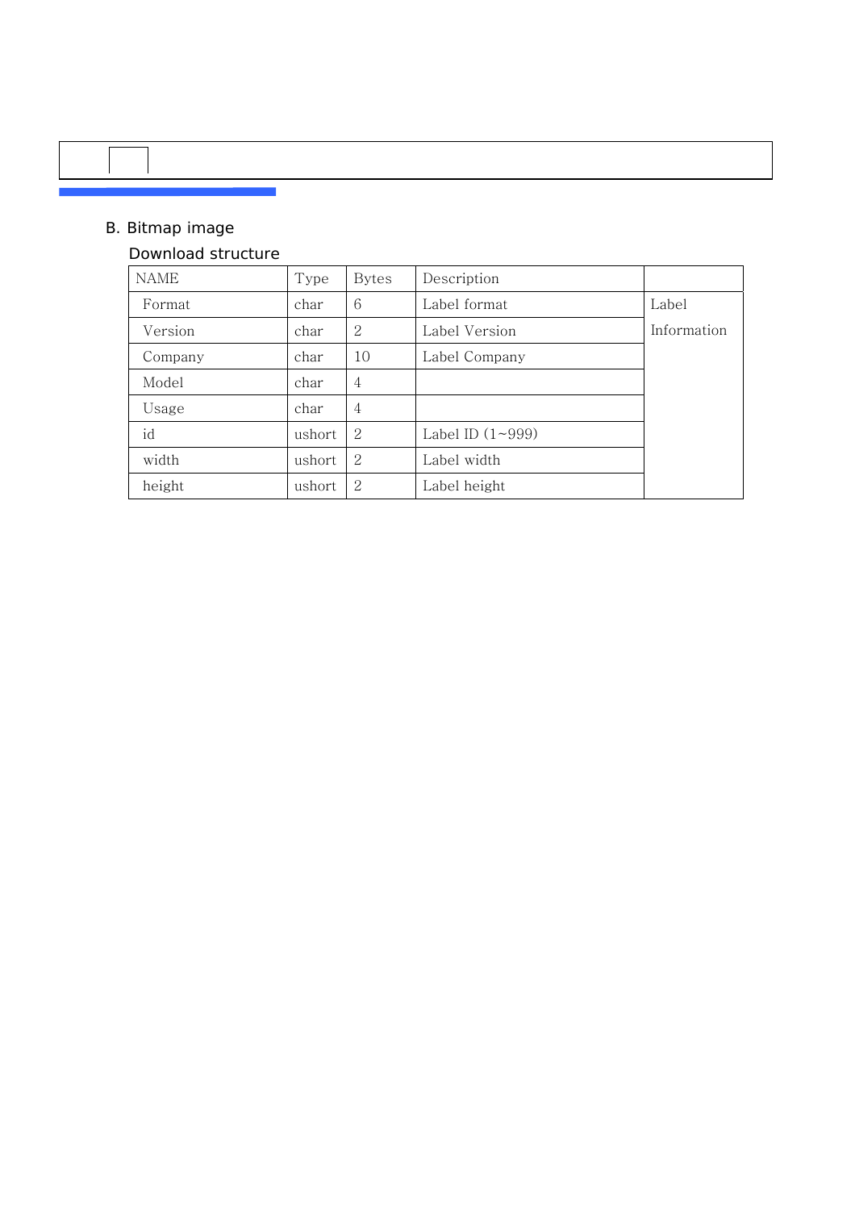## B. Bitmap image

### Download structure

| NAME | Type | Bytes | Description | |
|---|---|---|---|---|
| Format | char | 6 | Label format | Label Information |
| Version | char | 2 | Label Version | |
| Company | char | 10 | Label Company | |
| Model | char | 4 | | |
| Usage | char | 4 | | |
| id | ushort | 2 | Label ID (1~999) | |
| width | ushort | 2 | Label width | |
| height | ushort | 2 | Label height | |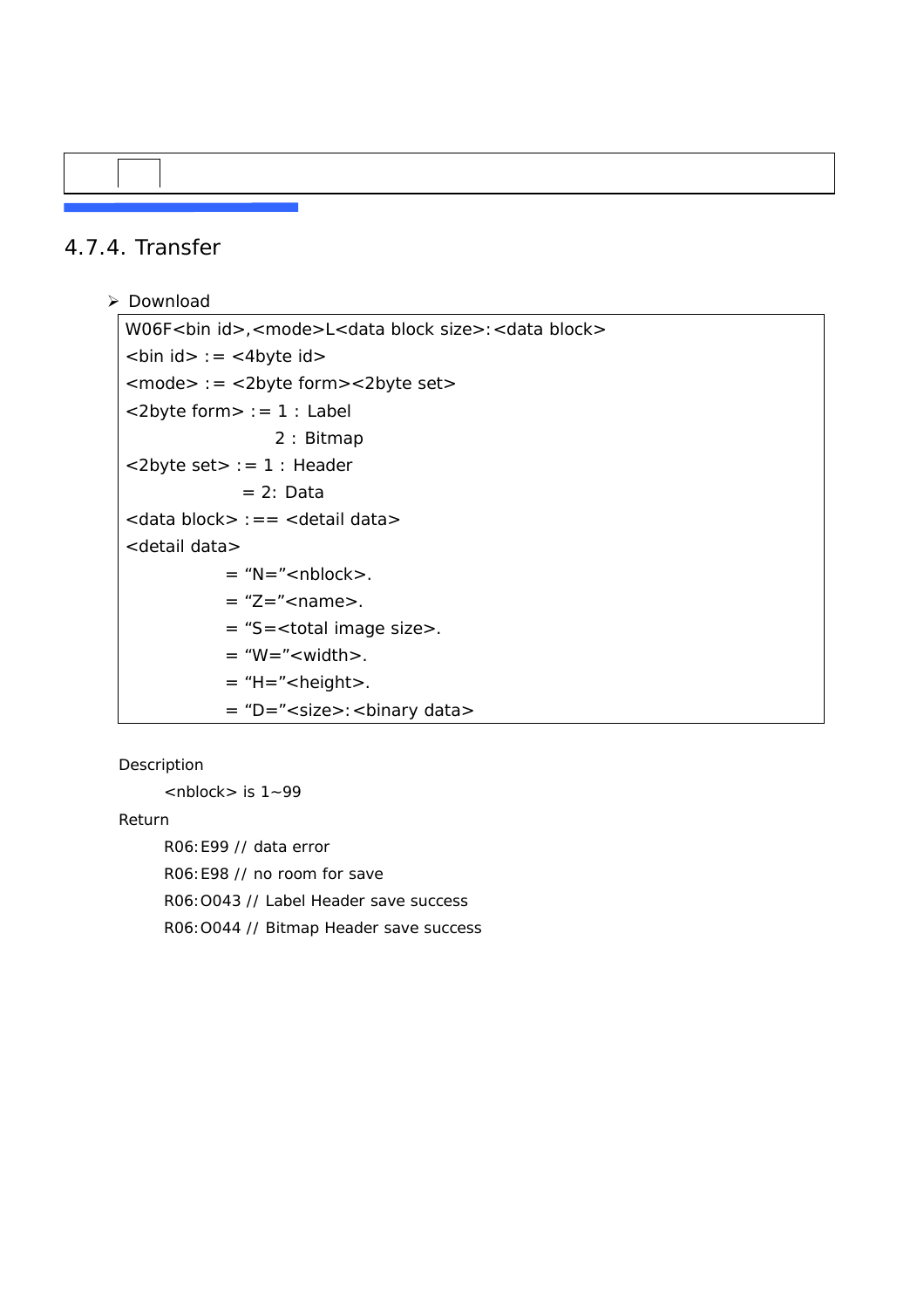### 4.7.4. Transfer

➢ Download

```
W06F<bin id>,<mode>L<data block size>:<data block>
<bin id> := <4byte id>
<mode> := <2byte form><2byte set>
<2byte form> := 1 : Label
                2 : Bitmap
<2byte set> := 1 : Header
             = 2: Data
<data block> :== <detail data>
<detail data>
          = “N=”<nblock>.
          = “Z=”<name>.
          = “S=<total image size>.
          = “W=”<width>.
          = “H=”<height>.
          = “D=”<size>:<binary data>
```

Description

<nblock> is 1~99

Return

R06:E99 // data error

R06:E98 // no room for save

R06:O043 // Label Header save success

R06:O044 // Bitmap Header save success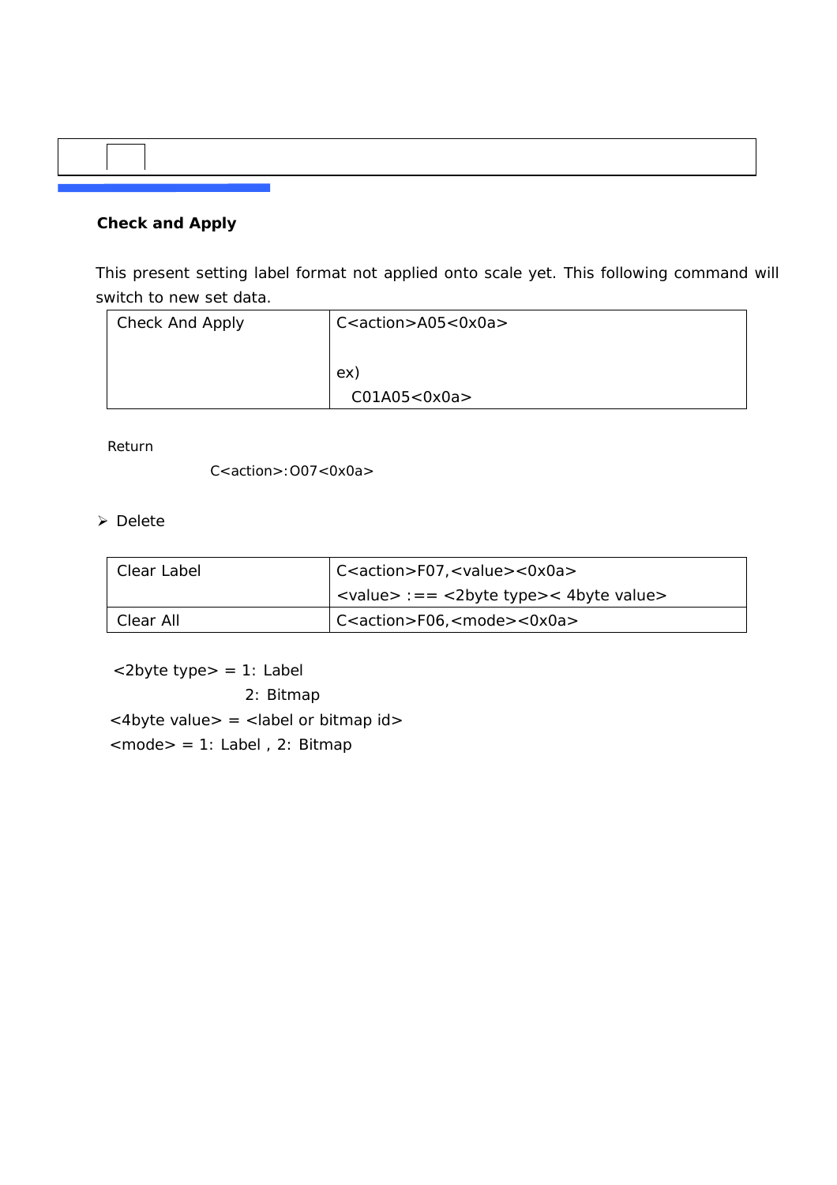**Check and Apply**

This present setting label format not applied onto scale yet. This following command will switch to new set data.

| Check And Apply | C<action>A05<0x0a><br><br>ex)<br>C01A05<0x0a> |
|---|---|

Return

C<action>:O07<0x0a>

- Delete

| Clear Label | C<action>F07,<value><0x0a><br><value> :== <2byte type>< 4byte value> |
|---|---|
| Clear All | C<action>F06,<mode><0x0a> |

<2byte type> = 1: Label
2: Bitmap
<4byte value> = <label or bitmap id>
<mode> = 1: Label , 2: Bitmap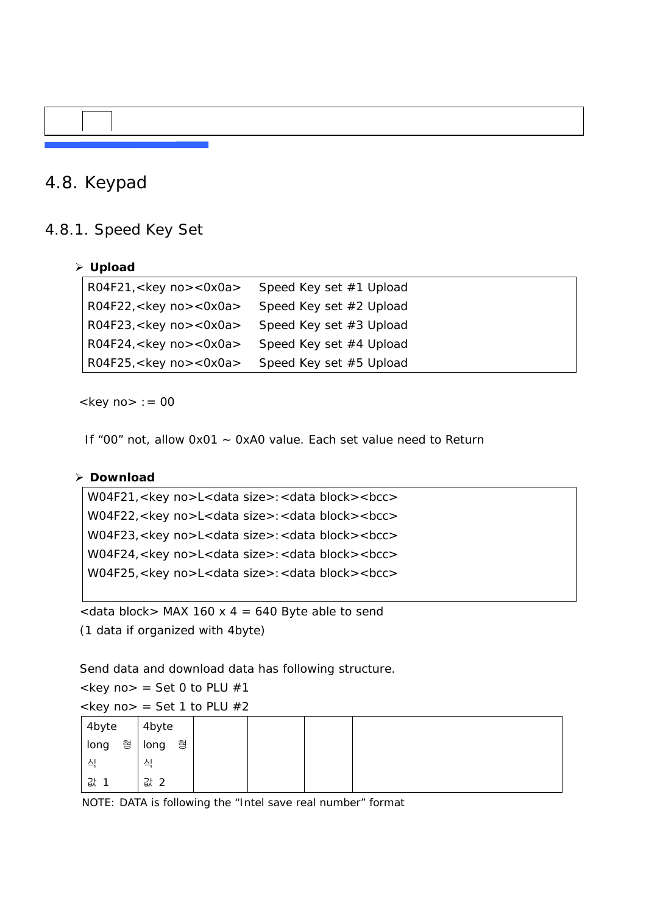## 4.8. Keypad

### 4.8.1. Speed Key Set

- **Upload**

| | |
|---|---|
| R04F21,<key no><0x0a> | Speed Key set #1 Upload |
| R04F22,<key no><0x0a> | Speed Key set #2 Upload |
| R04F23,<key no><0x0a> | Speed Key set #3 Upload |
| R04F24,<key no><0x0a> | Speed Key set #4 Upload |
| R04F25,<key no><0x0a> | Speed Key set #5 Upload |

<key no> := 00

If “00” not, allow 0x01 ~ 0xA0 value. Each set value need to Return

- **Download**

```
W04F21,<key no>L<data size>:<data block><bcc>
W04F22,<key no>L<data size>:<data block><bcc>
W04F23,<key no>L<data size>:<data block><bcc>
W04F24,<key no>L<data size>:<data block><bcc>
W04F25,<key no>L<data size>:<data block><bcc>
```

<data block> MAX 160 x 4 = 640 Byte able to send
(1 data if organized with 4byte)

Send data and download data has following structure.
<key no> = Set 0 to PLU #1
<key no> = Set 1 to PLU #2

| 4byte long 형식 값 1 | 4byte long 형식 값 2 | | | | |
|---|---|---|---|---|---|

NOTE: DATA is following the “Intel save real number” format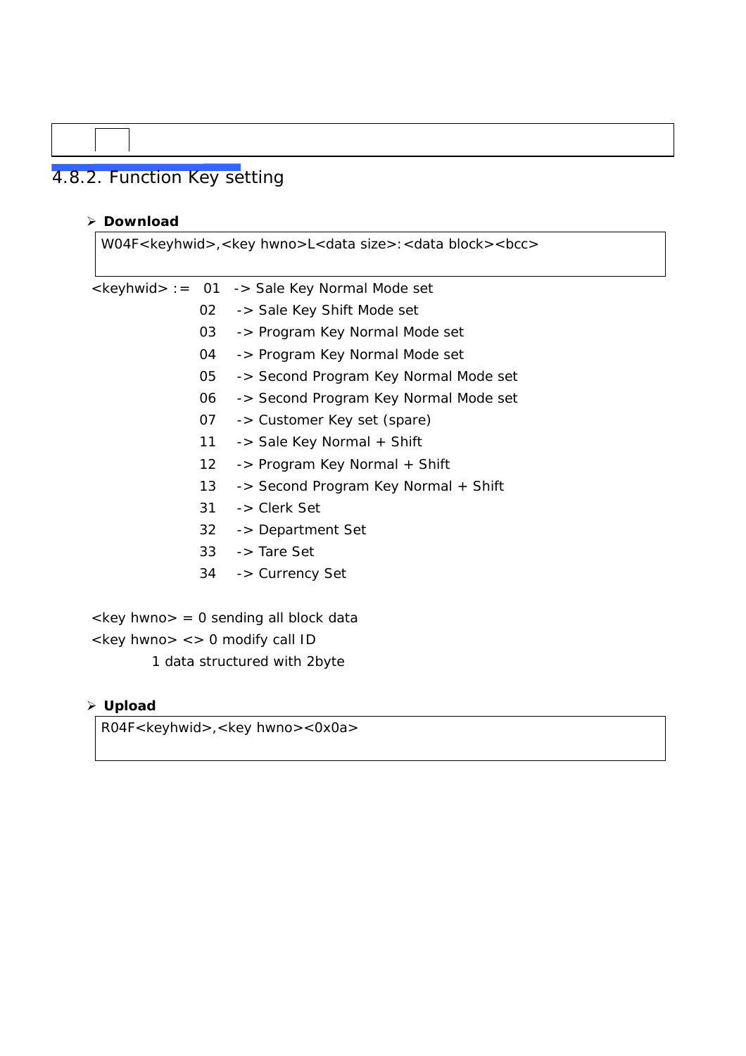### 4.8.2. Function Key setting

- **Download**

```
W04F<keyhwid>,<key hwno>L<data size>:<data block><bcc>
```

<keyhwid> := 01 -> Sale Key Normal Mode set
02 -> Sale Key Shift Mode set
03 -> Program Key Normal Mode set
04 -> Program Key Normal Mode set
05 -> Second Program Key Normal Mode set
06 -> Second Program Key Normal Mode set
07 -> Customer Key set (spare)
11 -> Sale Key Normal + Shift
12 -> Program Key Normal + Shift
13 -> Second Program Key Normal + Shift
31 -> Clerk Set
32 -> Department Set
33 -> Tare Set
34 -> Currency Set

<key hwno> = 0 sending all block data
<key hwno> <> 0 modify call ID
1 data structured with 2byte

- **Upload**

```
R04F<keyhwid>,<key hwno><0x0a>
```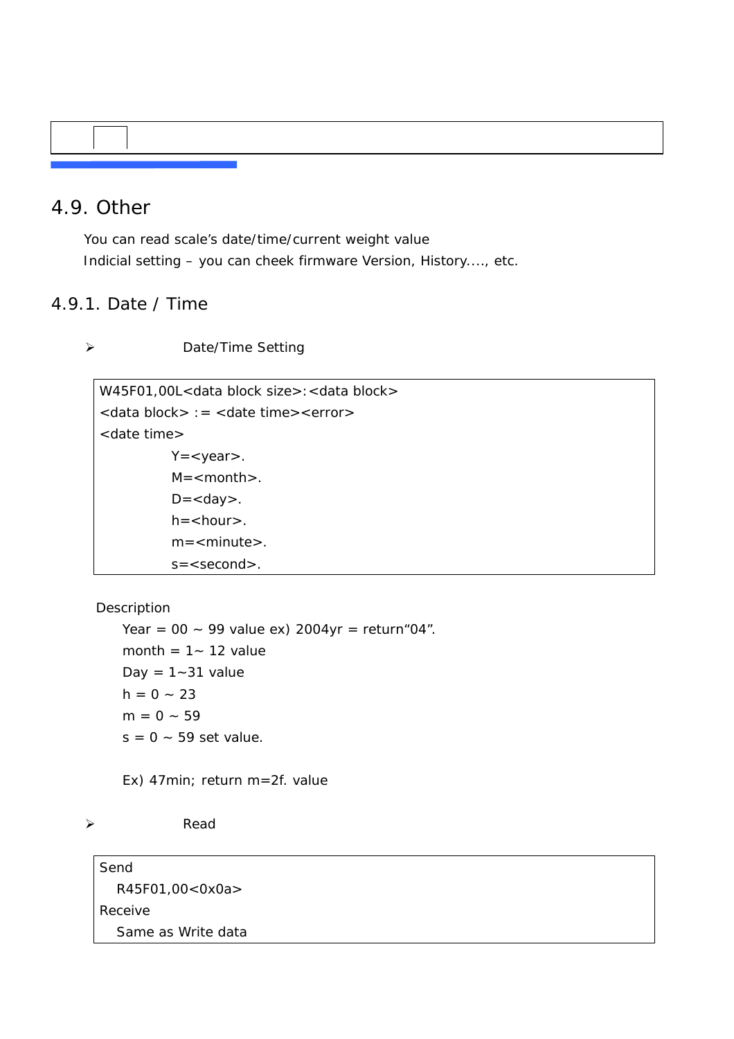## 4.9. Other

You can read scale's date/time/current weight value

Indicial setting – you can cheek firmware Version, History…., etc.

### 4.9.1. Date / Time

- Date/Time Setting

```
W45F01,00L<data block size>:<data block>
<data block> := <date time><error>
<date time>
        Y=<year>.
        M=<month>.
        D=<day>.
        h=<hour>.
        m=<minute>.
        s=<second>.
```

Description

Year = 00 ~ 99 value ex) 2004yr = return"04".

month = 1~ 12 value

Day = 1~31 value

h = 0 ~ 23

m = 0 ~ 59

s = 0 ~ 59 set value.

Ex) 47min; return m=2f. value

- Read

```
Send
  R45F01,00<0x0a>
Receive
  Same as Write data
```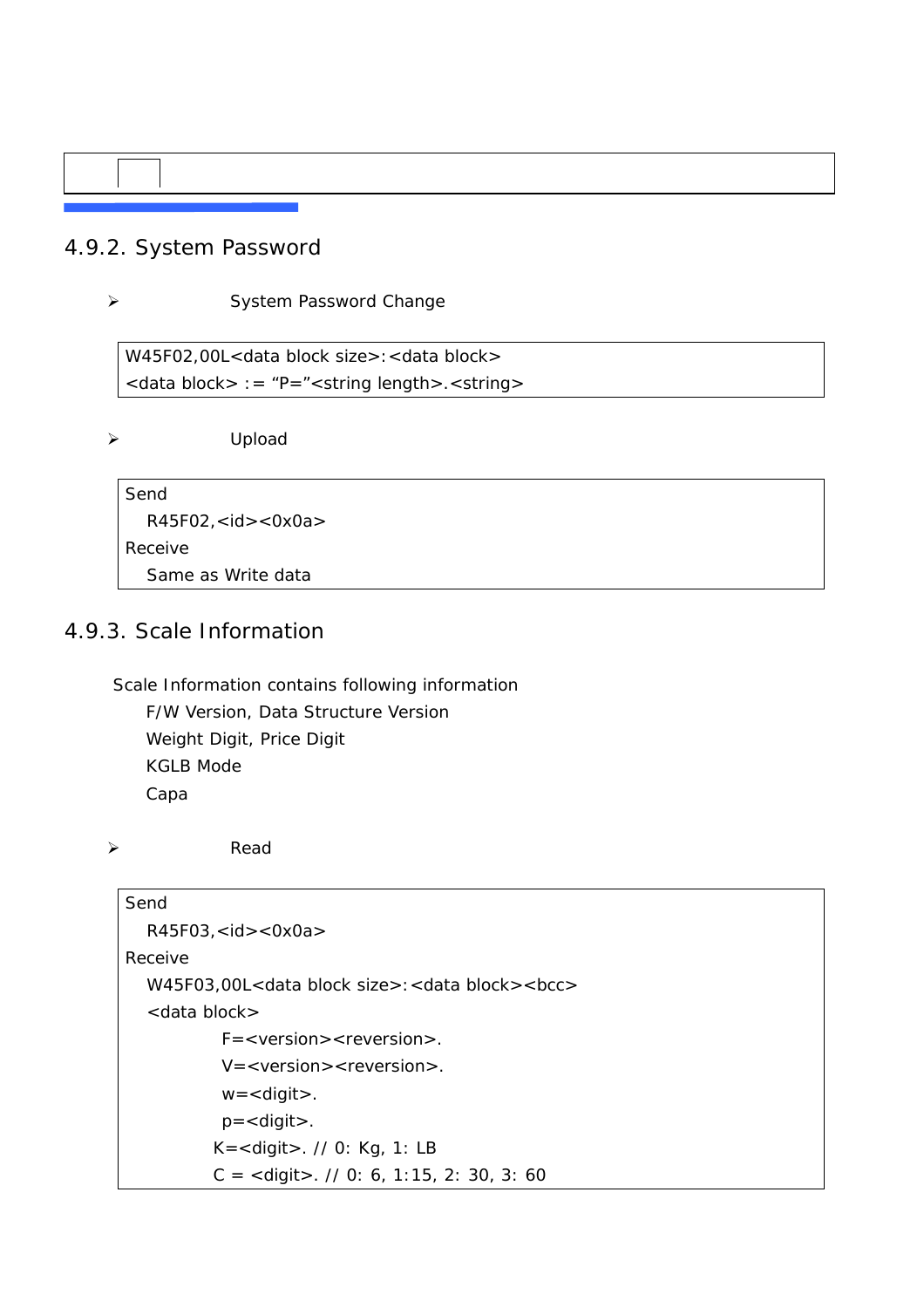## 4.9.2. System Password

- System Password Change

```
W45F02,00L<data block size>:<data block>
<data block> := “P=”<string length>.<string>
```

- Upload

```
Send
   R45F02,<id><0x0a>
Receive
   Same as Write data
```

## 4.9.3. Scale Information

Scale Information contains following information

F/W Version, Data Structure Version

Weight Digit, Price Digit

KGLB Mode

Capa

- Read

```
Send
   R45F03,<id><0x0a>
Receive
   W45F03,00L<data block size>:<data block><bcc>
   <data block>
              F=<version><reversion>.
              V=<version><reversion>.
              w=<digit>.
              p=<digit>.
             K=<digit>. // 0: Kg, 1: LB
             C = <digit>. // 0: 6, 1:15, 2: 30, 3: 60
```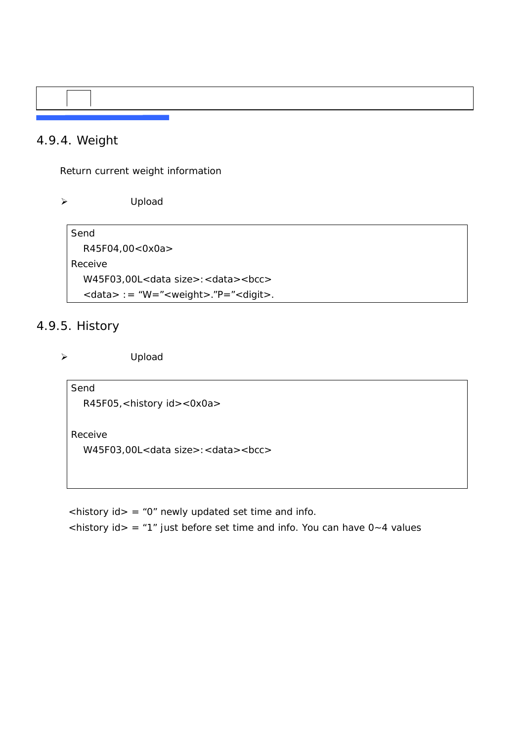## 4.9.4. Weight

Return current weight information

- Upload

```
Send
  R45F04,00<0x0a>
Receive
  W45F03,00L<data size>:<data><bcc>
  <data> := "W="<weight>."P="<digit>.
```

## 4.9.5. History

- Upload

```
Send
  R45F05,<history id><0x0a>

Receive
  W45F03,00L<data size>:<data><bcc>
```

<history id> = "0" newly updated set time and info.
<history id> = "1" just before set time and info. You can have 0~4 values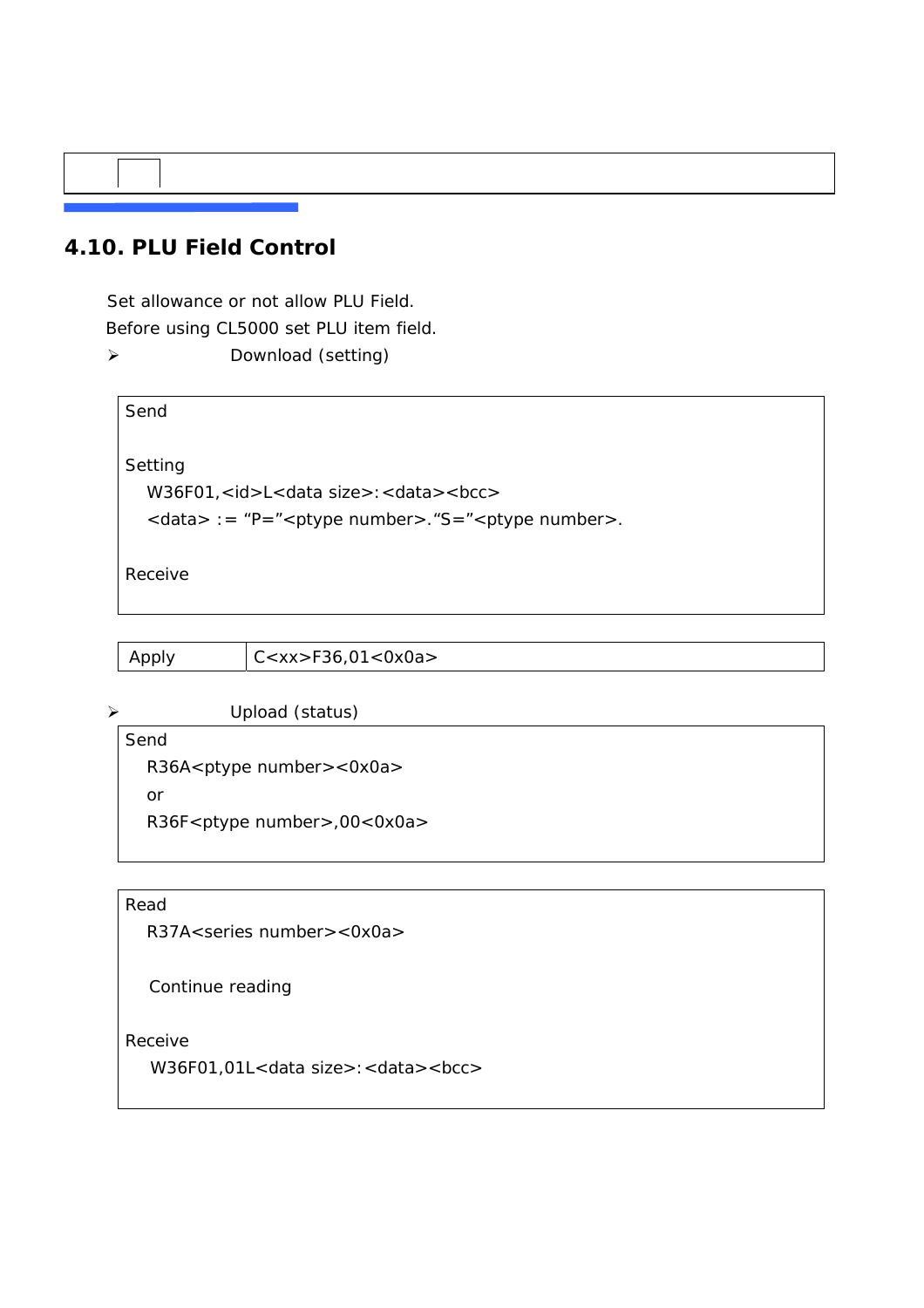## 4.10. PLU Field Control

Set allowance or not allow PLU Field.

Before using CL5000 set PLU item field.

➢ Download (setting)

```
Send

Setting
   W36F01,<id>L<data size>:<data><bcc>
   <data> := "P="<ptype number>."S="<ptype number>.

Receive
```

| Apply | C<xx>F36,01<0x0a> |
|---|---|

➢ Upload (status)

```
Send
   R36A<ptype number><0x0a>
   or
   R36F<ptype number>,00<0x0a>
```

```
Read
   R37A<series number><0x0a>

    Continue reading

Receive
    W36F01,01L<data size>:<data><bcc>
```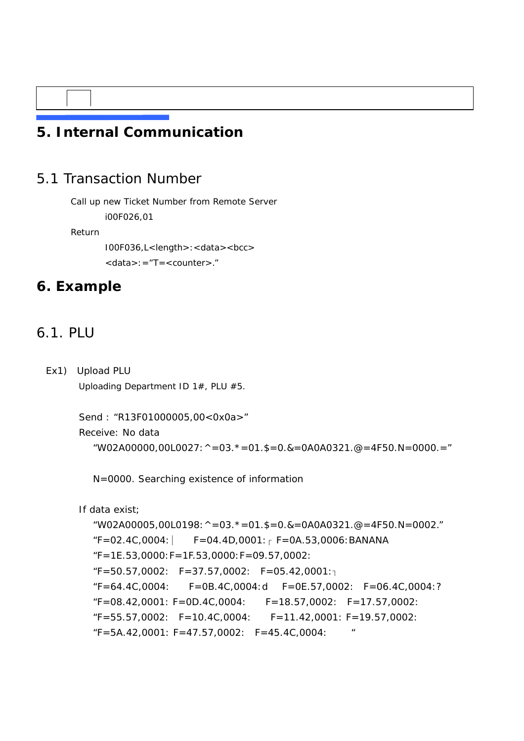# 5. Internal Communication

## 5.1 Transaction Number

Call up new Ticket Number from Remote Server

i00F026,01

Return

I00F036,L<length>:<data><bcc>

<data>:=”T=<counter>.”

# 6. Example

## 6.1. PLU

Ex1) Upload PLU

Uploading Department ID 1#, PLU #5.

Send : “R13F01000005,00<0x0a>”

Receive: No data

“W02A00000,00L0027:^=03.*=01.$=0.&=0A0A0321.@=4F50.N=0000.=”

N=0000. Searching existence of information

If data exist;

“W02A00005,00L0198:^=03.*=01.$=0.&=0A0A0321.@=4F50.N=0002.”
“F=02.4C,0004:│ F=04.4D,0001:┌ F=0A.53,0006:BANANA
“F=1E.53,0000:F=1F.53,0000:F=09.57,0002:
“F=50.57,0002: F=37.57,0002: F=05.42,0001:┐
“F=64.4C,0004: F=0B.4C,0004:d F=0E.57,0002: F=06.4C,0004:?
“F=08.42,0001: F=0D.4C,0004: F=18.57,0002: F=17.57,0002:
“F=55.57,0002: F=10.4C,0004: F=11.42,0001: F=19.57,0002:
“F=5A.42,0001: F=47.57,0002: F=45.4C,0004: “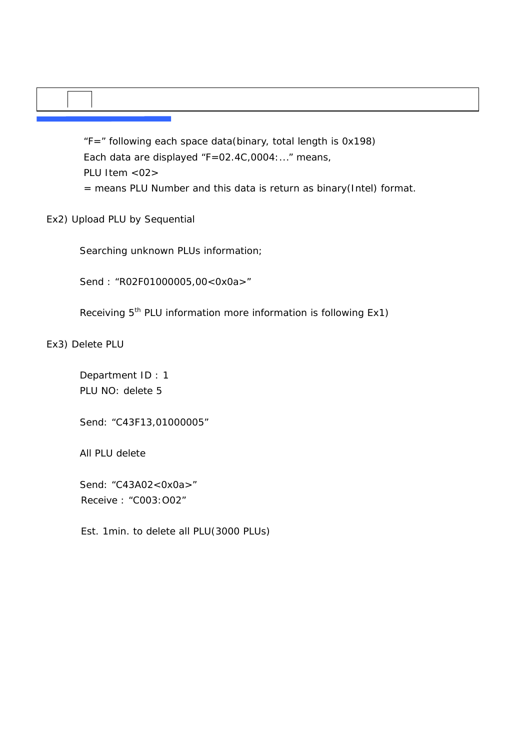"F=" following each space data(binary, total length is 0x198)

Each data are displayed "F=02.4C,0004:..." means,

PLU Item <02>

= means PLU Number and this data is return as binary(Intel) format.

Ex2) Upload PLU by Sequential

Searching unknown PLUs information;

Send : "R02F01000005,00<0x0a>"

Receiving 5th PLU information more information is following Ex1)

Ex3) Delete PLU

Department ID : 1

PLU NO: delete 5

Send: "C43F13,01000005"

All PLU delete

Send: "C43A02<0x0a>"

Receive : "C003:O02"

Est. 1min. to delete all PLU(3000 PLUs)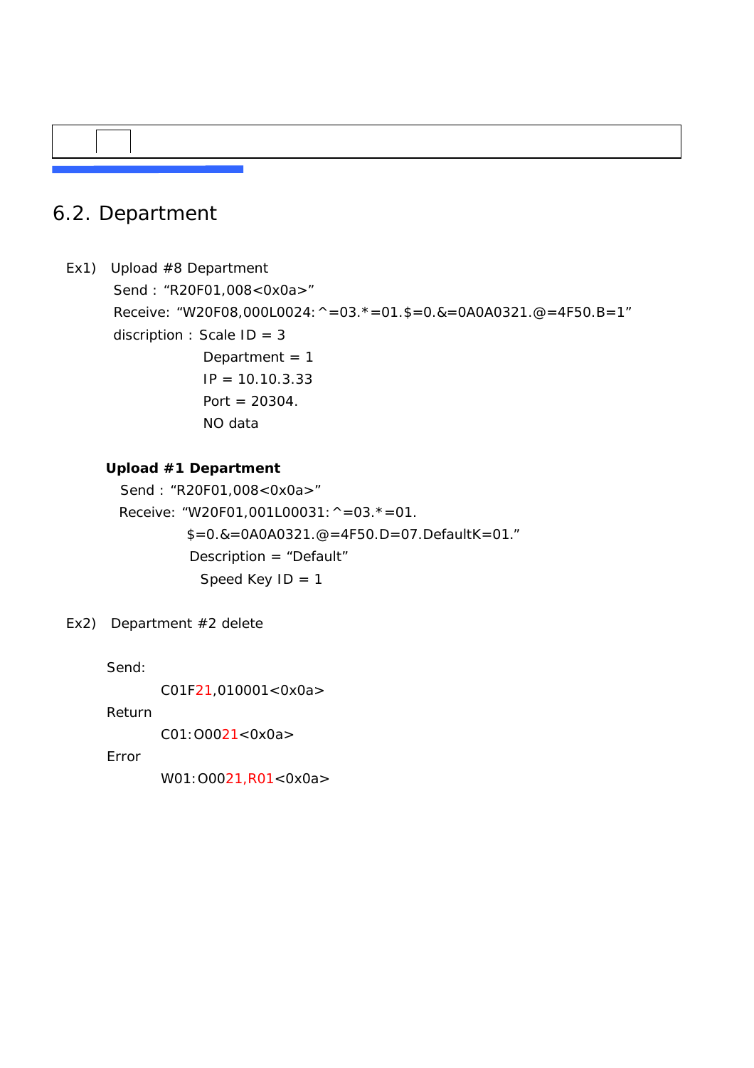## 6.2. Department

Ex1) Upload #8 Department

Send : “R20F01,008<0x0a>”

Receive: “W20F08,000L0024:^=03.*=01.$=0.&=0A0A0321.@=4F50.B=1”

discription : Scale ID = 3

Department = 1

IP = 10.10.3.33

Port = 20304.

NO data

**Upload #1 Department**

Send : “R20F01,008<0x0a>”

Receive: “W20F01,001L00031:^=03.*=01.

$=0.&=0A0A0321.@=4F50.D=07.DefaultK=01.”

Description = “Default”

Speed Key ID = 1

Ex2) Department #2 delete

Send:

C01F21,010001<0x0a>

Return

C01:O0021<0x0a>

Error

W01:O0021,R01<0x0a>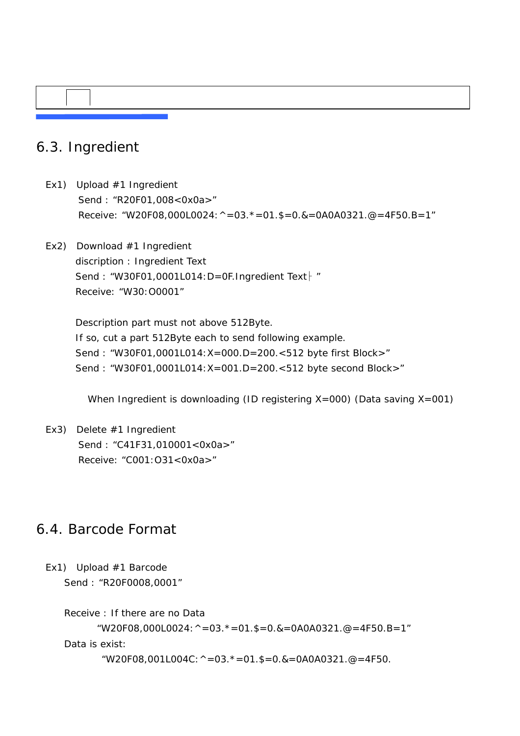## 6.3. Ingredient

Ex1) Upload #1 Ingredient

Send : “R20F01,008<0x0a>”

Receive: “W20F08,000L0024:^=03.*=01.$=0.&=0A0A0321.@=4F50.B=1”

Ex2) Download #1 Ingredient

discription : Ingredient Text

Send : “W30F01,0001L014:D=0F.Ingredient Text├ ”

Receive: “W30:O0001”

Description part must not above 512Byte.

If so, cut a part 512Byte each to send following example.

Send : “W30F01,0001L014:X=000.D=200.<512 byte first Block>”

Send : “W30F01,0001L014:X=001.D=200.<512 byte second Block>”

When Ingredient is downloading (ID registering X=000) (Data saving X=001)

Ex3) Delete #1 Ingredient

Send : “C41F31,010001<0x0a>”

Receive: “C001:O31<0x0a>”

## 6.4. Barcode Format

Ex1) Upload #1 Barcode

Send : “R20F0008,0001”

Receive : If there are no Data

“W20F08,000L0024:^=03.*=01.$=0.&=0A0A0321.@=4F50.B=1”

Data is exist:

“W20F08,001L004C:^=03.*=01.$=0.&=0A0A0321.@=4F50.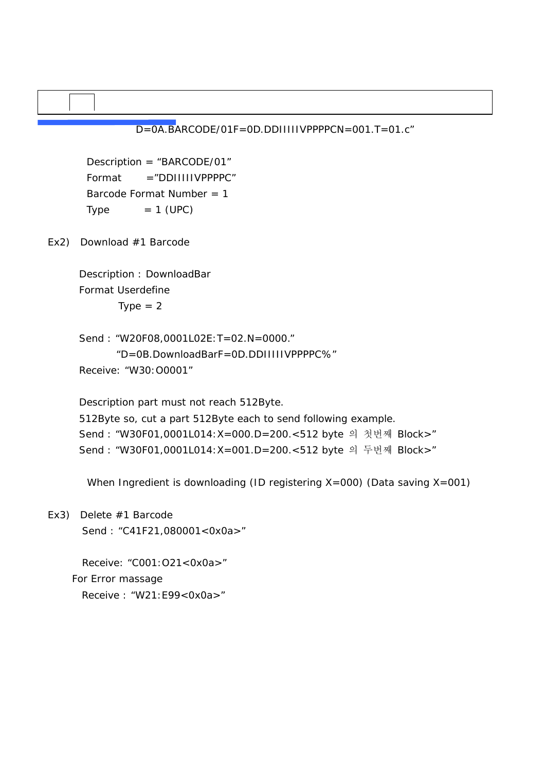D=0A.BARCODE/01F=0D.DDIIIIIVPPPPCN=001.T=01.c”

Description = “BARCODE/01”
Format =”DDIIIIIVPPPPC”
Barcode Format Number = 1
Type = 1 (UPC)

Ex2) Download #1 Barcode

Description : DownloadBar
Format Userdefine
Type = 2

Send : “W20F08,0001L02E:T=02.N=0000.”
“D=0B.DownloadBarF=0D.DDIIIIIVPPPPC%”
Receive: “W30:O0001”

Description part must not reach 512Byte.
512Byte so, cut a part 512Byte each to send following example.
Send : “W30F01,0001L014:X=000.D=200.<512 byte 의 첫번째 Block>”
Send : “W30F01,0001L014:X=001.D=200.<512 byte 의 두번째 Block>”

When Ingredient is downloading (ID registering X=000) (Data saving X=001)

Ex3) Delete #1 Barcode
Send : “C41F21,080001<0x0a>”

Receive: “C001:O21<0x0a>”
For Error massage
Receive : “W21:E99<0x0a>”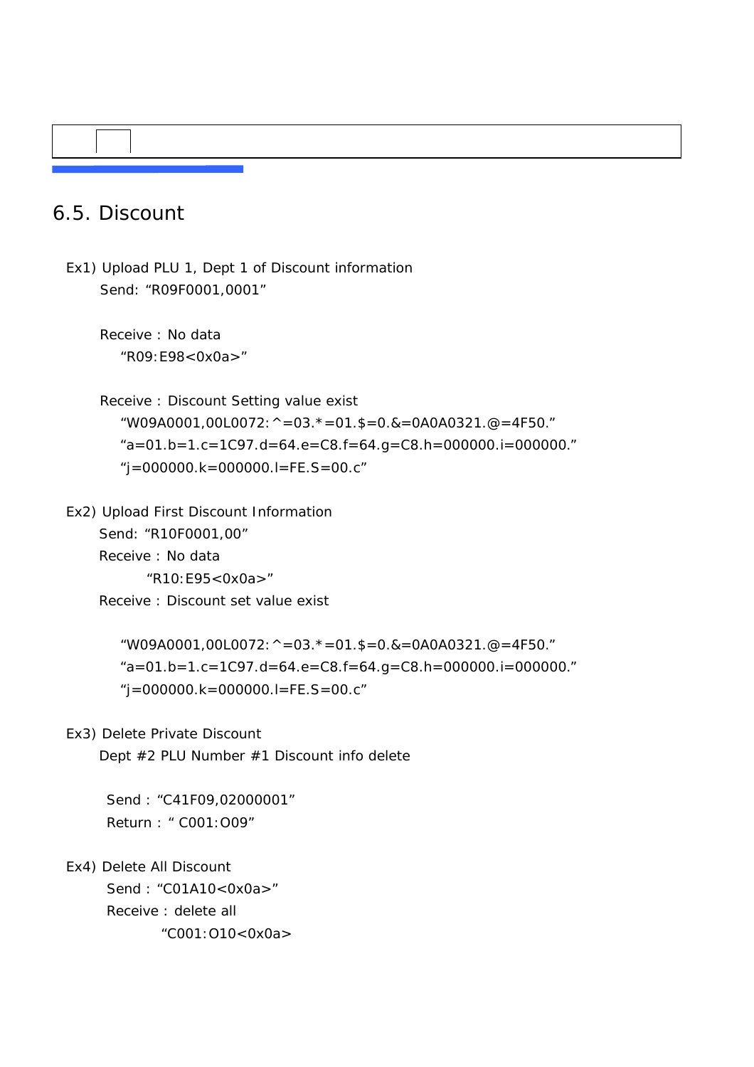## 6.5. Discount

Ex1) Upload PLU 1, Dept 1 of Discount information

Send: “R09F0001,0001”

Receive : No data

“R09:E98<0x0a>”

Receive : Discount Setting value exist

“W09A0001,00L0072:^=03.*=01.$=0.&=0A0A0321.@=4F50.”
“a=01.b=1.c=1C97.d=64.e=C8.f=64.g=C8.h=000000.i=000000.”
“j=000000.k=000000.l=FE.S=00.c”

Ex2) Upload First Discount Information

Send: “R10F0001,00”

Receive : No data

“R10:E95<0x0a>”

Receive : Discount set value exist

“W09A0001,00L0072:^=03.*=01.$=0.&=0A0A0321.@=4F50.”
“a=01.b=1.c=1C97.d=64.e=C8.f=64.g=C8.h=000000.i=000000.”
“j=000000.k=000000.l=FE.S=00.c”

Ex3) Delete Private Discount

Dept #2 PLU Number #1 Discount info delete

Send : “C41F09,02000001”

Return : “ C001:O09”

Ex4) Delete All Discount

Send : “C01A10<0x0a>”

Receive : delete all

“C001:O10<0x0a>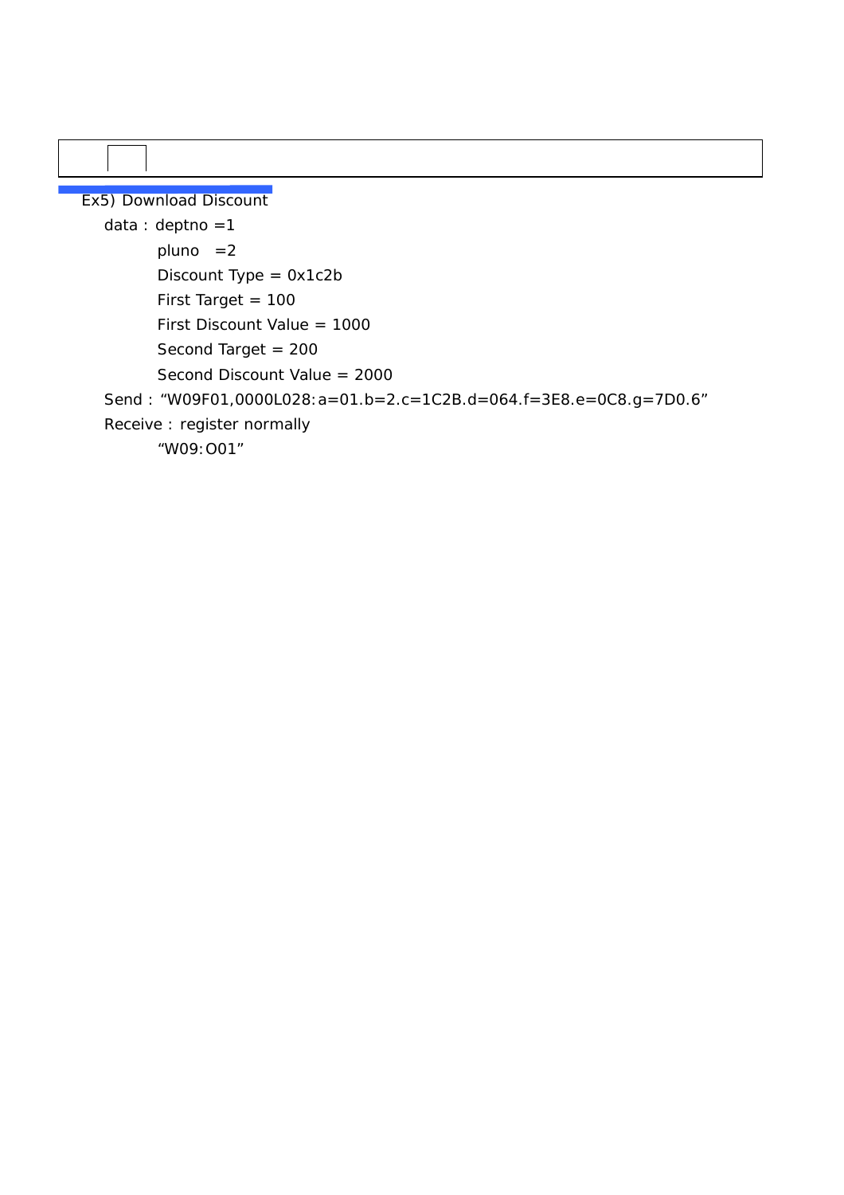Ex5) Download Discount

data : deptno =1

pluno   =2

Discount Type = 0x1c2b

First Target = 100

First Discount Value = 1000

Second Target = 200

Second Discount Value = 2000

Send : “W09F01,0000L028:a=01.b=2.c=1C2B.d=064.f=3E8.e=0C8.g=7D0.6”

Receive : register normally

“W09:O01”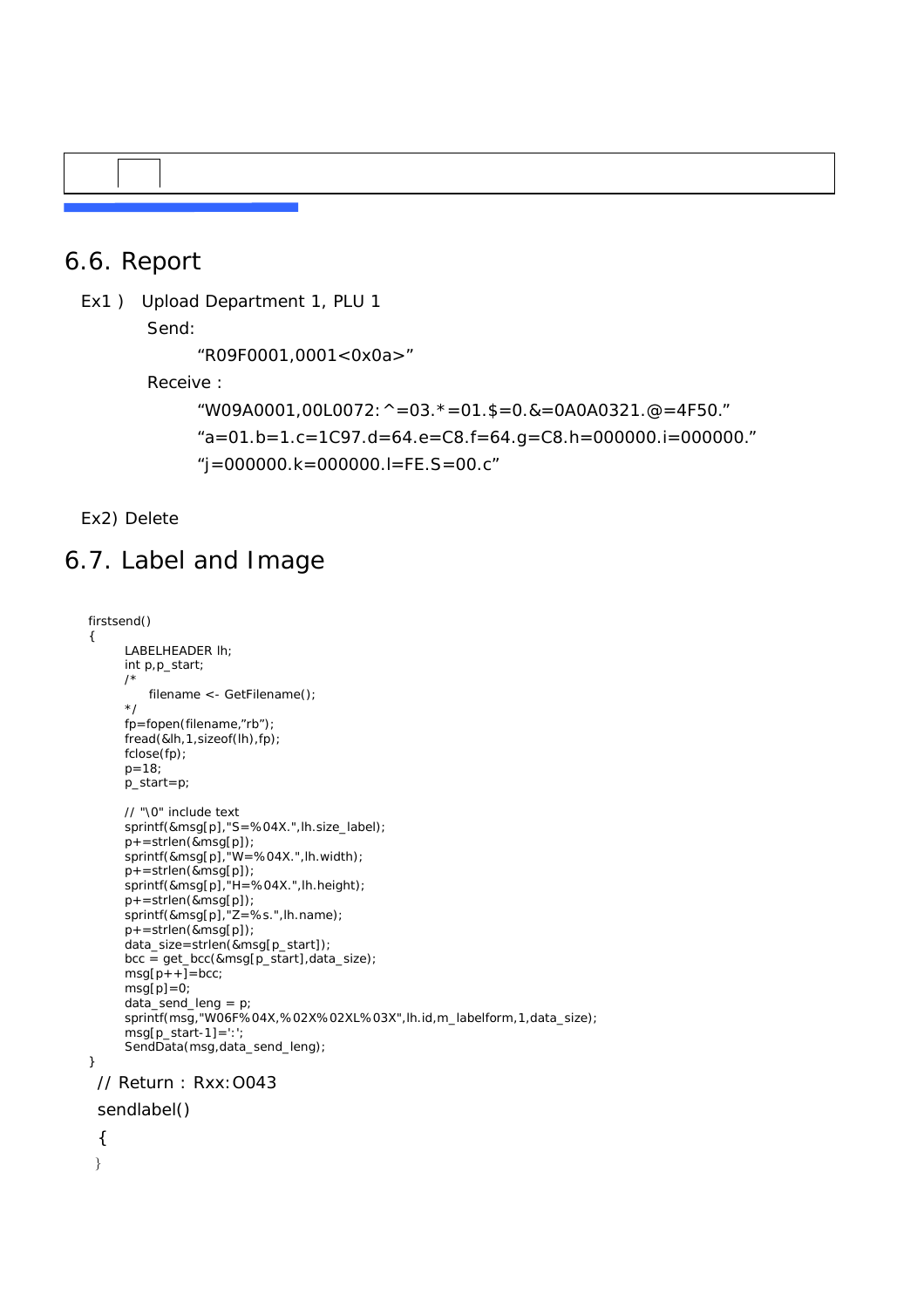## 6.6. Report

Ex1 ) Upload Department 1, PLU 1

Send:

"R09F0001,0001<0x0a>"

Receive :

"W09A0001,00L0072:^=03.*=01.$=0.&=0A0A0321.@=4F50."

"a=01.b=1.c=1C97.d=64.e=C8.f=64.g=C8.h=000000.i=000000."

"j=000000.k=000000.l=FE.S=00.c"

Ex2) Delete

## 6.7. Label and Image

```
firstsend()
{
        LABELHEADER lh;
        int p,p_start;
        /*
            filename <- GetFilename();
        */
        fp=fopen(filename,"rb");
        fread(&lh,1,sizeof(lh),fp);
        fclose(fp);
        p=18;
        p_start=p;

        // "\0" include text
        sprintf(&msg[p],"S=%04X.",lh.size_label);
        p+=strlen(&msg[p]);
        sprintf(&msg[p],"W=%04X.",lh.width);
        p+=strlen(&msg[p]);
        sprintf(&msg[p],"H=%04X.",lh.height);
        p+=strlen(&msg[p]);
        sprintf(&msg[p],"Z=%s.",lh.name);
        p+=strlen(&msg[p]);
        data_size=strlen(&msg[p_start]);
        bcc = get_bcc(&msg[p_start],data_size);
        msg[p++]=bcc;
        msg[p]=0;
        data_send_leng = p;
        sprintf(msg,"W06F%04X,%02X%02XL%03X",lh.id,m_labelform,1,data_size);
        msg[p_start-1]=':';
        SendData(msg,data_send_leng);
}
```

```
// Return : Rxx:O043
sendlabel()
{
}
```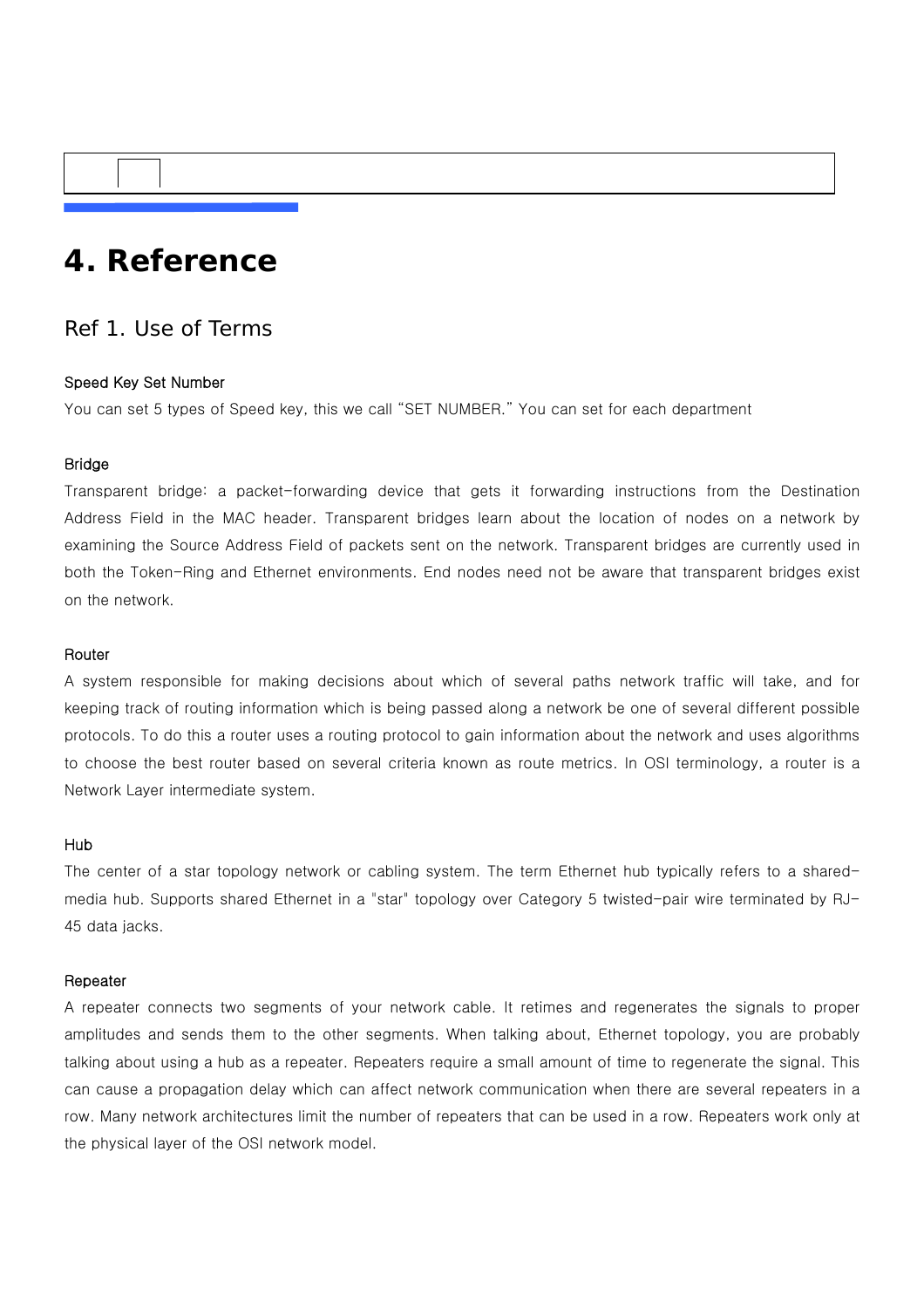# 4. Reference

## Ref 1. Use of Terms

### Speed Key Set Number

You can set 5 types of Speed key, this we call “SET NUMBER.” You can set for each department

### Bridge

Transparent bridge: a packet-forwarding device that gets it forwarding instructions from the Destination Address Field in the MAC header. Transparent bridges learn about the location of nodes on a network by examining the Source Address Field of packets sent on the network. Transparent bridges are currently used in both the Token-Ring and Ethernet environments. End nodes need not be aware that transparent bridges exist on the network.

### Router

A system responsible for making decisions about which of several paths network traffic will take, and for keeping track of routing information which is being passed along a network be one of several different possible protocols. To do this a router uses a routing protocol to gain information about the network and uses algorithms to choose the best router based on several criteria known as route metrics. In OSI terminology, a router is a Network Layer intermediate system.

### Hub

The center of a star topology network or cabling system. The term Ethernet hub typically refers to a shared-media hub. Supports shared Ethernet in a "star" topology over Category 5 twisted-pair wire terminated by RJ-45 data jacks.

### Repeater

A repeater connects two segments of your network cable. It retimes and regenerates the signals to proper amplitudes and sends them to the other segments. When talking about, Ethernet topology, you are probably talking about using a hub as a repeater. Repeaters require a small amount of time to regenerate the signal. This can cause a propagation delay which can affect network communication when there are several repeaters in a row. Many network architectures limit the number of repeaters that can be used in a row. Repeaters work only at the physical layer of the OSI network model.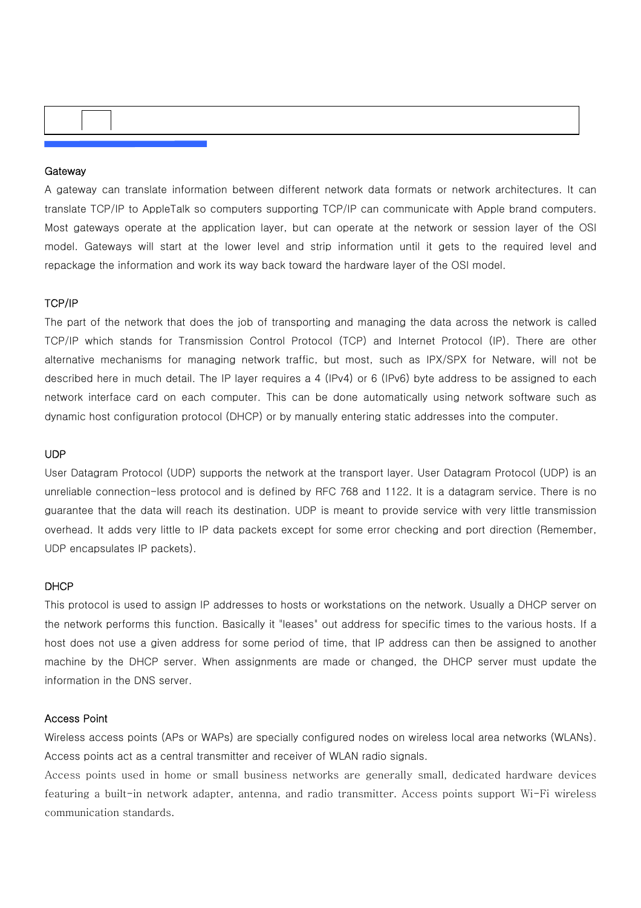### Gateway

A gateway can translate information between different network data formats or network architectures. It can translate TCP/IP to AppleTalk so computers supporting TCP/IP can communicate with Apple brand computers. Most gateways operate at the application layer, but can operate at the network or session layer of the OSI model. Gateways will start at the lower level and strip information until it gets to the required level and repackage the information and work its way back toward the hardware layer of the OSI model.

### TCP/IP

The part of the network that does the job of transporting and managing the data across the network is called TCP/IP which stands for Transmission Control Protocol (TCP) and Internet Protocol (IP). There are other alternative mechanisms for managing network traffic, but most, such as IPX/SPX for Netware, will not be described here in much detail. The IP layer requires a 4 (IPv4) or 6 (IPv6) byte address to be assigned to each network interface card on each computer. This can be done automatically using network software such as dynamic host configuration protocol (DHCP) or by manually entering static addresses into the computer.

### UDP

User Datagram Protocol (UDP) supports the network at the transport layer. User Datagram Protocol (UDP) is an unreliable connection-less protocol and is defined by RFC 768 and 1122. It is a datagram service. There is no guarantee that the data will reach its destination. UDP is meant to provide service with very little transmission overhead. It adds very little to IP data packets except for some error checking and port direction (Remember, UDP encapsulates IP packets).

### DHCP

This protocol is used to assign IP addresses to hosts or workstations on the network. Usually a DHCP server on the network performs this function. Basically it "leases" out address for specific times to the various hosts. If a host does not use a given address for some period of time, that IP address can then be assigned to another machine by the DHCP server. When assignments are made or changed, the DHCP server must update the information in the DNS server.

### Access Point

Wireless access points (APs or WAPs) are specially configured nodes on wireless local area networks (WLANs). Access points act as a central transmitter and receiver of WLAN radio signals.

Access points used in home or small business networks are generally small, dedicated hardware devices featuring a built-in network adapter, antenna, and radio transmitter. Access points support Wi-Fi wireless communication standards.